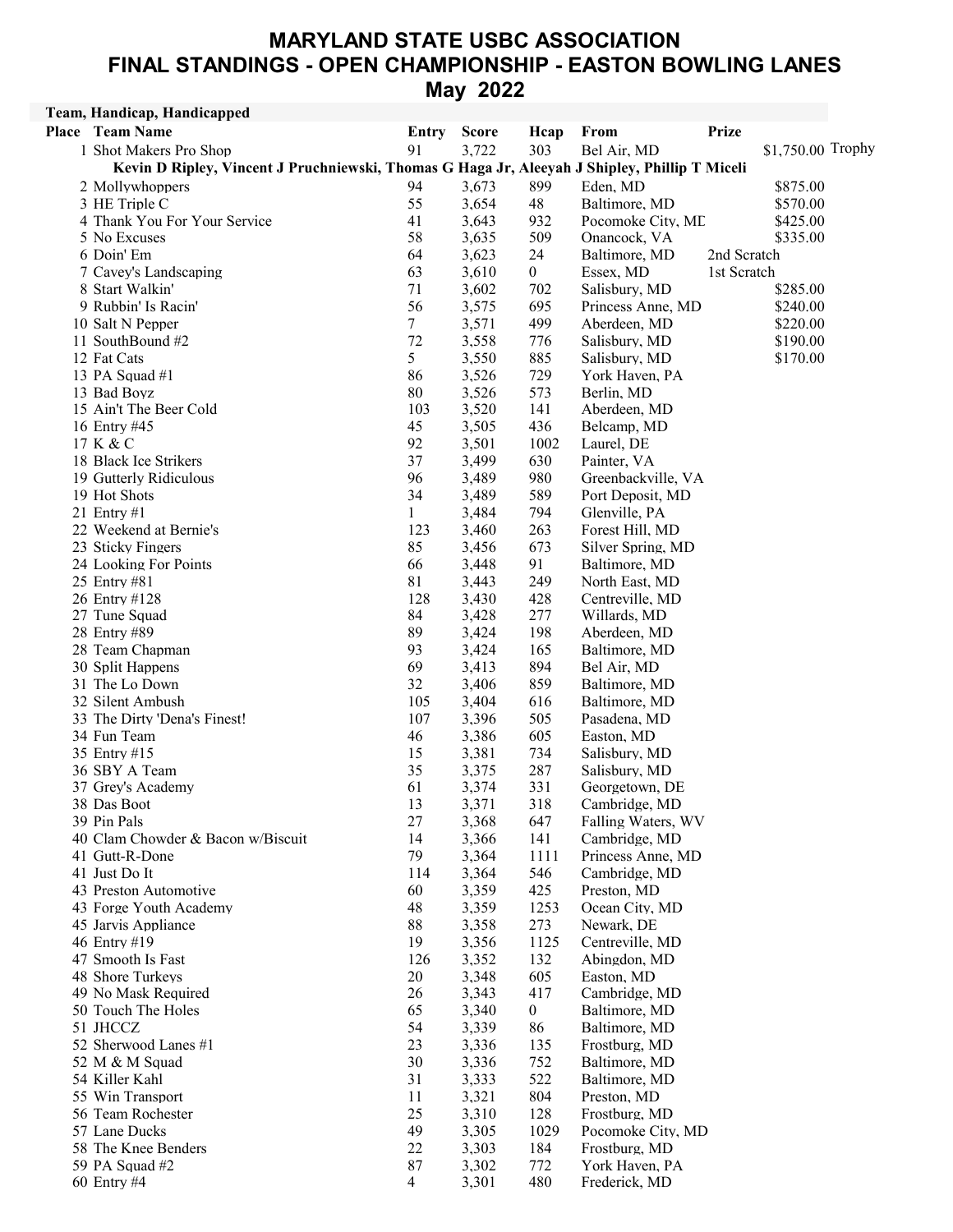# MARYLAND STATE USBC ASSOCIATION
# FINAL STANDINGS - OPEN CHAMPIONSHIP - EASTON BOWLING LANES
# May 2022

**Team, Handicap, Handicapped**

| Place | Team Name | Entry | Score | Hcap | From | Prize | |
|---|---|---|---|---|---|---|---|
| 1 | Shot Makers Pro Shop | 91 | 3,722 | 303 | Bel Air, MD | $1,750.00 | Trophy |
| | **Kevin D Ripley, Vincent J Pruchniewski, Thomas G Haga Jr, Aleeyah J Shipley, Phillip T Miceli** | | | | | | |
| 2 | Mollywhoppers | 94 | 3,673 | 899 | Eden, MD | $875.00 | |
| 3 | HE Triple C | 55 | 3,654 | 48 | Baltimore, MD | $570.00 | |
| 4 | Thank You For Your Service | 41 | 3,643 | 932 | Pocomoke City, MD | $425.00 | |
| 5 | No Excuses | 58 | 3,635 | 509 | Onancock, VA | $335.00 | |
| 6 | Doin' Em | 64 | 3,623 | 24 | Baltimore, MD | 2nd Scratch | |
| 7 | Cavey's Landscaping | 63 | 3,610 | 0 | Essex, MD | 1st Scratch | |
| 8 | Start Walkin' | 71 | 3,602 | 702 | Salisbury, MD | $285.00 | |
| 9 | Rubbin' Is Racin' | 56 | 3,575 | 695 | Princess Anne, MD | $240.00 | |
| 10 | Salt N Pepper | 7 | 3,571 | 499 | Aberdeen, MD | $220.00 | |
| 11 | SouthBound #2 | 72 | 3,558 | 776 | Salisbury, MD | $190.00 | |
| 12 | Fat Cats | 5 | 3,550 | 885 | Salisbury, MD | $170.00 | |
| 13 | PA Squad #1 | 86 | 3,526 | 729 | York Haven, PA | | |
| 13 | Bad Boyz | 80 | 3,526 | 573 | Berlin, MD | | |
| 15 | Ain't The Beer Cold | 103 | 3,520 | 141 | Aberdeen, MD | | |
| 16 | Entry #45 | 45 | 3,505 | 436 | Belcamp, MD | | |
| 17 | K & C | 92 | 3,501 | 1002 | Laurel, DE | | |
| 18 | Black Ice Strikers | 37 | 3,499 | 630 | Painter, VA | | |
| 19 | Gutterly Ridiculous | 96 | 3,489 | 980 | Greenbackville, VA | | |
| 19 | Hot Shots | 34 | 3,489 | 589 | Port Deposit, MD | | |
| 21 | Entry #1 | 1 | 3,484 | 794 | Glenville, PA | | |
| 22 | Weekend at Bernie's | 123 | 3,460 | 263 | Forest Hill, MD | | |
| 23 | Sticky Fingers | 85 | 3,456 | 673 | Silver Spring, MD | | |
| 24 | Looking For Points | 66 | 3,448 | 91 | Baltimore, MD | | |
| 25 | Entry #81 | 81 | 3,443 | 249 | North East, MD | | |
| 26 | Entry #128 | 128 | 3,430 | 428 | Centreville, MD | | |
| 27 | Tune Squad | 84 | 3,428 | 277 | Willards, MD | | |
| 28 | Entry #89 | 89 | 3,424 | 198 | Aberdeen, MD | | |
| 28 | Team Chapman | 93 | 3,424 | 165 | Baltimore, MD | | |
| 30 | Split Happens | 69 | 3,413 | 894 | Bel Air, MD | | |
| 31 | The Lo Down | 32 | 3,406 | 859 | Baltimore, MD | | |
| 32 | Silent Ambush | 105 | 3,404 | 616 | Baltimore, MD | | |
| 33 | The Dirty 'Dena's Finest! | 107 | 3,396 | 505 | Pasadena, MD | | |
| 34 | Fun Team | 46 | 3,386 | 605 | Easton, MD | | |
| 35 | Entry #15 | 15 | 3,381 | 734 | Salisbury, MD | | |
| 36 | SBY A Team | 35 | 3,375 | 287 | Salisbury, MD | | |
| 37 | Grey's Academy | 61 | 3,374 | 331 | Georgetown, DE | | |
| 38 | Das Boot | 13 | 3,371 | 318 | Cambridge, MD | | |
| 39 | Pin Pals | 27 | 3,368 | 647 | Falling Waters, WV | | |
| 40 | Clam Chowder & Bacon w/Biscuit | 14 | 3,366 | 141 | Cambridge, MD | | |
| 41 | Gutt-R-Done | 79 | 3,364 | 1111 | Princess Anne, MD | | |
| 41 | Just Do It | 114 | 3,364 | 546 | Cambridge, MD | | |
| 43 | Preston Automotive | 60 | 3,359 | 425 | Preston, MD | | |
| 43 | Forge Youth Academy | 48 | 3,359 | 1253 | Ocean City, MD | | |
| 45 | Jarvis Appliance | 88 | 3,358 | 273 | Newark, DE | | |
| 46 | Entry #19 | 19 | 3,356 | 1125 | Centreville, MD | | |
| 47 | Smooth Is Fast | 126 | 3,352 | 132 | Abingdon, MD | | |
| 48 | Shore Turkeys | 20 | 3,348 | 605 | Easton, MD | | |
| 49 | No Mask Required | 26 | 3,343 | 417 | Cambridge, MD | | |
| 50 | Touch The Holes | 65 | 3,340 | 0 | Baltimore, MD | | |
| 51 | JHCCZ | 54 | 3,339 | 86 | Baltimore, MD | | |
| 52 | Sherwood Lanes #1 | 23 | 3,336 | 135 | Frostburg, MD | | |
| 52 | M & M Squad | 30 | 3,336 | 752 | Baltimore, MD | | |
| 54 | Killer Kahl | 31 | 3,333 | 522 | Baltimore, MD | | |
| 55 | Win Transport | 11 | 3,321 | 804 | Preston, MD | | |
| 56 | Team Rochester | 25 | 3,310 | 128 | Frostburg, MD | | |
| 57 | Lane Ducks | 49 | 3,305 | 1029 | Pocomoke City, MD | | |
| 58 | The Knee Benders | 22 | 3,303 | 184 | Frostburg, MD | | |
| 59 | PA Squad #2 | 87 | 3,302 | 772 | York Haven, PA | | |
| 60 | Entry #4 | 4 | 3,301 | 480 | Frederick, MD | | |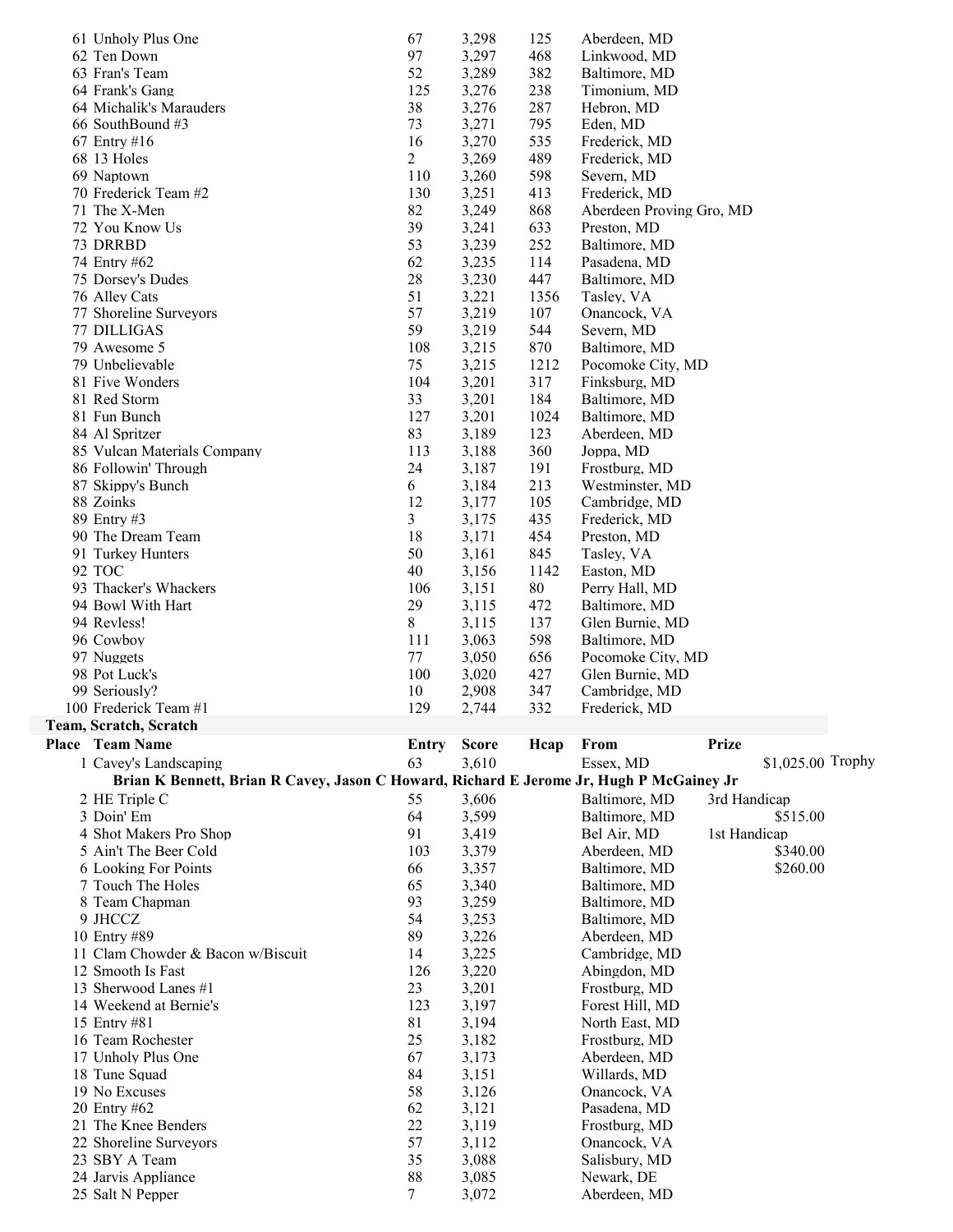| Place | Team Name | Entry | Score | Hcap | From |
|---|---|---|---|---|---|
| 61 | Unholy Plus One | 67 | 3,298 | 125 | Aberdeen, MD |
| 62 | Ten Down | 97 | 3,297 | 468 | Linkwood, MD |
| 63 | Fran's Team | 52 | 3,289 | 382 | Baltimore, MD |
| 64 | Frank's Gang | 125 | 3,276 | 238 | Timonium, MD |
| 64 | Michalik's Marauders | 38 | 3,276 | 287 | Hebron, MD |
| 66 | SouthBound #3 | 73 | 3,271 | 795 | Eden, MD |
| 67 | Entry #16 | 16 | 3,270 | 535 | Frederick, MD |
| 68 | 13 Holes | 2 | 3,269 | 489 | Frederick, MD |
| 69 | Naptown | 110 | 3,260 | 598 | Severn, MD |
| 70 | Frederick Team #2 | 130 | 3,251 | 413 | Frederick, MD |
| 71 | The X-Men | 82 | 3,249 | 868 | Aberdeen Proving Gro, MD |
| 72 | You Know Us | 39 | 3,241 | 633 | Preston, MD |
| 73 | DRRBD | 53 | 3,239 | 252 | Baltimore, MD |
| 74 | Entry #62 | 62 | 3,235 | 114 | Pasadena, MD |
| 75 | Dorsey's Dudes | 28 | 3,230 | 447 | Baltimore, MD |
| 76 | Alley Cats | 51 | 3,221 | 1356 | Tasley, VA |
| 77 | Shoreline Surveyors | 57 | 3,219 | 107 | Onancock, VA |
| 77 | DILLIGAS | 59 | 3,219 | 544 | Severn, MD |
| 79 | Awesome 5 | 108 | 3,215 | 870 | Baltimore, MD |
| 79 | Unbelievable | 75 | 3,215 | 1212 | Pocomoke City, MD |
| 81 | Five Wonders | 104 | 3,201 | 317 | Finksburg, MD |
| 81 | Red Storm | 33 | 3,201 | 184 | Baltimore, MD |
| 81 | Fun Bunch | 127 | 3,201 | 1024 | Baltimore, MD |
| 84 | Al Spritzer | 83 | 3,189 | 123 | Aberdeen, MD |
| 85 | Vulcan Materials Company | 113 | 3,188 | 360 | Joppa, MD |
| 86 | Followin' Through | 24 | 3,187 | 191 | Frostburg, MD |
| 87 | Skippy's Bunch | 6 | 3,184 | 213 | Westminster, MD |
| 88 | Zoinks | 12 | 3,177 | 105 | Cambridge, MD |
| 89 | Entry #3 | 3 | 3,175 | 435 | Frederick, MD |
| 90 | The Dream Team | 18 | 3,171 | 454 | Preston, MD |
| 91 | Turkey Hunters | 50 | 3,161 | 845 | Tasley, VA |
| 92 | TOC | 40 | 3,156 | 1142 | Easton, MD |
| 93 | Thacker's Whackers | 106 | 3,151 | 80 | Perry Hall, MD |
| 94 | Bowl With Hart | 29 | 3,115 | 472 | Baltimore, MD |
| 94 | Revless! | 8 | 3,115 | 137 | Glen Burnie, MD |
| 96 | Cowboy | 111 | 3,063 | 598 | Baltimore, MD |
| 97 | Nuggets | 77 | 3,050 | 656 | Pocomoke City, MD |
| 98 | Pot Luck's | 100 | 3,020 | 427 | Glen Burnie, MD |
| 99 | Seriously? | 10 | 2,908 | 347 | Cambridge, MD |
| 100 | Frederick Team #1 | 129 | 2,744 | 332 | Frederick, MD |

**Team, Scratch, Scratch**

| Place | Team Name | Entry | Score | Hcap | From | Prize | |
|---|---|---|---|---|---|---|---|
| 1 | Cavey's Landscaping | 63 | 3,610 | | Essex, MD | $1,025.00 | Trophy |
| | **Brian K Bennett, Brian R Cavey, Jason C Howard, Richard E Jerome Jr, Hugh P McGainey Jr** | | | | | | |
| 2 | HE Triple C | 55 | 3,606 | | Baltimore, MD | 3rd Handicap | |
| 3 | Doin' Em | 64 | 3,599 | | Baltimore, MD | $515.00 | |
| 4 | Shot Makers Pro Shop | 91 | 3,419 | | Bel Air, MD | 1st Handicap | |
| 5 | Ain't The Beer Cold | 103 | 3,379 | | Aberdeen, MD | $340.00 | |
| 6 | Looking For Points | 66 | 3,357 | | Baltimore, MD | $260.00 | |
| 7 | Touch The Holes | 65 | 3,340 | | Baltimore, MD | | |
| 8 | Team Chapman | 93 | 3,259 | | Baltimore, MD | | |
| 9 | JHCCZ | 54 | 3,253 | | Baltimore, MD | | |
| 10 | Entry #89 | 89 | 3,226 | | Aberdeen, MD | | |
| 11 | Clam Chowder & Bacon w/Biscuit | 14 | 3,225 | | Cambridge, MD | | |
| 12 | Smooth Is Fast | 126 | 3,220 | | Abingdon, MD | | |
| 13 | Sherwood Lanes #1 | 23 | 3,201 | | Frostburg, MD | | |
| 14 | Weekend at Bernie's | 123 | 3,197 | | Forest Hill, MD | | |
| 15 | Entry #81 | 81 | 3,194 | | North East, MD | | |
| 16 | Team Rochester | 25 | 3,182 | | Frostburg, MD | | |
| 17 | Unholy Plus One | 67 | 3,173 | | Aberdeen, MD | | |
| 18 | Tune Squad | 84 | 3,151 | | Willards, MD | | |
| 19 | No Excuses | 58 | 3,126 | | Onancock, VA | | |
| 20 | Entry #62 | 62 | 3,121 | | Pasadena, MD | | |
| 21 | The Knee Benders | 22 | 3,119 | | Frostburg, MD | | |
| 22 | Shoreline Surveyors | 57 | 3,112 | | Onancock, VA | | |
| 23 | SBY A Team | 35 | 3,088 | | Salisbury, MD | | |
| 24 | Jarvis Appliance | 88 | 3,085 | | Newark, DE | | |
| 25 | Salt N Pepper | 7 | 3,072 | | Aberdeen, MD | | |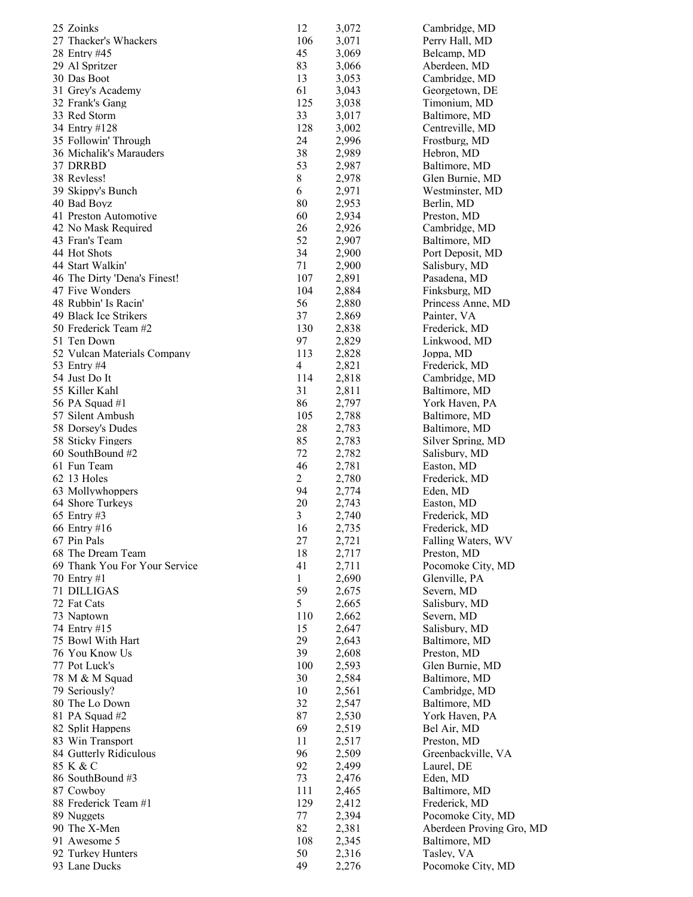| | | | |
|---|---|---|---|
| 25 Zoinks | 12 | 3,072 | Cambridge, MD |
| 27 Thacker's Whackers | 106 | 3,071 | Perry Hall, MD |
| 28 Entry #45 | 45 | 3,069 | Belcamp, MD |
| 29 Al Spritzer | 83 | 3,066 | Aberdeen, MD |
| 30 Das Boot | 13 | 3,053 | Cambridge, MD |
| 31 Grey's Academy | 61 | 3,043 | Georgetown, DE |
| 32 Frank's Gang | 125 | 3,038 | Timonium, MD |
| 33 Red Storm | 33 | 3,017 | Baltimore, MD |
| 34 Entry #128 | 128 | 3,002 | Centreville, MD |
| 35 Followin' Through | 24 | 2,996 | Frostburg, MD |
| 36 Michalik's Marauders | 38 | 2,989 | Hebron, MD |
| 37 DRRBD | 53 | 2,987 | Baltimore, MD |
| 38 Revless! | 8 | 2,978 | Glen Burnie, MD |
| 39 Skippy's Bunch | 6 | 2,971 | Westminster, MD |
| 40 Bad Boyz | 80 | 2,953 | Berlin, MD |
| 41 Preston Automotive | 60 | 2,934 | Preston, MD |
| 42 No Mask Required | 26 | 2,926 | Cambridge, MD |
| 43 Fran's Team | 52 | 2,907 | Baltimore, MD |
| 44 Hot Shots | 34 | 2,900 | Port Deposit, MD |
| 44 Start Walkin' | 71 | 2,900 | Salisbury, MD |
| 46 The Dirty 'Dena's Finest! | 107 | 2,891 | Pasadena, MD |
| 47 Five Wonders | 104 | 2,884 | Finksburg, MD |
| 48 Rubbin' Is Racin' | 56 | 2,880 | Princess Anne, MD |
| 49 Black Ice Strikers | 37 | 2,869 | Painter, VA |
| 50 Frederick Team #2 | 130 | 2,838 | Frederick, MD |
| 51 Ten Down | 97 | 2,829 | Linkwood, MD |
| 52 Vulcan Materials Company | 113 | 2,828 | Joppa, MD |
| 53 Entry #4 | 4 | 2,821 | Frederick, MD |
| 54 Just Do It | 114 | 2,818 | Cambridge, MD |
| 55 Killer Kahl | 31 | 2,811 | Baltimore, MD |
| 56 PA Squad #1 | 86 | 2,797 | York Haven, PA |
| 57 Silent Ambush | 105 | 2,788 | Baltimore, MD |
| 58 Dorsey's Dudes | 28 | 2,783 | Baltimore, MD |
| 58 Sticky Fingers | 85 | 2,783 | Silver Spring, MD |
| 60 SouthBound #2 | 72 | 2,782 | Salisbury, MD |
| 61 Fun Team | 46 | 2,781 | Easton, MD |
| 62 13 Holes | 2 | 2,780 | Frederick, MD |
| 63 Mollywhoppers | 94 | 2,774 | Eden, MD |
| 64 Shore Turkeys | 20 | 2,743 | Easton, MD |
| 65 Entry #3 | 3 | 2,740 | Frederick, MD |
| 66 Entry #16 | 16 | 2,735 | Frederick, MD |
| 67 Pin Pals | 27 | 2,721 | Falling Waters, WV |
| 68 The Dream Team | 18 | 2,717 | Preston, MD |
| 69 Thank You For Your Service | 41 | 2,711 | Pocomoke City, MD |
| 70 Entry #1 | 1 | 2,690 | Glenville, PA |
| 71 DILLIGAS | 59 | 2,675 | Severn, MD |
| 72 Fat Cats | 5 | 2,665 | Salisbury, MD |
| 73 Naptown | 110 | 2,662 | Severn, MD |
| 74 Entry #15 | 15 | 2,647 | Salisbury, MD |
| 75 Bowl With Hart | 29 | 2,643 | Baltimore, MD |
| 76 You Know Us | 39 | 2,608 | Preston, MD |
| 77 Pot Luck's | 100 | 2,593 | Glen Burnie, MD |
| 78 M & M Squad | 30 | 2,584 | Baltimore, MD |
| 79 Seriously? | 10 | 2,561 | Cambridge, MD |
| 80 The Lo Down | 32 | 2,547 | Baltimore, MD |
| 81 PA Squad #2 | 87 | 2,530 | York Haven, PA |
| 82 Split Happens | 69 | 2,519 | Bel Air, MD |
| 83 Win Transport | 11 | 2,517 | Preston, MD |
| 84 Gutterly Ridiculous | 96 | 2,509 | Greenbackville, VA |
| 85 K & C | 92 | 2,499 | Laurel, DE |
| 86 SouthBound #3 | 73 | 2,476 | Eden, MD |
| 87 Cowboy | 111 | 2,465 | Baltimore, MD |
| 88 Frederick Team #1 | 129 | 2,412 | Frederick, MD |
| 89 Nuggets | 77 | 2,394 | Pocomoke City, MD |
| 90 The X-Men | 82 | 2,381 | Aberdeen Proving Gro, MD |
| 91 Awesome 5 | 108 | 2,345 | Baltimore, MD |
| 92 Turkey Hunters | 50 | 2,316 | Tasley, VA |
| 93 Lane Ducks | 49 | 2,276 | Pocomoke City, MD |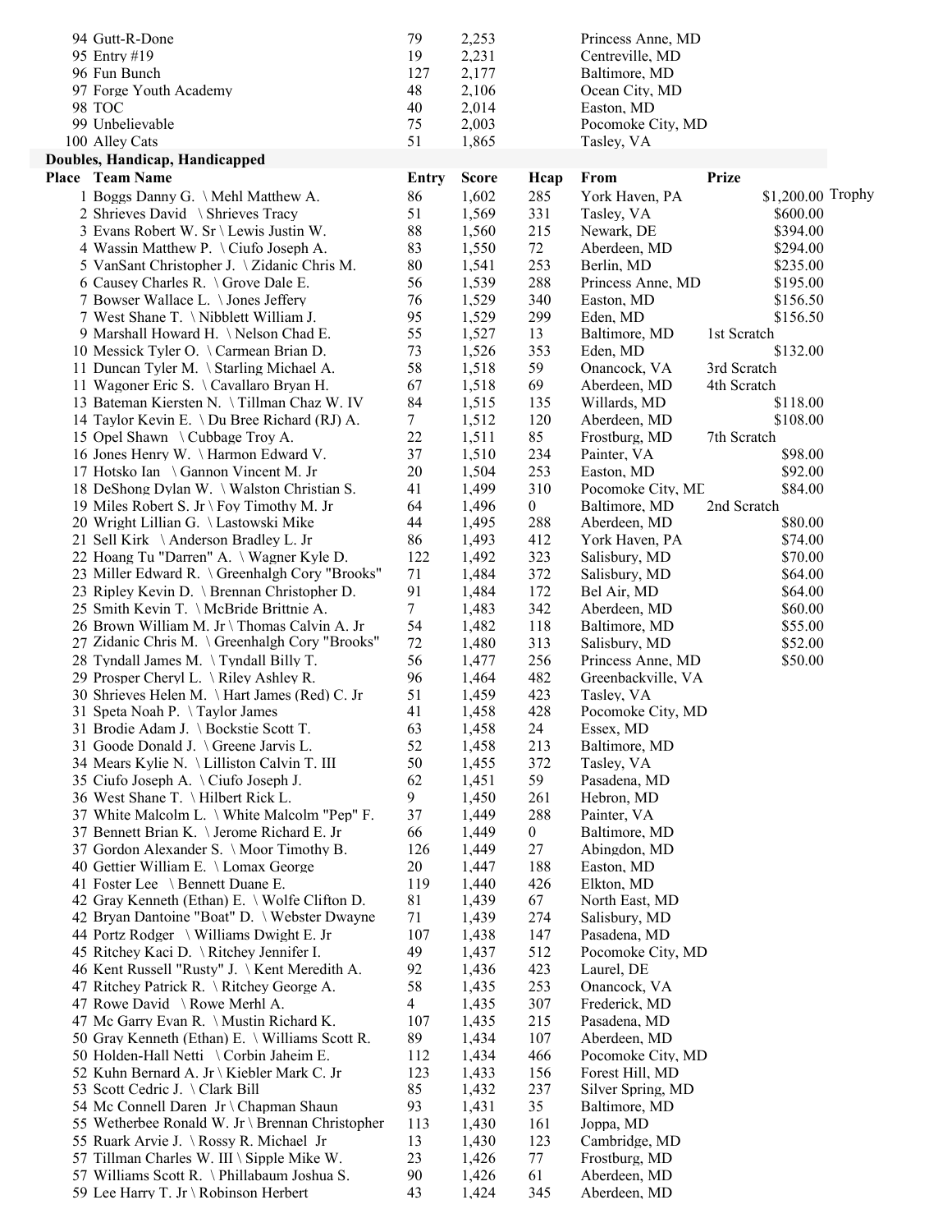| Place | Team Name | Entry | Score | From |
|---|---|---|---|---|
| 94 | Gutt-R-Done | 79 | 2,253 | Princess Anne, MD |
| 95 | Entry #19 | 19 | 2,231 | Centreville, MD |
| 96 | Fun Bunch | 127 | 2,177 | Baltimore, MD |
| 97 | Forge Youth Academy | 48 | 2,106 | Ocean City, MD |
| 98 | TOC | 40 | 2,014 | Easton, MD |
| 99 | Unbelievable | 75 | 2,003 | Pocomoke City, MD |
| 100 | Alley Cats | 51 | 1,865 | Tasley, VA |

## Doubles, Handicap, Handicapped

| Place | Team Name | Entry | Score | Hcap | From | Prize | |
|---|---|---|---|---|---|---|---|
| 1 | Boggs Danny G. \ Mehl Matthew A. | 86 | 1,602 | 285 | York Haven, PA | $1,200.00 | Trophy |
| 2 | Shrieves David \ Shrieves Tracy | 51 | 1,569 | 331 | Tasley, VA | $600.00 | |
| 3 | Evans Robert W. Sr \ Lewis Justin W. | 88 | 1,560 | 215 | Newark, DE | $394.00 | |
| 4 | Wassin Matthew P. \ Ciufo Joseph A. | 83 | 1,550 | 72 | Aberdeen, MD | $294.00 | |
| 5 | VanSant Christopher J. \ Zidanic Chris M. | 80 | 1,541 | 253 | Berlin, MD | $235.00 | |
| 6 | Causey Charles R. \ Grove Dale E. | 56 | 1,539 | 288 | Princess Anne, MD | $195.00 | |
| 7 | Bowser Wallace L. \ Jones Jeffery | 76 | 1,529 | 340 | Easton, MD | $156.50 | |
| 7 | West Shane T. \ Nibblett William J. | 95 | 1,529 | 299 | Eden, MD | $156.50 | |
| 9 | Marshall Howard H. \ Nelson Chad E. | 55 | 1,527 | 13 | Baltimore, MD | 1st Scratch | |
| 10 | Messick Tyler O. \ Carmean Brian D. | 73 | 1,526 | 353 | Eden, MD | $132.00 | |
| 11 | Duncan Tyler M. \ Starling Michael A. | 58 | 1,518 | 59 | Onancock, VA | 3rd Scratch | |
| 11 | Wagoner Eric S. \ Cavallaro Bryan H. | 67 | 1,518 | 69 | Aberdeen, MD | 4th Scratch | |
| 13 | Bateman Kiersten N. \ Tillman Chaz W. IV | 84 | 1,515 | 135 | Willards, MD | $118.00 | |
| 14 | Taylor Kevin E. \ Du Bree Richard (RJ) A. | 7 | 1,512 | 120 | Aberdeen, MD | $108.00 | |
| 15 | Opel Shawn \ Cubbage Troy A. | 22 | 1,511 | 85 | Frostburg, MD | 7th Scratch | |
| 16 | Jones Henry W. \ Harmon Edward V. | 37 | 1,510 | 234 | Painter, VA | $98.00 | |
| 17 | Hotsko Ian \ Gannon Vincent M. Jr | 20 | 1,504 | 253 | Easton, MD | $92.00 | |
| 18 | DeShong Dylan W. \ Walston Christian S. | 41 | 1,499 | 310 | Pocomoke City, MD | $84.00 | |
| 19 | Miles Robert S. Jr \ Foy Timothy M. Jr | 64 | 1,496 | 0 | Baltimore, MD | 2nd Scratch | |
| 20 | Wright Lillian G. \ Lastowski Mike | 44 | 1,495 | 288 | Aberdeen, MD | $80.00 | |
| 21 | Sell Kirk \ Anderson Bradley L. Jr | 86 | 1,493 | 412 | York Haven, PA | $74.00 | |
| 22 | Hoang Tu "Darren" A. \ Wagner Kyle D. | 122 | 1,492 | 323 | Salisbury, MD | $70.00 | |
| 23 | Miller Edward R. \ Greenhalgh Cory "Brooks" | 71 | 1,484 | 372 | Salisbury, MD | $64.00 | |
| 23 | Ripley Kevin D. \ Brennan Christopher D. | 91 | 1,484 | 172 | Bel Air, MD | $64.00 | |
| 25 | Smith Kevin T. \ McBride Brittnie A. | 7 | 1,483 | 342 | Aberdeen, MD | $60.00 | |
| 26 | Brown William M. Jr \ Thomas Calvin A. Jr | 54 | 1,482 | 118 | Baltimore, MD | $55.00 | |
| 27 | Zidanic Chris M. \ Greenhalgh Cory "Brooks" | 72 | 1,480 | 313 | Salisbury, MD | $52.00 | |
| 28 | Tyndall James M. \ Tyndall Billy T. | 56 | 1,477 | 256 | Princess Anne, MD | $50.00 | |
| 29 | Prosper Cheryl L. \ Riley Ashley R. | 96 | 1,464 | 482 | Greenbackville, VA | | |
| 30 | Shrieves Helen M. \ Hart James (Red) C. Jr | 51 | 1,459 | 423 | Tasley, VA | | |
| 31 | Speta Noah P. \ Taylor James | 41 | 1,458 | 428 | Pocomoke City, MD | | |
| 31 | Brodie Adam J. \ Bockstie Scott T. | 63 | 1,458 | 24 | Essex, MD | | |
| 31 | Goode Donald J. \ Greene Jarvis L. | 52 | 1,458 | 213 | Baltimore, MD | | |
| 34 | Mears Kylie N. \ Lilliston Calvin T. III | 50 | 1,455 | 372 | Tasley, VA | | |
| 35 | Ciufo Joseph A. \ Ciufo Joseph J. | 62 | 1,451 | 59 | Pasadena, MD | | |
| 36 | West Shane T. \ Hilbert Rick L. | 9 | 1,450 | 261 | Hebron, MD | | |
| 37 | White Malcolm L. \ White Malcolm "Pep" F. | 37 | 1,449 | 288 | Painter, VA | | |
| 37 | Bennett Brian K. \ Jerome Richard E. Jr | 66 | 1,449 | 0 | Baltimore, MD | | |
| 37 | Gordon Alexander S. \ Moor Timothy B. | 126 | 1,449 | 27 | Abingdon, MD | | |
| 40 | Gettier William E. \ Lomax George | 20 | 1,447 | 188 | Easton, MD | | |
| 41 | Foster Lee \ Bennett Duane E. | 119 | 1,440 | 426 | Elkton, MD | | |
| 42 | Gray Kenneth (Ethan) E. \ Wolfe Clifton D. | 81 | 1,439 | 67 | North East, MD | | |
| 42 | Bryan Dantoine "Boat" D. \ Webster Dwayne | 71 | 1,439 | 274 | Salisbury, MD | | |
| 44 | Portz Rodger \ Williams Dwight E. Jr | 107 | 1,438 | 147 | Pasadena, MD | | |
| 45 | Ritchey Kaci D. \ Ritchey Jennifer I. | 49 | 1,437 | 512 | Pocomoke City, MD | | |
| 46 | Kent Russell "Rusty" J. \ Kent Meredith A. | 92 | 1,436 | 423 | Laurel, DE | | |
| 47 | Ritchey Patrick R. \ Ritchey George A. | 58 | 1,435 | 253 | Onancock, VA | | |
| 47 | Rowe David \ Rowe Merhl A. | 4 | 1,435 | 307 | Frederick, MD | | |
| 47 | Mc Garry Evan R. \ Mustin Richard K. | 107 | 1,435 | 215 | Pasadena, MD | | |
| 50 | Gray Kenneth (Ethan) E. \ Williams Scott R. | 89 | 1,434 | 107 | Aberdeen, MD | | |
| 50 | Holden-Hall Netti \ Corbin Jaheim E. | 112 | 1,434 | 466 | Pocomoke City, MD | | |
| 52 | Kuhn Bernard A. Jr \ Kiebler Mark C. Jr | 123 | 1,433 | 156 | Forest Hill, MD | | |
| 53 | Scott Cedric J. \ Clark Bill | 85 | 1,432 | 237 | Silver Spring, MD | | |
| 54 | Mc Connell Daren Jr \ Chapman Shaun | 93 | 1,431 | 35 | Baltimore, MD | | |
| 55 | Wetherbee Ronald W. Jr \ Brennan Christopher | 113 | 1,430 | 161 | Joppa, MD | | |
| 55 | Ruark Arvie J. \ Rossy R. Michael Jr | 13 | 1,430 | 123 | Cambridge, MD | | |
| 57 | Tillman Charles W. III \ Sipple Mike W. | 23 | 1,426 | 77 | Frostburg, MD | | |
| 57 | Williams Scott R. \ Phillabaum Joshua S. | 90 | 1,426 | 61 | Aberdeen, MD | | |
| 59 | Lee Harry T. Jr \ Robinson Herbert | 43 | 1,424 | 345 | Aberdeen, MD | | |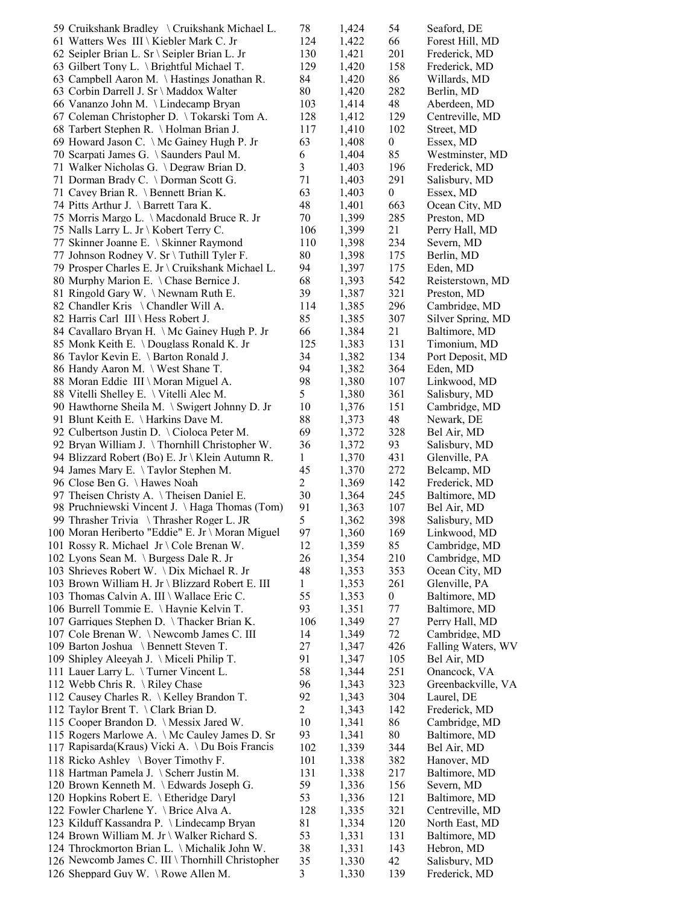| | | | | |
|---|---|---|---|---|
| 59 Cruikshank Bradley \ Cruikshank Michael L. | 78 | 1,424 | 54 | Seaford, DE |
| 61 Watters Wes III \ Kiebler Mark C. Jr | 124 | 1,422 | 66 | Forest Hill, MD |
| 62 Seipler Brian L. Sr \ Seipler Brian L. Jr | 130 | 1,421 | 201 | Frederick, MD |
| 63 Gilbert Tony L. \ Brightful Michael T. | 129 | 1,420 | 158 | Frederick, MD |
| 63 Campbell Aaron M. \ Hastings Jonathan R. | 84 | 1,420 | 86 | Willards, MD |
| 63 Corbin Darrell J. Sr \ Maddox Walter | 80 | 1,420 | 282 | Berlin, MD |
| 66 Vananzo John M. \ Lindecamp Bryan | 103 | 1,414 | 48 | Aberdeen, MD |
| 67 Coleman Christopher D. \ Tokarski Tom A. | 128 | 1,412 | 129 | Centreville, MD |
| 68 Tarbert Stephen R. \ Holman Brian J. | 117 | 1,410 | 102 | Street, MD |
| 69 Howard Jason C. \ Mc Gainey Hugh P. Jr | 63 | 1,408 | 0 | Essex, MD |
| 70 Scarpati James G. \ Saunders Paul M. | 6 | 1,404 | 85 | Westminster, MD |
| 71 Walker Nicholas G. \ Degraw Brian D. | 3 | 1,403 | 196 | Frederick, MD |
| 71 Dorman Brady C. \ Dorman Scott G. | 71 | 1,403 | 291 | Salisbury, MD |
| 71 Cavey Brian R. \ Bennett Brian K. | 63 | 1,403 | 0 | Essex, MD |
| 74 Pitts Arthur J. \ Barrett Tara K. | 48 | 1,401 | 663 | Ocean City, MD |
| 75 Morris Margo L. \ Macdonald Bruce R. Jr | 70 | 1,399 | 285 | Preston, MD |
| 75 Nalls Larry L. Jr \ Kobert Terry C. | 106 | 1,399 | 21 | Perry Hall, MD |
| 77 Skinner Joanne E. \ Skinner Raymond | 110 | 1,398 | 234 | Severn, MD |
| 77 Johnson Rodney V. Sr \ Tuthill Tyler F. | 80 | 1,398 | 175 | Berlin, MD |
| 79 Prosper Charles E. Jr \ Cruikshank Michael L. | 94 | 1,397 | 175 | Eden, MD |
| 80 Murphy Marion E. \ Chase Bernice J. | 68 | 1,393 | 542 | Reisterstown, MD |
| 81 Ringold Gary W. \ Newnam Ruth E. | 39 | 1,387 | 321 | Preston, MD |
| 82 Chandler Kris \ Chandler Will A. | 114 | 1,385 | 296 | Cambridge, MD |
| 82 Harris Carl III \ Hess Robert J. | 85 | 1,385 | 307 | Silver Spring, MD |
| 84 Cavallaro Bryan H. \ Mc Gainey Hugh P. Jr | 66 | 1,384 | 21 | Baltimore, MD |
| 85 Monk Keith E. \ Douglass Ronald K. Jr | 125 | 1,383 | 131 | Timonium, MD |
| 86 Taylor Kevin E. \ Barton Ronald J. | 34 | 1,382 | 134 | Port Deposit, MD |
| 86 Handy Aaron M. \ West Shane T. | 94 | 1,382 | 364 | Eden, MD |
| 88 Moran Eddie III \ Moran Miguel A. | 98 | 1,380 | 107 | Linkwood, MD |
| 88 Vitelli Shelley E. \ Vitelli Alec M. | 5 | 1,380 | 361 | Salisbury, MD |
| 90 Hawthorne Sheila M. \ Swigert Johnny D. Jr | 10 | 1,376 | 151 | Cambridge, MD |
| 91 Blunt Keith E. \ Harkins Dave M. | 88 | 1,373 | 48 | Newark, DE |
| 92 Culbertson Justin D. \ Cioloca Peter M. | 69 | 1,372 | 328 | Bel Air, MD |
| 92 Bryan William J. \ Thornhill Christopher W. | 36 | 1,372 | 93 | Salisbury, MD |
| 94 Blizzard Robert (Bo) E. Jr \ Klein Autumn R. | 1 | 1,370 | 431 | Glenville, PA |
| 94 James Mary E. \ Taylor Stephen M. | 45 | 1,370 | 272 | Belcamp, MD |
| 96 Close Ben G. \ Hawes Noah | 2 | 1,369 | 142 | Frederick, MD |
| 97 Theisen Christy A. \ Theisen Daniel E. | 30 | 1,364 | 245 | Baltimore, MD |
| 98 Pruchniewski Vincent J. \ Haga Thomas (Tom) | 91 | 1,363 | 107 | Bel Air, MD |
| 99 Thrasher Trivia \ Thrasher Roger L. JR | 5 | 1,362 | 398 | Salisbury, MD |
| 100 Moran Heriberto "Eddie" E. Jr \ Moran Miguel | 97 | 1,360 | 169 | Linkwood, MD |
| 101 Rossy R. Michael Jr \ Cole Brenan W. | 12 | 1,359 | 85 | Cambridge, MD |
| 102 Lyons Sean M. \ Burgess Dale R. Jr | 26 | 1,354 | 210 | Cambridge, MD |
| 103 Shrieves Robert W. \ Dix Michael R. Jr | 48 | 1,353 | 353 | Ocean City, MD |
| 103 Brown William H. Jr \ Blizzard Robert E. III | 1 | 1,353 | 261 | Glenville, PA |
| 103 Thomas Calvin A. III \ Wallace Eric C. | 55 | 1,353 | 0 | Baltimore, MD |
| 106 Burrell Tommie E. \ Haynie Kelvin T. | 93 | 1,351 | 77 | Baltimore, MD |
| 107 Garriques Stephen D. \ Thacker Brian K. | 106 | 1,349 | 27 | Perry Hall, MD |
| 107 Cole Brenan W. \ Newcomb James C. III | 14 | 1,349 | 72 | Cambridge, MD |
| 109 Barton Joshua \ Bennett Steven T. | 27 | 1,347 | 426 | Falling Waters, WV |
| 109 Shipley Aleeyah J. \ Miceli Philip T. | 91 | 1,347 | 105 | Bel Air, MD |
| 111 Lauer Larry L. \ Turner Vincent L. | 58 | 1,344 | 251 | Onancock, VA |
| 112 Webb Chris R. \ Riley Chase | 96 | 1,343 | 323 | Greenbackville, VA |
| 112 Causey Charles R. \ Kelley Brandon T. | 92 | 1,343 | 304 | Laurel, DE |
| 112 Taylor Brent T. \ Clark Brian D. | 2 | 1,343 | 142 | Frederick, MD |
| 115 Cooper Brandon D. \ Messix Jared W. | 10 | 1,341 | 86 | Cambridge, MD |
| 115 Rogers Marlowe A. \ Mc Cauley James D. Sr | 93 | 1,341 | 80 | Baltimore, MD |
| 117 Rapisarda(Kraus) Vicki A. \ Du Bois Francis | 102 | 1,339 | 344 | Bel Air, MD |
| 118 Ricko Ashley \ Boyer Timothy F. | 101 | 1,338 | 382 | Hanover, MD |
| 118 Hartman Pamela J. \ Scherr Justin M. | 131 | 1,338 | 217 | Baltimore, MD |
| 120 Brown Kenneth M. \ Edwards Joseph G. | 59 | 1,336 | 156 | Severn, MD |
| 120 Hopkins Robert E. \ Etheridge Daryl | 53 | 1,336 | 121 | Baltimore, MD |
| 122 Fowler Charlene Y. \ Brice Alva A. | 128 | 1,335 | 321 | Centreville, MD |
| 123 Kilduff Kassandra P. \ Lindecamp Bryan | 81 | 1,334 | 120 | North East, MD |
| 124 Brown William M. Jr \ Walker Richard S. | 53 | 1,331 | 131 | Baltimore, MD |
| 124 Throckmorton Brian L. \ Michalik John W. | 38 | 1,331 | 143 | Hebron, MD |
| 126 Newcomb James C. III \ Thornhill Christopher | 35 | 1,330 | 42 | Salisbury, MD |
| 126 Sheppard Guy W. \ Rowe Allen M. | 3 | 1,330 | 139 | Frederick, MD |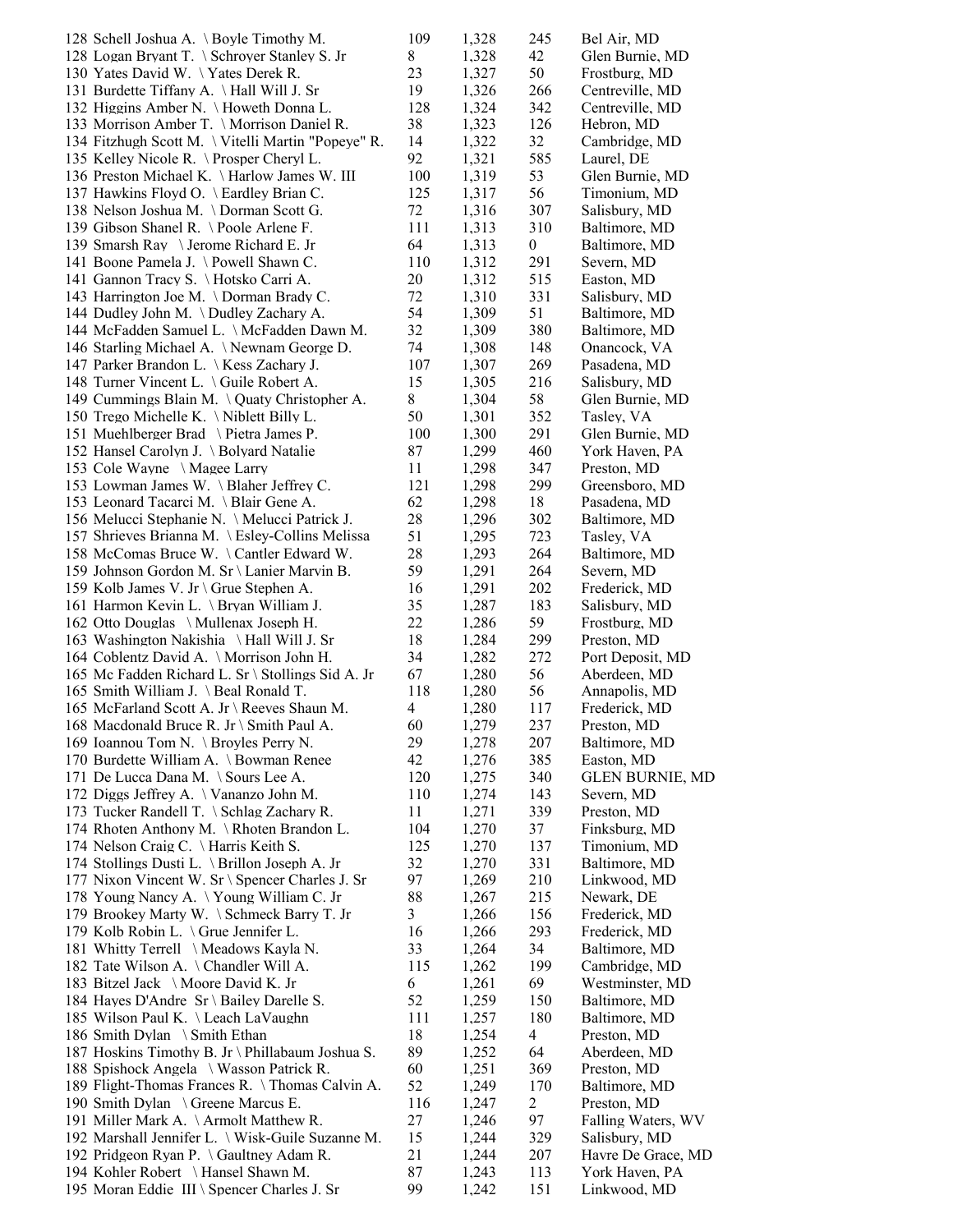| | | | | |
|---|---|---|---|---|
| 128 Schell Joshua A. \ Boyle Timothy M. | 109 | 1,328 | 245 | Bel Air, MD |
| 128 Logan Bryant T. \ Schroyer Stanley S. Jr | 8 | 1,328 | 42 | Glen Burnie, MD |
| 130 Yates David W. \ Yates Derek R. | 23 | 1,327 | 50 | Frostburg, MD |
| 131 Burdette Tiffany A. \ Hall Will J. Sr | 19 | 1,326 | 266 | Centreville, MD |
| 132 Higgins Amber N. \ Howeth Donna L. | 128 | 1,324 | 342 | Centreville, MD |
| 133 Morrison Amber T. \ Morrison Daniel R. | 38 | 1,323 | 126 | Hebron, MD |
| 134 Fitzhugh Scott M. \ Vitelli Martin "Popeye" R. | 14 | 1,322 | 32 | Cambridge, MD |
| 135 Kelley Nicole R. \ Prosper Cheryl L. | 92 | 1,321 | 585 | Laurel, DE |
| 136 Preston Michael K. \ Harlow James W. III | 100 | 1,319 | 53 | Glen Burnie, MD |
| 137 Hawkins Floyd O. \ Eardley Brian C. | 125 | 1,317 | 56 | Timonium, MD |
| 138 Nelson Joshua M. \ Dorman Scott G. | 72 | 1,316 | 307 | Salisbury, MD |
| 139 Gibson Shanel R. \ Poole Arlene F. | 111 | 1,313 | 310 | Baltimore, MD |
| 139 Smarsh Ray \ Jerome Richard E. Jr | 64 | 1,313 | 0 | Baltimore, MD |
| 141 Boone Pamela J. \ Powell Shawn C. | 110 | 1,312 | 291 | Severn, MD |
| 141 Gannon Tracy S. \ Hotsko Carri A. | 20 | 1,312 | 515 | Easton, MD |
| 143 Harrington Joe M. \ Dorman Brady C. | 72 | 1,310 | 331 | Salisbury, MD |
| 144 Dudley John M. \ Dudley Zachary A. | 54 | 1,309 | 51 | Baltimore, MD |
| 144 McFadden Samuel L. \ McFadden Dawn M. | 32 | 1,309 | 380 | Baltimore, MD |
| 146 Starling Michael A. \ Newnam George D. | 74 | 1,308 | 148 | Onancock, VA |
| 147 Parker Brandon L. \ Kess Zachary J. | 107 | 1,307 | 269 | Pasadena, MD |
| 148 Turner Vincent L. \ Guile Robert A. | 15 | 1,305 | 216 | Salisbury, MD |
| 149 Cummings Blain M. \ Quaty Christopher A. | 8 | 1,304 | 58 | Glen Burnie, MD |
| 150 Trego Michelle K. \ Niblett Billy L. | 50 | 1,301 | 352 | Tasley, VA |
| 151 Muehlberger Brad \ Pietra James P. | 100 | 1,300 | 291 | Glen Burnie, MD |
| 152 Hansel Carolyn J. \ Bolyard Natalie | 87 | 1,299 | 460 | York Haven, PA |
| 153 Cole Wayne \ Magee Larry | 11 | 1,298 | 347 | Preston, MD |
| 153 Lowman James W. \ Blaher Jeffrey C. | 121 | 1,298 | 299 | Greensboro, MD |
| 153 Leonard Tacarci M. \ Blair Gene A. | 62 | 1,298 | 18 | Pasadena, MD |
| 156 Melucci Stephanie N. \ Melucci Patrick J. | 28 | 1,296 | 302 | Baltimore, MD |
| 157 Shrieves Brianna M. \ Esley-Collins Melissa | 51 | 1,295 | 723 | Tasley, VA |
| 158 McComas Bruce W. \ Cantler Edward W. | 28 | 1,293 | 264 | Baltimore, MD |
| 159 Johnson Gordon M. Sr \ Lanier Marvin B. | 59 | 1,291 | 264 | Severn, MD |
| 159 Kolb James V. Jr \ Grue Stephen A. | 16 | 1,291 | 202 | Frederick, MD |
| 161 Harmon Kevin L. \ Bryan William J. | 35 | 1,287 | 183 | Salisbury, MD |
| 162 Otto Douglas \ Mullenax Joseph H. | 22 | 1,286 | 59 | Frostburg, MD |
| 163 Washington Nakishia \ Hall Will J. Sr | 18 | 1,284 | 299 | Preston, MD |
| 164 Coblentz David A. \ Morrison John H. | 34 | 1,282 | 272 | Port Deposit, MD |
| 165 Mc Fadden Richard L. Sr \ Stollings Sid A. Jr | 67 | 1,280 | 56 | Aberdeen, MD |
| 165 Smith William J. \ Beal Ronald T. | 118 | 1,280 | 56 | Annapolis, MD |
| 165 McFarland Scott A. Jr \ Reeves Shaun M. | 4 | 1,280 | 117 | Frederick, MD |
| 168 Macdonald Bruce R. Jr \ Smith Paul A. | 60 | 1,279 | 237 | Preston, MD |
| 169 Ioannou Tom N. \ Broyles Perry N. | 29 | 1,278 | 207 | Baltimore, MD |
| 170 Burdette William A. \ Bowman Renee | 42 | 1,276 | 385 | Easton, MD |
| 171 De Lucca Dana M. \ Sours Lee A. | 120 | 1,275 | 340 | GLEN BURNIE, MD |
| 172 Diggs Jeffrey A. \ Vananzo John M. | 110 | 1,274 | 143 | Severn, MD |
| 173 Tucker Randell T. \ Schlag Zachary R. | 11 | 1,271 | 339 | Preston, MD |
| 174 Rhoten Anthony M. \ Rhoten Brandon L. | 104 | 1,270 | 37 | Finksburg, MD |
| 174 Nelson Craig C. \ Harris Keith S. | 125 | 1,270 | 137 | Timonium, MD |
| 174 Stollings Dusti L. \ Brillon Joseph A. Jr | 32 | 1,270 | 331 | Baltimore, MD |
| 177 Nixon Vincent W. Sr \ Spencer Charles J. Sr | 97 | 1,269 | 210 | Linkwood, MD |
| 178 Young Nancy A. \ Young William C. Jr | 88 | 1,267 | 215 | Newark, DE |
| 179 Brookey Marty W. \ Schmeck Barry T. Jr | 3 | 1,266 | 156 | Frederick, MD |
| 179 Kolb Robin L. \ Grue Jennifer L. | 16 | 1,266 | 293 | Frederick, MD |
| 181 Whitty Terrell \ Meadows Kayla N. | 33 | 1,264 | 34 | Baltimore, MD |
| 182 Tate Wilson A. \ Chandler Will A. | 115 | 1,262 | 199 | Cambridge, MD |
| 183 Bitzel Jack \ Moore David K. Jr | 6 | 1,261 | 69 | Westminster, MD |
| 184 Hayes D'Andre Sr \ Bailey Darelle S. | 52 | 1,259 | 150 | Baltimore, MD |
| 185 Wilson Paul K. \ Leach LaVaughn | 111 | 1,257 | 180 | Baltimore, MD |
| 186 Smith Dylan \ Smith Ethan | 18 | 1,254 | 4 | Preston, MD |
| 187 Hoskins Timothy B. Jr \ Phillabaum Joshua S. | 89 | 1,252 | 64 | Aberdeen, MD |
| 188 Spishock Angela \ Wasson Patrick R. | 60 | 1,251 | 369 | Preston, MD |
| 189 Flight-Thomas Frances R. \ Thomas Calvin A. | 52 | 1,249 | 170 | Baltimore, MD |
| 190 Smith Dylan \ Greene Marcus E. | 116 | 1,247 | 2 | Preston, MD |
| 191 Miller Mark A. \ Armolt Matthew R. | 27 | 1,246 | 97 | Falling Waters, WV |
| 192 Marshall Jennifer L. \ Wisk-Guile Suzanne M. | 15 | 1,244 | 329 | Salisbury, MD |
| 192 Pridgeon Ryan P. \ Gaultney Adam R. | 21 | 1,244 | 207 | Havre De Grace, MD |
| 194 Kohler Robert \ Hansel Shawn M. | 87 | 1,243 | 113 | York Haven, PA |
| 195 Moran Eddie III \ Spencer Charles J. Sr | 99 | 1,242 | 151 | Linkwood, MD |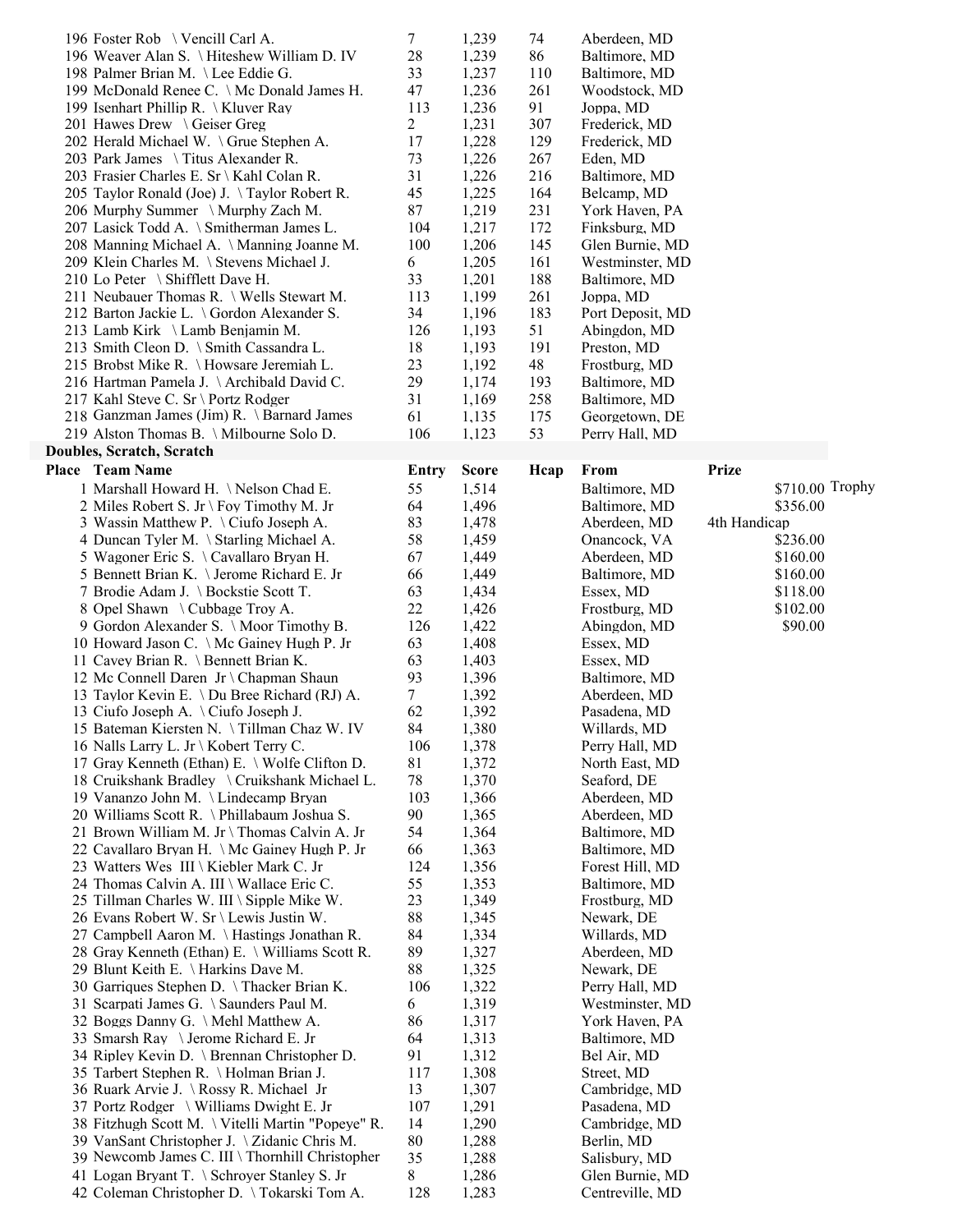| Place | Team Name | Entry | Score | Hcap | From | Prize |
|---|---|---|---|---|---|---|
| 196 | Foster Rob \ Vencill Carl A. | 7 | 1,239 | 74 | Aberdeen, MD | |
| 196 | Weaver Alan S. \ Hiteshew William D. IV | 28 | 1,239 | 86 | Baltimore, MD | |
| 198 | Palmer Brian M. \ Lee Eddie G. | 33 | 1,237 | 110 | Baltimore, MD | |
| 199 | McDonald Renee C. \ Mc Donald James H. | 47 | 1,236 | 261 | Woodstock, MD | |
| 199 | Isenhart Phillip R. \ Kluver Ray | 113 | 1,236 | 91 | Joppa, MD | |
| 201 | Hawes Drew \ Geiser Greg | 2 | 1,231 | 307 | Frederick, MD | |
| 202 | Herald Michael W. \ Grue Stephen A. | 17 | 1,228 | 129 | Frederick, MD | |
| 203 | Park James \ Titus Alexander R. | 73 | 1,226 | 267 | Eden, MD | |
| 203 | Frasier Charles E. Sr \ Kahl Colan R. | 31 | 1,226 | 216 | Baltimore, MD | |
| 205 | Taylor Ronald (Joe) J. \ Taylor Robert R. | 45 | 1,225 | 164 | Belcamp, MD | |
| 206 | Murphy Summer \ Murphy Zach M. | 87 | 1,219 | 231 | York Haven, PA | |
| 207 | Lasick Todd A. \ Smitherman James L. | 104 | 1,217 | 172 | Finksburg, MD | |
| 208 | Manning Michael A. \ Manning Joanne M. | 100 | 1,206 | 145 | Glen Burnie, MD | |
| 209 | Klein Charles M. \ Stevens Michael J. | 6 | 1,205 | 161 | Westminster, MD | |
| 210 | Lo Peter \ Shifflett Dave H. | 33 | 1,201 | 188 | Baltimore, MD | |
| 211 | Neubauer Thomas R. \ Wells Stewart M. | 113 | 1,199 | 261 | Joppa, MD | |
| 212 | Barton Jackie L. \ Gordon Alexander S. | 34 | 1,196 | 183 | Port Deposit, MD | |
| 213 | Lamb Kirk \ Lamb Benjamin M. | 126 | 1,193 | 51 | Abingdon, MD | |
| 213 | Smith Cleon D. \ Smith Cassandra L. | 18 | 1,193 | 191 | Preston, MD | |
| 215 | Brobst Mike R. \ Howsare Jeremiah L. | 23 | 1,192 | 48 | Frostburg, MD | |
| 216 | Hartman Pamela J. \ Archibald David C. | 29 | 1,174 | 193 | Baltimore, MD | |
| 217 | Kahl Steve C. Sr \ Portz Rodger | 31 | 1,169 | 258 | Baltimore, MD | |
| 218 | Ganzman James (Jim) R. \ Barnard James | 61 | 1,135 | 175 | Georgetown, DE | |
| 219 | Alston Thomas B. \ Milbourne Solo D. | 106 | 1,123 | 53 | Perry Hall, MD | |

**Doubles, Scratch, Scratch**

| Place | Team Name | Entry | Score | Hcap | From | Prize | |
|---|---|---|---|---|---|---|---|
| 1 | Marshall Howard H. \ Nelson Chad E. | 55 | 1,514 | | Baltimore, MD | $710.00 | Trophy |
| 2 | Miles Robert S. Jr \ Foy Timothy M. Jr | 64 | 1,496 | | Baltimore, MD | $356.00 | |
| 3 | Wassin Matthew P. \ Ciufo Joseph A. | 83 | 1,478 | | Aberdeen, MD | 4th Handicap | |
| 4 | Duncan Tyler M. \ Starling Michael A. | 58 | 1,459 | | Onancock, VA | $236.00 | |
| 5 | Wagoner Eric S. \ Cavallaro Bryan H. | 67 | 1,449 | | Aberdeen, MD | $160.00 | |
| 5 | Bennett Brian K. \ Jerome Richard E. Jr | 66 | 1,449 | | Baltimore, MD | $160.00 | |
| 7 | Brodie Adam J. \ Bockstie Scott T. | 63 | 1,434 | | Essex, MD | $118.00 | |
| 8 | Opel Shawn \ Cubbage Troy A. | 22 | 1,426 | | Frostburg, MD | $102.00 | |
| 9 | Gordon Alexander S. \ Moor Timothy B. | 126 | 1,422 | | Abingdon, MD | $90.00 | |
| 10 | Howard Jason C. \ Mc Gainey Hugh P. Jr | 63 | 1,408 | | Essex, MD | | |
| 11 | Cavey Brian R. \ Bennett Brian K. | 63 | 1,403 | | Essex, MD | | |
| 12 | Mc Connell Daren Jr \ Chapman Shaun | 93 | 1,396 | | Baltimore, MD | | |
| 13 | Taylor Kevin E. \ Du Bree Richard (RJ) A. | 7 | 1,392 | | Aberdeen, MD | | |
| 13 | Ciufo Joseph A. \ Ciufo Joseph J. | 62 | 1,392 | | Pasadena, MD | | |
| 15 | Bateman Kiersten N. \ Tillman Chaz W. IV | 84 | 1,380 | | Willards, MD | | |
| 16 | Nalls Larry L. Jr \ Kobert Terry C. | 106 | 1,378 | | Perry Hall, MD | | |
| 17 | Gray Kenneth (Ethan) E. \ Wolfe Clifton D. | 81 | 1,372 | | North East, MD | | |
| 18 | Cruikshank Bradley \ Cruikshank Michael L. | 78 | 1,370 | | Seaford, DE | | |
| 19 | Vananzo John M. \ Lindecamp Bryan | 103 | 1,366 | | Aberdeen, MD | | |
| 20 | Williams Scott R. \ Phillabaum Joshua S. | 90 | 1,365 | | Aberdeen, MD | | |
| 21 | Brown William M. Jr \ Thomas Calvin A. Jr | 54 | 1,364 | | Baltimore, MD | | |
| 22 | Cavallaro Bryan H. \ Mc Gainey Hugh P. Jr | 66 | 1,363 | | Baltimore, MD | | |
| 23 | Watters Wes III \ Kiebler Mark C. Jr | 124 | 1,356 | | Forest Hill, MD | | |
| 24 | Thomas Calvin A. III \ Wallace Eric C. | 55 | 1,353 | | Baltimore, MD | | |
| 25 | Tillman Charles W. III \ Sipple Mike W. | 23 | 1,349 | | Frostburg, MD | | |
| 26 | Evans Robert W. Sr \ Lewis Justin W. | 88 | 1,345 | | Newark, DE | | |
| 27 | Campbell Aaron M. \ Hastings Jonathan R. | 84 | 1,334 | | Willards, MD | | |
| 28 | Gray Kenneth (Ethan) E. \ Williams Scott R. | 89 | 1,327 | | Aberdeen, MD | | |
| 29 | Blunt Keith E. \ Harkins Dave M. | 88 | 1,325 | | Newark, DE | | |
| 30 | Garriques Stephen D. \ Thacker Brian K. | 106 | 1,322 | | Perry Hall, MD | | |
| 31 | Scarpati James G. \ Saunders Paul M. | 6 | 1,319 | | Westminster, MD | | |
| 32 | Boggs Danny G. \ Mehl Matthew A. | 86 | 1,317 | | York Haven, PA | | |
| 33 | Smarsh Ray \ Jerome Richard E. Jr | 64 | 1,313 | | Baltimore, MD | | |
| 34 | Ripley Kevin D. \ Brennan Christopher D. | 91 | 1,312 | | Bel Air, MD | | |
| 35 | Tarbert Stephen R. \ Holman Brian J. | 117 | 1,308 | | Street, MD | | |
| 36 | Ruark Arvie J. \ Rossy R. Michael Jr | 13 | 1,307 | | Cambridge, MD | | |
| 37 | Portz Rodger \ Williams Dwight E. Jr | 107 | 1,291 | | Pasadena, MD | | |
| 38 | Fitzhugh Scott M. \ Vitelli Martin "Popeye" R. | 14 | 1,290 | | Cambridge, MD | | |
| 39 | VanSant Christopher J. \ Zidanic Chris M. | 80 | 1,288 | | Berlin, MD | | |
| 39 | Newcomb James C. III \ Thornhill Christopher | 35 | 1,288 | | Salisbury, MD | | |
| 41 | Logan Bryant T. \ Schroyer Stanley S. Jr | 8 | 1,286 | | Glen Burnie, MD | | |
| 42 | Coleman Christopher D. \ Tokarski Tom A. | 128 | 1,283 | | Centreville, MD | | |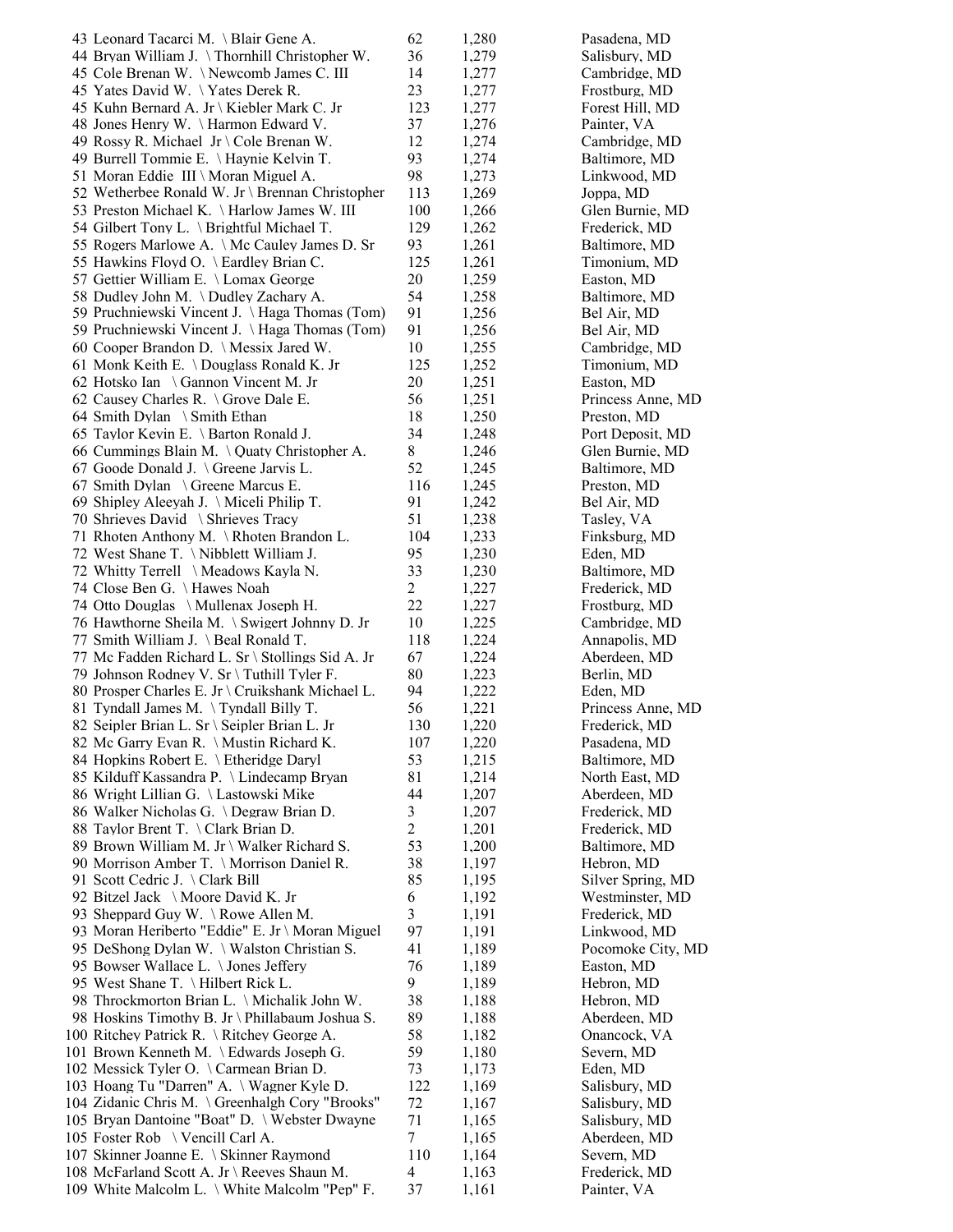| | | | |
|---|---|---|---|
| 43 Leonard Tacarci M. \ Blair Gene A. | 62 | 1,280 | Pasadena, MD |
| 44 Bryan William J. \ Thornhill Christopher W. | 36 | 1,279 | Salisbury, MD |
| 45 Cole Brenan W. \ Newcomb James C. III | 14 | 1,277 | Cambridge, MD |
| 45 Yates David W. \ Yates Derek R. | 23 | 1,277 | Frostburg, MD |
| 45 Kuhn Bernard A. Jr \ Kiebler Mark C. Jr | 123 | 1,277 | Forest Hill, MD |
| 48 Jones Henry W. \ Harmon Edward V. | 37 | 1,276 | Painter, VA |
| 49 Rossy R. Michael Jr \ Cole Brenan W. | 12 | 1,274 | Cambridge, MD |
| 49 Burrell Tommie E. \ Haynie Kelvin T. | 93 | 1,274 | Baltimore, MD |
| 51 Moran Eddie III \ Moran Miguel A. | 98 | 1,273 | Linkwood, MD |
| 52 Wetherbee Ronald W. Jr \ Brennan Christopher | 113 | 1,269 | Joppa, MD |
| 53 Preston Michael K. \ Harlow James W. III | 100 | 1,266 | Glen Burnie, MD |
| 54 Gilbert Tony L. \ Brightful Michael T. | 129 | 1,262 | Frederick, MD |
| 55 Rogers Marlowe A. \ Mc Cauley James D. Sr | 93 | 1,261 | Baltimore, MD |
| 55 Hawkins Floyd O. \ Eardley Brian C. | 125 | 1,261 | Timonium, MD |
| 57 Gettier William E. \ Lomax George | 20 | 1,259 | Easton, MD |
| 58 Dudley John M. \ Dudley Zachary A. | 54 | 1,258 | Baltimore, MD |
| 59 Pruchniewski Vincent J. \ Haga Thomas (Tom) | 91 | 1,256 | Bel Air, MD |
| 59 Pruchniewski Vincent J. \ Haga Thomas (Tom) | 91 | 1,256 | Bel Air, MD |
| 60 Cooper Brandon D. \ Messix Jared W. | 10 | 1,255 | Cambridge, MD |
| 61 Monk Keith E. \ Douglass Ronald K. Jr | 125 | 1,252 | Timonium, MD |
| 62 Hotsko Ian \ Gannon Vincent M. Jr | 20 | 1,251 | Easton, MD |
| 62 Causey Charles R. \ Grove Dale E. | 56 | 1,251 | Princess Anne, MD |
| 64 Smith Dylan \ Smith Ethan | 18 | 1,250 | Preston, MD |
| 65 Taylor Kevin E. \ Barton Ronald J. | 34 | 1,248 | Port Deposit, MD |
| 66 Cummings Blain M. \ Quaty Christopher A. | 8 | 1,246 | Glen Burnie, MD |
| 67 Goode Donald J. \ Greene Jarvis L. | 52 | 1,245 | Baltimore, MD |
| 67 Smith Dylan \ Greene Marcus E. | 116 | 1,245 | Preston, MD |
| 69 Shipley Aleeyah J. \ Miceli Philip T. | 91 | 1,242 | Bel Air, MD |
| 70 Shrieves David \ Shrieves Tracy | 51 | 1,238 | Tasley, VA |
| 71 Rhoten Anthony M. \ Rhoten Brandon L. | 104 | 1,233 | Finksburg, MD |
| 72 West Shane T. \ Nibblett William J. | 95 | 1,230 | Eden, MD |
| 72 Whitty Terrell \ Meadows Kayla N. | 33 | 1,230 | Baltimore, MD |
| 74 Close Ben G. \ Hawes Noah | 2 | 1,227 | Frederick, MD |
| 74 Otto Douglas \ Mullenax Joseph H. | 22 | 1,227 | Frostburg, MD |
| 76 Hawthorne Sheila M. \ Swigert Johnny D. Jr | 10 | 1,225 | Cambridge, MD |
| 77 Smith William J. \ Beal Ronald T. | 118 | 1,224 | Annapolis, MD |
| 77 Mc Fadden Richard L. Sr \ Stollings Sid A. Jr | 67 | 1,224 | Aberdeen, MD |
| 79 Johnson Rodney V. Sr \ Tuthill Tyler F. | 80 | 1,223 | Berlin, MD |
| 80 Prosper Charles E. Jr \ Cruikshank Michael L. | 94 | 1,222 | Eden, MD |
| 81 Tyndall James M. \ Tyndall Billy T. | 56 | 1,221 | Princess Anne, MD |
| 82 Seipler Brian L. Sr \ Seipler Brian L. Jr | 130 | 1,220 | Frederick, MD |
| 82 Mc Garry Evan R. \ Mustin Richard K. | 107 | 1,220 | Pasadena, MD |
| 84 Hopkins Robert E. \ Etheridge Daryl | 53 | 1,215 | Baltimore, MD |
| 85 Kilduff Kassandra P. \ Lindecamp Bryan | 81 | 1,214 | North East, MD |
| 86 Wright Lillian G. \ Lastowski Mike | 44 | 1,207 | Aberdeen, MD |
| 86 Walker Nicholas G. \ Degraw Brian D. | 3 | 1,207 | Frederick, MD |
| 88 Taylor Brent T. \ Clark Brian D. | 2 | 1,201 | Frederick, MD |
| 89 Brown William M. Jr \ Walker Richard S. | 53 | 1,200 | Baltimore, MD |
| 90 Morrison Amber T. \ Morrison Daniel R. | 38 | 1,197 | Hebron, MD |
| 91 Scott Cedric J. \ Clark Bill | 85 | 1,195 | Silver Spring, MD |
| 92 Bitzel Jack \ Moore David K. Jr | 6 | 1,192 | Westminster, MD |
| 93 Sheppard Guy W. \ Rowe Allen M. | 3 | 1,191 | Frederick, MD |
| 93 Moran Heriberto "Eddie" E. Jr \ Moran Miguel | 97 | 1,191 | Linkwood, MD |
| 95 DeShong Dylan W. \ Walston Christian S. | 41 | 1,189 | Pocomoke City, MD |
| 95 Bowser Wallace L. \ Jones Jeffery | 76 | 1,189 | Easton, MD |
| 95 West Shane T. \ Hilbert Rick L. | 9 | 1,189 | Hebron, MD |
| 98 Throckmorton Brian L. \ Michalik John W. | 38 | 1,188 | Hebron, MD |
| 98 Hoskins Timothy B. Jr \ Phillabaum Joshua S. | 89 | 1,188 | Aberdeen, MD |
| 100 Ritchey Patrick R. \ Ritchey George A. | 58 | 1,182 | Onancock, VA |
| 101 Brown Kenneth M. \ Edwards Joseph G. | 59 | 1,180 | Severn, MD |
| 102 Messick Tyler O. \ Carmean Brian D. | 73 | 1,173 | Eden, MD |
| 103 Hoang Tu "Darren" A. \ Wagner Kyle D. | 122 | 1,169 | Salisbury, MD |
| 104 Zidanic Chris M. \ Greenhalgh Cory "Brooks" | 72 | 1,167 | Salisbury, MD |
| 105 Bryan Dantoine "Boat" D. \ Webster Dwayne | 71 | 1,165 | Salisbury, MD |
| 105 Foster Rob \ Vencill Carl A. | 7 | 1,165 | Aberdeen, MD |
| 107 Skinner Joanne E. \ Skinner Raymond | 110 | 1,164 | Severn, MD |
| 108 McFarland Scott A. Jr \ Reeves Shaun M. | 4 | 1,163 | Frederick, MD |
| 109 White Malcolm L. \ White Malcolm "Pep" F. | 37 | 1,161 | Painter, VA |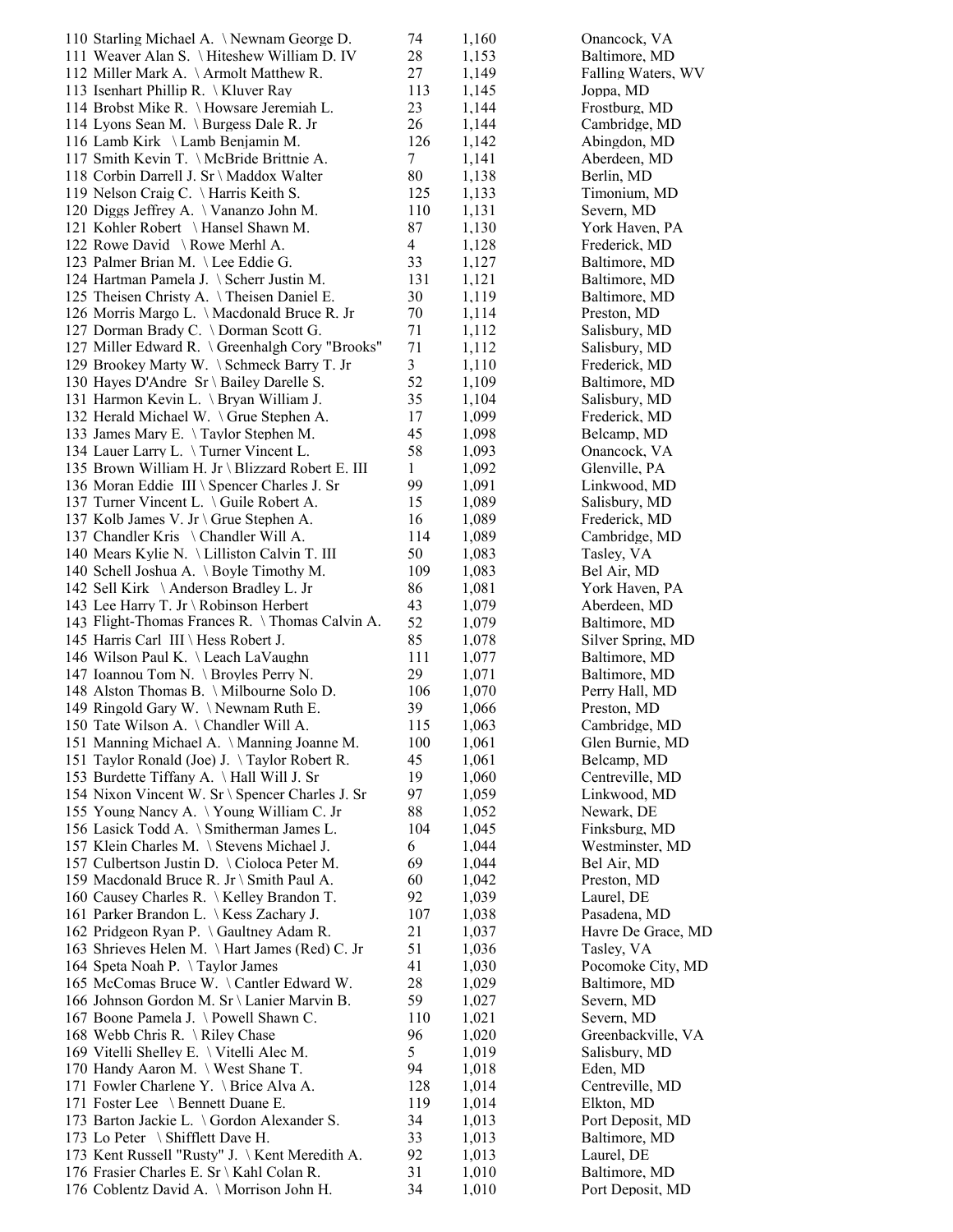| | | | |
|---|---|---|---|
| 110 Starling Michael A. \ Newnam George D. | 74 | 1,160 | Onancock, VA |
| 111 Weaver Alan S. \ Hiteshew William D. IV | 28 | 1,153 | Baltimore, MD |
| 112 Miller Mark A. \ Armolt Matthew R. | 27 | 1,149 | Falling Waters, WV |
| 113 Isenhart Phillip R. \ Kluver Ray | 113 | 1,145 | Joppa, MD |
| 114 Brobst Mike R. \ Howsare Jeremiah L. | 23 | 1,144 | Frostburg, MD |
| 114 Lyons Sean M. \ Burgess Dale R. Jr | 26 | 1,144 | Cambridge, MD |
| 116 Lamb Kirk \ Lamb Benjamin M. | 126 | 1,142 | Abingdon, MD |
| 117 Smith Kevin T. \ McBride Brittnie A. | 7 | 1,141 | Aberdeen, MD |
| 118 Corbin Darrell J. Sr \ Maddox Walter | 80 | 1,138 | Berlin, MD |
| 119 Nelson Craig C. \ Harris Keith S. | 125 | 1,133 | Timonium, MD |
| 120 Diggs Jeffrey A. \ Vananzo John M. | 110 | 1,131 | Severn, MD |
| 121 Kohler Robert \ Hansel Shawn M. | 87 | 1,130 | York Haven, PA |
| 122 Rowe David \ Rowe Merhl A. | 4 | 1,128 | Frederick, MD |
| 123 Palmer Brian M. \ Lee Eddie G. | 33 | 1,127 | Baltimore, MD |
| 124 Hartman Pamela J. \ Scherr Justin M. | 131 | 1,121 | Baltimore, MD |
| 125 Theisen Christy A. \ Theisen Daniel E. | 30 | 1,119 | Baltimore, MD |
| 126 Morris Margo L. \ Macdonald Bruce R. Jr | 70 | 1,114 | Preston, MD |
| 127 Dorman Brady C. \ Dorman Scott G. | 71 | 1,112 | Salisbury, MD |
| 127 Miller Edward R. \ Greenhalgh Cory "Brooks" | 71 | 1,112 | Salisbury, MD |
| 129 Brookey Marty W. \ Schmeck Barry T. Jr | 3 | 1,110 | Frederick, MD |
| 130 Hayes D'Andre Sr \ Bailey Darelle S. | 52 | 1,109 | Baltimore, MD |
| 131 Harmon Kevin L. \ Bryan William J. | 35 | 1,104 | Salisbury, MD |
| 132 Herald Michael W. \ Grue Stephen A. | 17 | 1,099 | Frederick, MD |
| 133 James Mary E. \ Taylor Stephen M. | 45 | 1,098 | Belcamp, MD |
| 134 Lauer Larry L. \ Turner Vincent L. | 58 | 1,093 | Onancock, VA |
| 135 Brown William H. Jr \ Blizzard Robert E. III | 1 | 1,092 | Glenville, PA |
| 136 Moran Eddie III \ Spencer Charles J. Sr | 99 | 1,091 | Linkwood, MD |
| 137 Turner Vincent L. \ Guile Robert A. | 15 | 1,089 | Salisbury, MD |
| 137 Kolb James V. Jr \ Grue Stephen A. | 16 | 1,089 | Frederick, MD |
| 137 Chandler Kris \ Chandler Will A. | 114 | 1,089 | Cambridge, MD |
| 140 Mears Kylie N. \ Lilliston Calvin T. III | 50 | 1,083 | Tasley, VA |
| 140 Schell Joshua A. \ Boyle Timothy M. | 109 | 1,083 | Bel Air, MD |
| 142 Sell Kirk \ Anderson Bradley L. Jr | 86 | 1,081 | York Haven, PA |
| 143 Lee Harry T. Jr \ Robinson Herbert | 43 | 1,079 | Aberdeen, MD |
| 143 Flight-Thomas Frances R. \ Thomas Calvin A. | 52 | 1,079 | Baltimore, MD |
| 145 Harris Carl III \ Hess Robert J. | 85 | 1,078 | Silver Spring, MD |
| 146 Wilson Paul K. \ Leach LaVaughn | 111 | 1,077 | Baltimore, MD |
| 147 Ioannou Tom N. \ Broyles Perry N. | 29 | 1,071 | Baltimore, MD |
| 148 Alston Thomas B. \ Milbourne Solo D. | 106 | 1,070 | Perry Hall, MD |
| 149 Ringold Gary W. \ Newnam Ruth E. | 39 | 1,066 | Preston, MD |
| 150 Tate Wilson A. \ Chandler Will A. | 115 | 1,063 | Cambridge, MD |
| 151 Manning Michael A. \ Manning Joanne M. | 100 | 1,061 | Glen Burnie, MD |
| 151 Taylor Ronald (Joe) J. \ Taylor Robert R. | 45 | 1,061 | Belcamp, MD |
| 153 Burdette Tiffany A. \ Hall Will J. Sr | 19 | 1,060 | Centreville, MD |
| 154 Nixon Vincent W. Sr \ Spencer Charles J. Sr | 97 | 1,059 | Linkwood, MD |
| 155 Young Nancy A. \ Young William C. Jr | 88 | 1,052 | Newark, DE |
| 156 Lasick Todd A. \ Smitherman James L. | 104 | 1,045 | Finksburg, MD |
| 157 Klein Charles M. \ Stevens Michael J. | 6 | 1,044 | Westminster, MD |
| 157 Culbertson Justin D. \ Cioloca Peter M. | 69 | 1,044 | Bel Air, MD |
| 159 Macdonald Bruce R. Jr \ Smith Paul A. | 60 | 1,042 | Preston, MD |
| 160 Causey Charles R. \ Kelley Brandon T. | 92 | 1,039 | Laurel, DE |
| 161 Parker Brandon L. \ Kess Zachary J. | 107 | 1,038 | Pasadena, MD |
| 162 Pridgeon Ryan P. \ Gaultney Adam R. | 21 | 1,037 | Havre De Grace, MD |
| 163 Shrieves Helen M. \ Hart James (Red) C. Jr | 51 | 1,036 | Tasley, VA |
| 164 Speta Noah P. \ Taylor James | 41 | 1,030 | Pocomoke City, MD |
| 165 McComas Bruce W. \ Cantler Edward W. | 28 | 1,029 | Baltimore, MD |
| 166 Johnson Gordon M. Sr \ Lanier Marvin B. | 59 | 1,027 | Severn, MD |
| 167 Boone Pamela J. \ Powell Shawn C. | 110 | 1,021 | Severn, MD |
| 168 Webb Chris R. \ Riley Chase | 96 | 1,020 | Greenbackville, VA |
| 169 Vitelli Shelley E. \ Vitelli Alec M. | 5 | 1,019 | Salisbury, MD |
| 170 Handy Aaron M. \ West Shane T. | 94 | 1,018 | Eden, MD |
| 171 Fowler Charlene Y. \ Brice Alva A. | 128 | 1,014 | Centreville, MD |
| 171 Foster Lee \ Bennett Duane E. | 119 | 1,014 | Elkton, MD |
| 173 Barton Jackie L. \ Gordon Alexander S. | 34 | 1,013 | Port Deposit, MD |
| 173 Lo Peter \ Shifflett Dave H. | 33 | 1,013 | Baltimore, MD |
| 173 Kent Russell "Rusty" J. \ Kent Meredith A. | 92 | 1,013 | Laurel, DE |
| 176 Frasier Charles E. Sr \ Kahl Colan R. | 31 | 1,010 | Baltimore, MD |
| 176 Coblentz David A. \ Morrison John H. | 34 | 1,010 | Port Deposit, MD |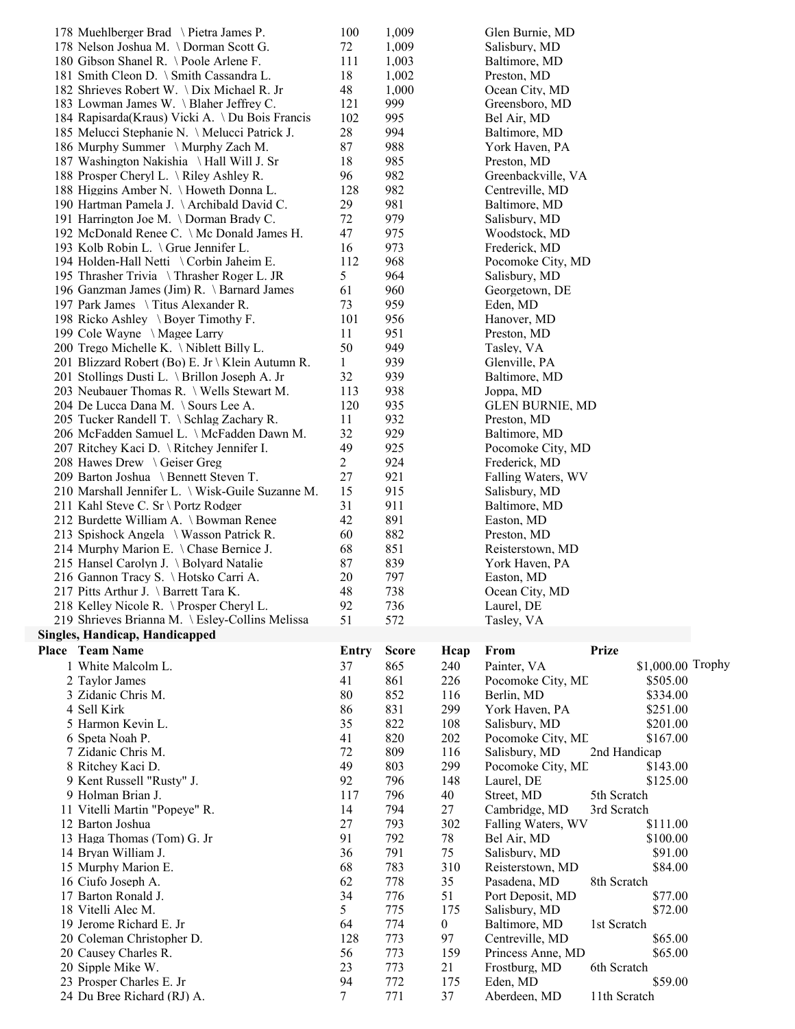| Place | Team Name | Entry | Score | From |
|---|---|---|---|---|
| 178 | Muehlberger Brad \ Pietra James P. | 100 | 1,009 | Glen Burnie, MD |
| 178 | Nelson Joshua M. \ Dorman Scott G. | 72 | 1,009 | Salisbury, MD |
| 180 | Gibson Shanel R. \ Poole Arlene F. | 111 | 1,003 | Baltimore, MD |
| 181 | Smith Cleon D. \ Smith Cassandra L. | 18 | 1,002 | Preston, MD |
| 182 | Shrieves Robert W. \ Dix Michael R. Jr | 48 | 1,000 | Ocean City, MD |
| 183 | Lowman James W. \ Blaher Jeffrey C. | 121 | 999 | Greensboro, MD |
| 184 | Rapisarda(Kraus) Vicki A. \ Du Bois Francis | 102 | 995 | Bel Air, MD |
| 185 | Melucci Stephanie N. \ Melucci Patrick J. | 28 | 994 | Baltimore, MD |
| 186 | Murphy Summer \ Murphy Zach M. | 87 | 988 | York Haven, PA |
| 187 | Washington Nakishia \ Hall Will J. Sr | 18 | 985 | Preston, MD |
| 188 | Prosper Cheryl L. \ Riley Ashley R. | 96 | 982 | Greenbackville, VA |
| 188 | Higgins Amber N. \ Howeth Donna L. | 128 | 982 | Centreville, MD |
| 190 | Hartman Pamela J. \ Archibald David C. | 29 | 981 | Baltimore, MD |
| 191 | Harrington Joe M. \ Dorman Brady C. | 72 | 979 | Salisbury, MD |
| 192 | McDonald Renee C. \ Mc Donald James H. | 47 | 975 | Woodstock, MD |
| 193 | Kolb Robin L. \ Grue Jennifer L. | 16 | 973 | Frederick, MD |
| 194 | Holden-Hall Netti \ Corbin Jaheim E. | 112 | 968 | Pocomoke City, MD |
| 195 | Thrasher Trivia \ Thrasher Roger L. JR | 5 | 964 | Salisbury, MD |
| 196 | Ganzman James (Jim) R. \ Barnard James | 61 | 960 | Georgetown, DE |
| 197 | Park James \ Titus Alexander R. | 73 | 959 | Eden, MD |
| 198 | Ricko Ashley \ Boyer Timothy F. | 101 | 956 | Hanover, MD |
| 199 | Cole Wayne \ Magee Larry | 11 | 951 | Preston, MD |
| 200 | Trego Michelle K. \ Niblett Billy L. | 50 | 949 | Tasley, VA |
| 201 | Blizzard Robert (Bo) E. Jr \ Klein Autumn R. | 1 | 939 | Glenville, PA |
| 201 | Stollings Dusti L. \ Brillon Joseph A. Jr | 32 | 939 | Baltimore, MD |
| 203 | Neubauer Thomas R. \ Wells Stewart M. | 113 | 938 | Joppa, MD |
| 204 | De Lucca Dana M. \ Sours Lee A. | 120 | 935 | GLEN BURNIE, MD |
| 205 | Tucker Randell T. \ Schlag Zachary R. | 11 | 932 | Preston, MD |
| 206 | McFadden Samuel L. \ McFadden Dawn M. | 32 | 929 | Baltimore, MD |
| 207 | Ritchey Kaci D. \ Ritchey Jennifer I. | 49 | 925 | Pocomoke City, MD |
| 208 | Hawes Drew \ Geiser Greg | 2 | 924 | Frederick, MD |
| 209 | Barton Joshua \ Bennett Steven T. | 27 | 921 | Falling Waters, WV |
| 210 | Marshall Jennifer L. \ Wisk-Guile Suzanne M. | 15 | 915 | Salisbury, MD |
| 211 | Kahl Steve C. Sr \ Portz Rodger | 31 | 911 | Baltimore, MD |
| 212 | Burdette William A. \ Bowman Renee | 42 | 891 | Easton, MD |
| 213 | Spishock Angela \ Wasson Patrick R. | 60 | 882 | Preston, MD |
| 214 | Murphy Marion E. \ Chase Bernice J. | 68 | 851 | Reisterstown, MD |
| 215 | Hansel Carolyn J. \ Bolyard Natalie | 87 | 839 | York Haven, PA |
| 216 | Gannon Tracy S. \ Hotsko Carri A. | 20 | 797 | Easton, MD |
| 217 | Pitts Arthur J. \ Barrett Tara K. | 48 | 738 | Ocean City, MD |
| 218 | Kelley Nicole R. \ Prosper Cheryl L. | 92 | 736 | Laurel, DE |
| 219 | Shrieves Brianna M. \ Esley-Collins Melissa | 51 | 572 | Tasley, VA |

**Singles, Handicap, Handicapped**

| Place | Team Name | Entry | Score | Hcap | From | Prize | |
|---|---|---|---|---|---|---|---|
| 1 | White Malcolm L. | 37 | 865 | 240 | Painter, VA | $1,000.00 | Trophy |
| 2 | Taylor James | 41 | 861 | 226 | Pocomoke City, MD | $505.00 | |
| 3 | Zidanic Chris M. | 80 | 852 | 116 | Berlin, MD | $334.00 | |
| 4 | Sell Kirk | 86 | 831 | 299 | York Haven, PA | $251.00 | |
| 5 | Harmon Kevin L. | 35 | 822 | 108 | Salisbury, MD | $201.00 | |
| 6 | Speta Noah P. | 41 | 820 | 202 | Pocomoke City, MD | $167.00 | |
| 7 | Zidanic Chris M. | 72 | 809 | 116 | Salisbury, MD | 2nd Handicap | |
| 8 | Ritchey Kaci D. | 49 | 803 | 299 | Pocomoke City, MD | $143.00 | |
| 9 | Kent Russell "Rusty" J. | 92 | 796 | 148 | Laurel, DE | $125.00 | |
| 9 | Holman Brian J. | 117 | 796 | 40 | Street, MD | 5th Scratch | |
| 11 | Vitelli Martin "Popeye" R. | 14 | 794 | 27 | Cambridge, MD | 3rd Scratch | |
| 12 | Barton Joshua | 27 | 793 | 302 | Falling Waters, WV | $111.00 | |
| 13 | Haga Thomas (Tom) G. Jr | 91 | 792 | 78 | Bel Air, MD | $100.00 | |
| 14 | Bryan William J. | 36 | 791 | 75 | Salisbury, MD | $91.00 | |
| 15 | Murphy Marion E. | 68 | 783 | 310 | Reisterstown, MD | $84.00 | |
| 16 | Ciufo Joseph A. | 62 | 778 | 35 | Pasadena, MD | 8th Scratch | |
| 17 | Barton Ronald J. | 34 | 776 | 51 | Port Deposit, MD | $77.00 | |
| 18 | Vitelli Alec M. | 5 | 775 | 175 | Salisbury, MD | $72.00 | |
| 19 | Jerome Richard E. Jr | 64 | 774 | 0 | Baltimore, MD | 1st Scratch | |
| 20 | Coleman Christopher D. | 128 | 773 | 97 | Centreville, MD | $65.00 | |
| 20 | Causey Charles R. | 56 | 773 | 159 | Princess Anne, MD | $65.00 | |
| 20 | Sipple Mike W. | 23 | 773 | 21 | Frostburg, MD | 6th Scratch | |
| 23 | Prosper Charles E. Jr | 94 | 772 | 175 | Eden, MD | $59.00 | |
| 24 | Du Bree Richard (RJ) A. | 7 | 771 | 37 | Aberdeen, MD | 11th Scratch | |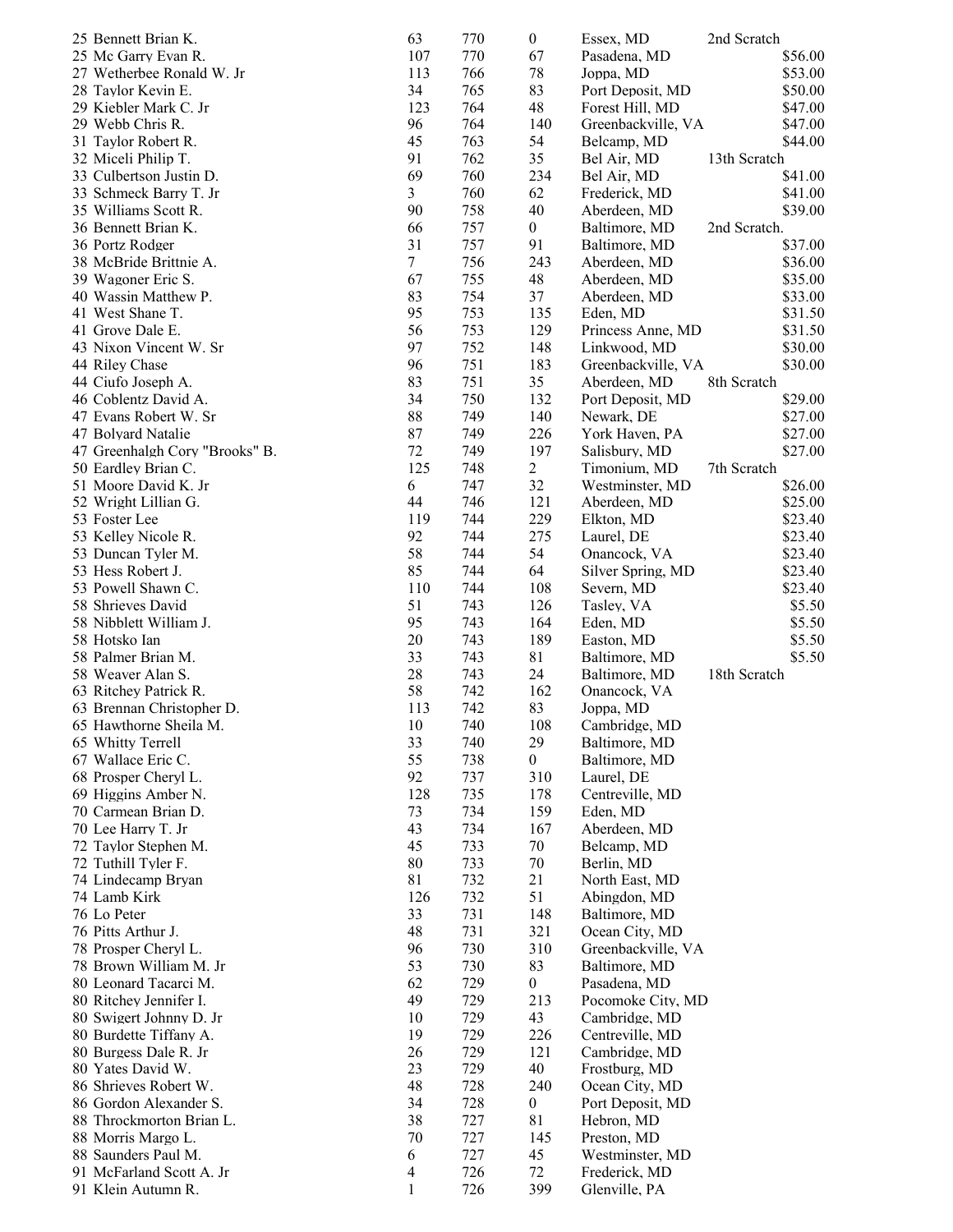| | | | | | |
|---|---|---|---|---|---|
| 25 Bennett Brian K. | 63 | 770 | 0 | Essex, MD | 2nd Scratch |
| 25 Mc Garry Evan R. | 107 | 770 | 67 | Pasadena, MD | $56.00 |
| 27 Wetherbee Ronald W. Jr | 113 | 766 | 78 | Joppa, MD | $53.00 |
| 28 Taylor Kevin E. | 34 | 765 | 83 | Port Deposit, MD | $50.00 |
| 29 Kiebler Mark C. Jr | 123 | 764 | 48 | Forest Hill, MD | $47.00 |
| 29 Webb Chris R. | 96 | 764 | 140 | Greenbackville, VA | $47.00 |
| 31 Taylor Robert R. | 45 | 763 | 54 | Belcamp, MD | $44.00 |
| 32 Miceli Philip T. | 91 | 762 | 35 | Bel Air, MD | 13th Scratch |
| 33 Culbertson Justin D. | 69 | 760 | 234 | Bel Air, MD | $41.00 |
| 33 Schmeck Barry T. Jr | 3 | 760 | 62 | Frederick, MD | $41.00 |
| 35 Williams Scott R. | 90 | 758 | 40 | Aberdeen, MD | $39.00 |
| 36 Bennett Brian K. | 66 | 757 | 0 | Baltimore, MD | 2nd Scratch. |
| 36 Portz Rodger | 31 | 757 | 91 | Baltimore, MD | $37.00 |
| 38 McBride Brittnie A. | 7 | 756 | 243 | Aberdeen, MD | $36.00 |
| 39 Wagoner Eric S. | 67 | 755 | 48 | Aberdeen, MD | $35.00 |
| 40 Wassin Matthew P. | 83 | 754 | 37 | Aberdeen, MD | $33.00 |
| 41 West Shane T. | 95 | 753 | 135 | Eden, MD | $31.50 |
| 41 Grove Dale E. | 56 | 753 | 129 | Princess Anne, MD | $31.50 |
| 43 Nixon Vincent W. Sr | 97 | 752 | 148 | Linkwood, MD | $30.00 |
| 44 Riley Chase | 96 | 751 | 183 | Greenbackville, VA | $30.00 |
| 44 Ciufo Joseph A. | 83 | 751 | 35 | Aberdeen, MD | 8th Scratch |
| 46 Coblentz David A. | 34 | 750 | 132 | Port Deposit, MD | $29.00 |
| 47 Evans Robert W. Sr | 88 | 749 | 140 | Newark, DE | $27.00 |
| 47 Bolyard Natalie | 87 | 749 | 226 | York Haven, PA | $27.00 |
| 47 Greenhalgh Cory "Brooks" B. | 72 | 749 | 197 | Salisbury, MD | $27.00 |
| 50 Eardley Brian C. | 125 | 748 | 2 | Timonium, MD | 7th Scratch |
| 51 Moore David K. Jr | 6 | 747 | 32 | Westminster, MD | $26.00 |
| 52 Wright Lillian G. | 44 | 746 | 121 | Aberdeen, MD | $25.00 |
| 53 Foster Lee | 119 | 744 | 229 | Elkton, MD | $23.40 |
| 53 Kelley Nicole R. | 92 | 744 | 275 | Laurel, DE | $23.40 |
| 53 Duncan Tyler M. | 58 | 744 | 54 | Onancock, VA | $23.40 |
| 53 Hess Robert J. | 85 | 744 | 64 | Silver Spring, MD | $23.40 |
| 53 Powell Shawn C. | 110 | 744 | 108 | Severn, MD | $23.40 |
| 58 Shrieves David | 51 | 743 | 126 | Tasley, VA | $5.50 |
| 58 Nibblett William J. | 95 | 743 | 164 | Eden, MD | $5.50 |
| 58 Hotsko Ian | 20 | 743 | 189 | Easton, MD | $5.50 |
| 58 Palmer Brian M. | 33 | 743 | 81 | Baltimore, MD | $5.50 |
| 58 Weaver Alan S. | 28 | 743 | 24 | Baltimore, MD | 18th Scratch |
| 63 Ritchey Patrick R. | 58 | 742 | 162 | Onancock, VA | |
| 63 Brennan Christopher D. | 113 | 742 | 83 | Joppa, MD | |
| 65 Hawthorne Sheila M. | 10 | 740 | 108 | Cambridge, MD | |
| 65 Whitty Terrell | 33 | 740 | 29 | Baltimore, MD | |
| 67 Wallace Eric C. | 55 | 738 | 0 | Baltimore, MD | |
| 68 Prosper Cheryl L. | 92 | 737 | 310 | Laurel, DE | |
| 69 Higgins Amber N. | 128 | 735 | 178 | Centreville, MD | |
| 70 Carmean Brian D. | 73 | 734 | 159 | Eden, MD | |
| 70 Lee Harry T. Jr | 43 | 734 | 167 | Aberdeen, MD | |
| 72 Taylor Stephen M. | 45 | 733 | 70 | Belcamp, MD | |
| 72 Tuthill Tyler F. | 80 | 733 | 70 | Berlin, MD | |
| 74 Lindecamp Bryan | 81 | 732 | 21 | North East, MD | |
| 74 Lamb Kirk | 126 | 732 | 51 | Abingdon, MD | |
| 76 Lo Peter | 33 | 731 | 148 | Baltimore, MD | |
| 76 Pitts Arthur J. | 48 | 731 | 321 | Ocean City, MD | |
| 78 Prosper Cheryl L. | 96 | 730 | 310 | Greenbackville, VA | |
| 78 Brown William M. Jr | 53 | 730 | 83 | Baltimore, MD | |
| 80 Leonard Tacarci M. | 62 | 729 | 0 | Pasadena, MD | |
| 80 Ritchey Jennifer I. | 49 | 729 | 213 | Pocomoke City, MD | |
| 80 Swigert Johnny D. Jr | 10 | 729 | 43 | Cambridge, MD | |
| 80 Burdette Tiffany A. | 19 | 729 | 226 | Centreville, MD | |
| 80 Burgess Dale R. Jr | 26 | 729 | 121 | Cambridge, MD | |
| 80 Yates David W. | 23 | 729 | 40 | Frostburg, MD | |
| 86 Shrieves Robert W. | 48 | 728 | 240 | Ocean City, MD | |
| 86 Gordon Alexander S. | 34 | 728 | 0 | Port Deposit, MD | |
| 88 Throckmorton Brian L. | 38 | 727 | 81 | Hebron, MD | |
| 88 Morris Margo L. | 70 | 727 | 145 | Preston, MD | |
| 88 Saunders Paul M. | 6 | 727 | 45 | Westminster, MD | |
| 91 McFarland Scott A. Jr | 4 | 726 | 72 | Frederick, MD | |
| 91 Klein Autumn R. | 1 | 726 | 399 | Glenville, PA | |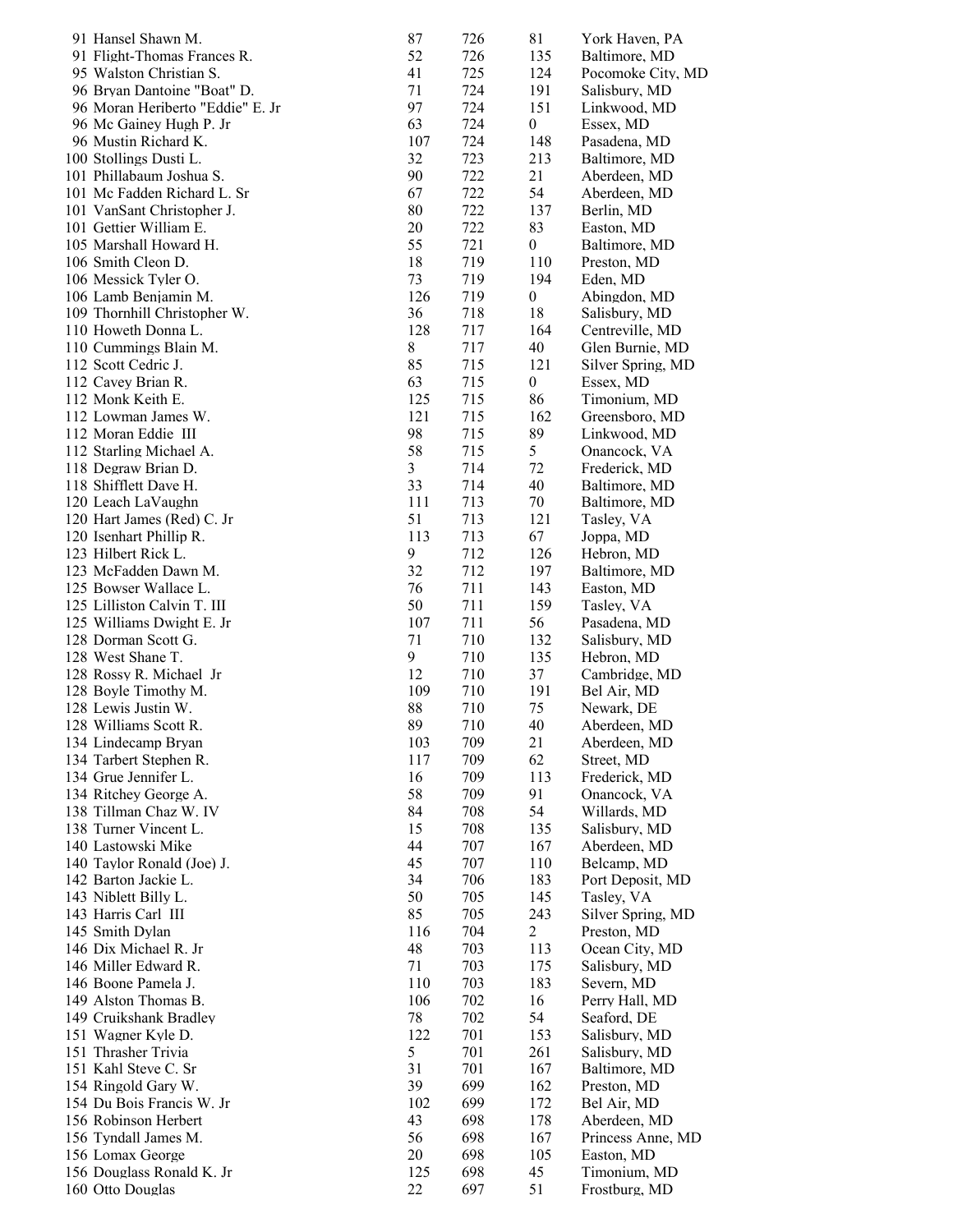| | | | | |
|---|---|---|---|---|
| 91 Hansel Shawn M. | 87 | 726 | 81 | York Haven, PA |
| 91 Flight-Thomas Frances R. | 52 | 726 | 135 | Baltimore, MD |
| 95 Walston Christian S. | 41 | 725 | 124 | Pocomoke City, MD |
| 96 Bryan Dantoine "Boat" D. | 71 | 724 | 191 | Salisbury, MD |
| 96 Moran Heriberto "Eddie" E. Jr | 97 | 724 | 151 | Linkwood, MD |
| 96 Mc Gainey Hugh P. Jr | 63 | 724 | 0 | Essex, MD |
| 96 Mustin Richard K. | 107 | 724 | 148 | Pasadena, MD |
| 100 Stollings Dusti L. | 32 | 723 | 213 | Baltimore, MD |
| 101 Phillabaum Joshua S. | 90 | 722 | 21 | Aberdeen, MD |
| 101 Mc Fadden Richard L. Sr | 67 | 722 | 54 | Aberdeen, MD |
| 101 VanSant Christopher J. | 80 | 722 | 137 | Berlin, MD |
| 101 Gettier William E. | 20 | 722 | 83 | Easton, MD |
| 105 Marshall Howard H. | 55 | 721 | 0 | Baltimore, MD |
| 106 Smith Cleon D. | 18 | 719 | 110 | Preston, MD |
| 106 Messick Tyler O. | 73 | 719 | 194 | Eden, MD |
| 106 Lamb Benjamin M. | 126 | 719 | 0 | Abingdon, MD |
| 109 Thornhill Christopher W. | 36 | 718 | 18 | Salisbury, MD |
| 110 Howeth Donna L. | 128 | 717 | 164 | Centreville, MD |
| 110 Cummings Blain M. | 8 | 717 | 40 | Glen Burnie, MD |
| 112 Scott Cedric J. | 85 | 715 | 121 | Silver Spring, MD |
| 112 Cavey Brian R. | 63 | 715 | 0 | Essex, MD |
| 112 Monk Keith E. | 125 | 715 | 86 | Timonium, MD |
| 112 Lowman James W. | 121 | 715 | 162 | Greensboro, MD |
| 112 Moran Eddie III | 98 | 715 | 89 | Linkwood, MD |
| 112 Starling Michael A. | 58 | 715 | 5 | Onancock, VA |
| 118 Degraw Brian D. | 3 | 714 | 72 | Frederick, MD |
| 118 Shifflett Dave H. | 33 | 714 | 40 | Baltimore, MD |
| 120 Leach LaVaughn | 111 | 713 | 70 | Baltimore, MD |
| 120 Hart James (Red) C. Jr | 51 | 713 | 121 | Tasley, VA |
| 120 Isenhart Phillip R. | 113 | 713 | 67 | Joppa, MD |
| 123 Hilbert Rick L. | 9 | 712 | 126 | Hebron, MD |
| 123 McFadden Dawn M. | 32 | 712 | 197 | Baltimore, MD |
| 125 Bowser Wallace L. | 76 | 711 | 143 | Easton, MD |
| 125 Lilliston Calvin T. III | 50 | 711 | 159 | Tasley, VA |
| 125 Williams Dwight E. Jr | 107 | 711 | 56 | Pasadena, MD |
| 128 Dorman Scott G. | 71 | 710 | 132 | Salisbury, MD |
| 128 West Shane T. | 9 | 710 | 135 | Hebron, MD |
| 128 Rossy R. Michael Jr | 12 | 710 | 37 | Cambridge, MD |
| 128 Boyle Timothy M. | 109 | 710 | 191 | Bel Air, MD |
| 128 Lewis Justin W. | 88 | 710 | 75 | Newark, DE |
| 128 Williams Scott R. | 89 | 710 | 40 | Aberdeen, MD |
| 134 Lindecamp Bryan | 103 | 709 | 21 | Aberdeen, MD |
| 134 Tarbert Stephen R. | 117 | 709 | 62 | Street, MD |
| 134 Grue Jennifer L. | 16 | 709 | 113 | Frederick, MD |
| 134 Ritchey George A. | 58 | 709 | 91 | Onancock, VA |
| 138 Tillman Chaz W. IV | 84 | 708 | 54 | Willards, MD |
| 138 Turner Vincent L. | 15 | 708 | 135 | Salisbury, MD |
| 140 Lastowski Mike | 44 | 707 | 167 | Aberdeen, MD |
| 140 Taylor Ronald (Joe) J. | 45 | 707 | 110 | Belcamp, MD |
| 142 Barton Jackie L. | 34 | 706 | 183 | Port Deposit, MD |
| 143 Niblett Billy L. | 50 | 705 | 145 | Tasley, VA |
| 143 Harris Carl III | 85 | 705 | 243 | Silver Spring, MD |
| 145 Smith Dylan | 116 | 704 | 2 | Preston, MD |
| 146 Dix Michael R. Jr | 48 | 703 | 113 | Ocean City, MD |
| 146 Miller Edward R. | 71 | 703 | 175 | Salisbury, MD |
| 146 Boone Pamela J. | 110 | 703 | 183 | Severn, MD |
| 149 Alston Thomas B. | 106 | 702 | 16 | Perry Hall, MD |
| 149 Cruikshank Bradley | 78 | 702 | 54 | Seaford, DE |
| 151 Wagner Kyle D. | 122 | 701 | 153 | Salisbury, MD |
| 151 Thrasher Trivia | 5 | 701 | 261 | Salisbury, MD |
| 151 Kahl Steve C. Sr | 31 | 701 | 167 | Baltimore, MD |
| 154 Ringold Gary W. | 39 | 699 | 162 | Preston, MD |
| 154 Du Bois Francis W. Jr | 102 | 699 | 172 | Bel Air, MD |
| 156 Robinson Herbert | 43 | 698 | 178 | Aberdeen, MD |
| 156 Tyndall James M. | 56 | 698 | 167 | Princess Anne, MD |
| 156 Lomax George | 20 | 698 | 105 | Easton, MD |
| 156 Douglass Ronald K. Jr | 125 | 698 | 45 | Timonium, MD |
| 160 Otto Douglas | 22 | 697 | 51 | Frostburg, MD |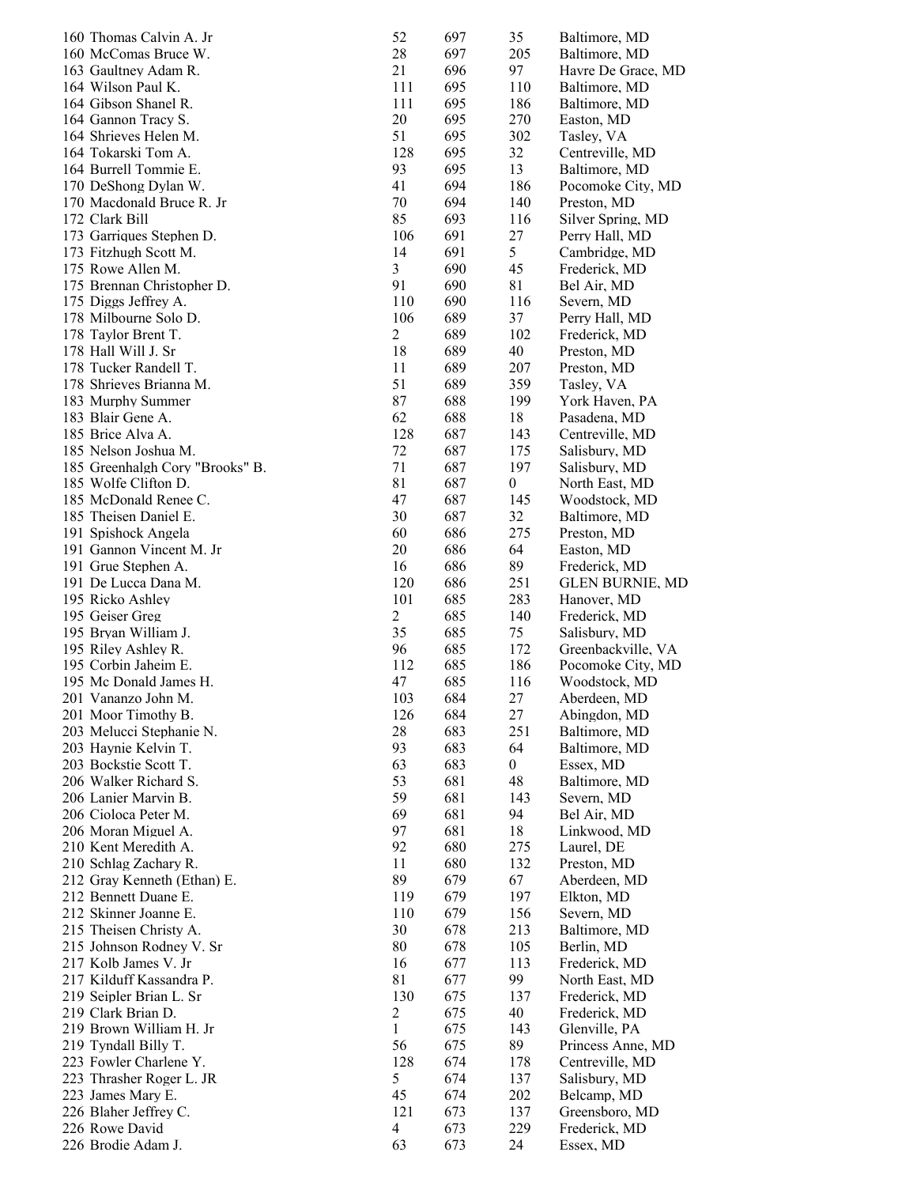| | | | | |
|---|---|---|---|---|
| 160 Thomas Calvin A. Jr | 52 | 697 | 35 | Baltimore, MD |
| 160 McComas Bruce W. | 28 | 697 | 205 | Baltimore, MD |
| 163 Gaultney Adam R. | 21 | 696 | 97 | Havre De Grace, MD |
| 164 Wilson Paul K. | 111 | 695 | 110 | Baltimore, MD |
| 164 Gibson Shanel R. | 111 | 695 | 186 | Baltimore, MD |
| 164 Gannon Tracy S. | 20 | 695 | 270 | Easton, MD |
| 164 Shrieves Helen M. | 51 | 695 | 302 | Tasley, VA |
| 164 Tokarski Tom A. | 128 | 695 | 32 | Centreville, MD |
| 164 Burrell Tommie E. | 93 | 695 | 13 | Baltimore, MD |
| 170 DeShong Dylan W. | 41 | 694 | 186 | Pocomoke City, MD |
| 170 Macdonald Bruce R. Jr | 70 | 694 | 140 | Preston, MD |
| 172 Clark Bill | 85 | 693 | 116 | Silver Spring, MD |
| 173 Garriques Stephen D. | 106 | 691 | 27 | Perry Hall, MD |
| 173 Fitzhugh Scott M. | 14 | 691 | 5 | Cambridge, MD |
| 175 Rowe Allen M. | 3 | 690 | 45 | Frederick, MD |
| 175 Brennan Christopher D. | 91 | 690 | 81 | Bel Air, MD |
| 175 Diggs Jeffrey A. | 110 | 690 | 116 | Severn, MD |
| 178 Milbourne Solo D. | 106 | 689 | 37 | Perry Hall, MD |
| 178 Taylor Brent T. | 2 | 689 | 102 | Frederick, MD |
| 178 Hall Will J. Sr | 18 | 689 | 40 | Preston, MD |
| 178 Tucker Randell T. | 11 | 689 | 207 | Preston, MD |
| 178 Shrieves Brianna M. | 51 | 689 | 359 | Tasley, VA |
| 183 Murphy Summer | 87 | 688 | 199 | York Haven, PA |
| 183 Blair Gene A. | 62 | 688 | 18 | Pasadena, MD |
| 185 Brice Alva A. | 128 | 687 | 143 | Centreville, MD |
| 185 Nelson Joshua M. | 72 | 687 | 175 | Salisbury, MD |
| 185 Greenhalgh Cory "Brooks" B. | 71 | 687 | 197 | Salisbury, MD |
| 185 Wolfe Clifton D. | 81 | 687 | 0 | North East, MD |
| 185 McDonald Renee C. | 47 | 687 | 145 | Woodstock, MD |
| 185 Theisen Daniel E. | 30 | 687 | 32 | Baltimore, MD |
| 191 Spishock Angela | 60 | 686 | 275 | Preston, MD |
| 191 Gannon Vincent M. Jr | 20 | 686 | 64 | Easton, MD |
| 191 Grue Stephen A. | 16 | 686 | 89 | Frederick, MD |
| 191 De Lucca Dana M. | 120 | 686 | 251 | GLEN BURNIE, MD |
| 195 Ricko Ashley | 101 | 685 | 283 | Hanover, MD |
| 195 Geiser Greg | 2 | 685 | 140 | Frederick, MD |
| 195 Bryan William J. | 35 | 685 | 75 | Salisbury, MD |
| 195 Riley Ashley R. | 96 | 685 | 172 | Greenbackville, VA |
| 195 Corbin Jaheim E. | 112 | 685 | 186 | Pocomoke City, MD |
| 195 Mc Donald James H. | 47 | 685 | 116 | Woodstock, MD |
| 201 Vananzo John M. | 103 | 684 | 27 | Aberdeen, MD |
| 201 Moor Timothy B. | 126 | 684 | 27 | Abingdon, MD |
| 203 Melucci Stephanie N. | 28 | 683 | 251 | Baltimore, MD |
| 203 Haynie Kelvin T. | 93 | 683 | 64 | Baltimore, MD |
| 203 Bockstie Scott T. | 63 | 683 | 0 | Essex, MD |
| 206 Walker Richard S. | 53 | 681 | 48 | Baltimore, MD |
| 206 Lanier Marvin B. | 59 | 681 | 143 | Severn, MD |
| 206 Cioloca Peter M. | 69 | 681 | 94 | Bel Air, MD |
| 206 Moran Miguel A. | 97 | 681 | 18 | Linkwood, MD |
| 210 Kent Meredith A. | 92 | 680 | 275 | Laurel, DE |
| 210 Schlag Zachary R. | 11 | 680 | 132 | Preston, MD |
| 212 Gray Kenneth (Ethan) E. | 89 | 679 | 67 | Aberdeen, MD |
| 212 Bennett Duane E. | 119 | 679 | 197 | Elkton, MD |
| 212 Skinner Joanne E. | 110 | 679 | 156 | Severn, MD |
| 215 Theisen Christy A. | 30 | 678 | 213 | Baltimore, MD |
| 215 Johnson Rodney V. Sr | 80 | 678 | 105 | Berlin, MD |
| 217 Kolb James V. Jr | 16 | 677 | 113 | Frederick, MD |
| 217 Kilduff Kassandra P. | 81 | 677 | 99 | North East, MD |
| 219 Seipler Brian L. Sr | 130 | 675 | 137 | Frederick, MD |
| 219 Clark Brian D. | 2 | 675 | 40 | Frederick, MD |
| 219 Brown William H. Jr | 1 | 675 | 143 | Glenville, PA |
| 219 Tyndall Billy T. | 56 | 675 | 89 | Princess Anne, MD |
| 223 Fowler Charlene Y. | 128 | 674 | 178 | Centreville, MD |
| 223 Thrasher Roger L. JR | 5 | 674 | 137 | Salisbury, MD |
| 223 James Mary E. | 45 | 674 | 202 | Belcamp, MD |
| 226 Blaher Jeffrey C. | 121 | 673 | 137 | Greensboro, MD |
| 226 Rowe David | 4 | 673 | 229 | Frederick, MD |
| 226 Brodie Adam J. | 63 | 673 | 24 | Essex, MD |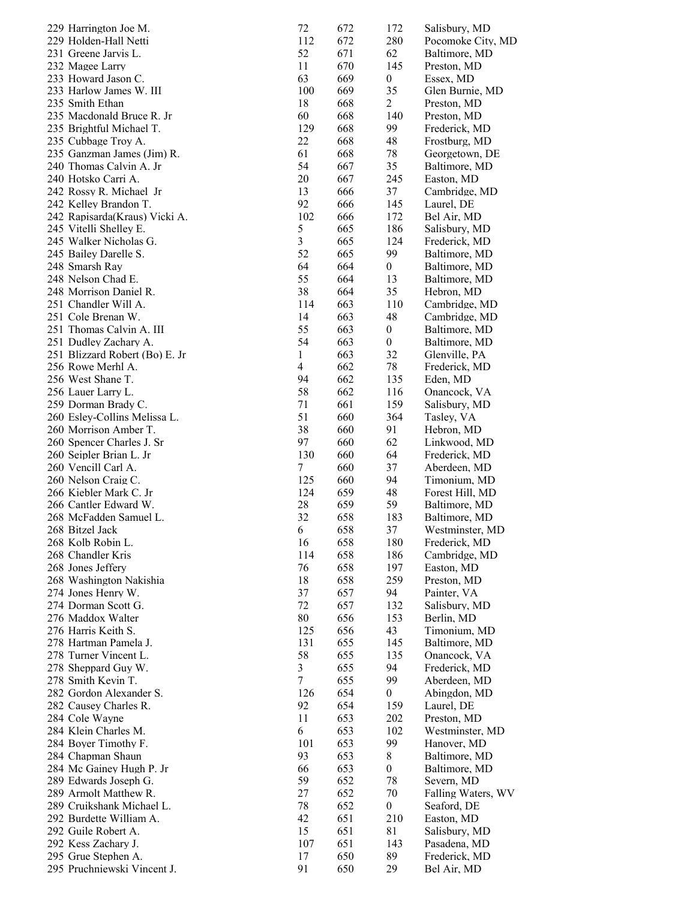| | | | | |
|---|---|---|---|---|
| 229 Harrington Joe M. | 72 | 672 | 172 | Salisbury, MD |
| 229 Holden-Hall Netti | 112 | 672 | 280 | Pocomoke City, MD |
| 231 Greene Jarvis L. | 52 | 671 | 62 | Baltimore, MD |
| 232 Magee Larry | 11 | 670 | 145 | Preston, MD |
| 233 Howard Jason C. | 63 | 669 | 0 | Essex, MD |
| 233 Harlow James W. III | 100 | 669 | 35 | Glen Burnie, MD |
| 235 Smith Ethan | 18 | 668 | 2 | Preston, MD |
| 235 Macdonald Bruce R. Jr | 60 | 668 | 140 | Preston, MD |
| 235 Brightful Michael T. | 129 | 668 | 99 | Frederick, MD |
| 235 Cubbage Troy A. | 22 | 668 | 48 | Frostburg, MD |
| 235 Ganzman James (Jim) R. | 61 | 668 | 78 | Georgetown, DE |
| 240 Thomas Calvin A. Jr | 54 | 667 | 35 | Baltimore, MD |
| 240 Hotsko Carri A. | 20 | 667 | 245 | Easton, MD |
| 242 Rossy R. Michael Jr | 13 | 666 | 37 | Cambridge, MD |
| 242 Kelley Brandon T. | 92 | 666 | 145 | Laurel, DE |
| 242 Rapisarda(Kraus) Vicki A. | 102 | 666 | 172 | Bel Air, MD |
| 245 Vitelli Shelley E. | 5 | 665 | 186 | Salisbury, MD |
| 245 Walker Nicholas G. | 3 | 665 | 124 | Frederick, MD |
| 245 Bailey Darelle S. | 52 | 665 | 99 | Baltimore, MD |
| 248 Smarsh Ray | 64 | 664 | 0 | Baltimore, MD |
| 248 Nelson Chad E. | 55 | 664 | 13 | Baltimore, MD |
| 248 Morrison Daniel R. | 38 | 664 | 35 | Hebron, MD |
| 251 Chandler Will A. | 114 | 663 | 110 | Cambridge, MD |
| 251 Cole Brenan W. | 14 | 663 | 48 | Cambridge, MD |
| 251 Thomas Calvin A. III | 55 | 663 | 0 | Baltimore, MD |
| 251 Dudley Zachary A. | 54 | 663 | 0 | Baltimore, MD |
| 251 Blizzard Robert (Bo) E. Jr | 1 | 663 | 32 | Glenville, PA |
| 256 Rowe Merhl A. | 4 | 662 | 78 | Frederick, MD |
| 256 West Shane T. | 94 | 662 | 135 | Eden, MD |
| 256 Lauer Larry L. | 58 | 662 | 116 | Onancock, VA |
| 259 Dorman Brady C. | 71 | 661 | 159 | Salisbury, MD |
| 260 Esley-Collins Melissa L. | 51 | 660 | 364 | Tasley, VA |
| 260 Morrison Amber T. | 38 | 660 | 91 | Hebron, MD |
| 260 Spencer Charles J. Sr | 97 | 660 | 62 | Linkwood, MD |
| 260 Seipler Brian L. Jr | 130 | 660 | 64 | Frederick, MD |
| 260 Vencill Carl A. | 7 | 660 | 37 | Aberdeen, MD |
| 260 Nelson Craig C. | 125 | 660 | 94 | Timonium, MD |
| 266 Kiebler Mark C. Jr | 124 | 659 | 48 | Forest Hill, MD |
| 266 Cantler Edward W. | 28 | 659 | 59 | Baltimore, MD |
| 268 McFadden Samuel L. | 32 | 658 | 183 | Baltimore, MD |
| 268 Bitzel Jack | 6 | 658 | 37 | Westminster, MD |
| 268 Kolb Robin L. | 16 | 658 | 180 | Frederick, MD |
| 268 Chandler Kris | 114 | 658 | 186 | Cambridge, MD |
| 268 Jones Jeffery | 76 | 658 | 197 | Easton, MD |
| 268 Washington Nakishia | 18 | 658 | 259 | Preston, MD |
| 274 Jones Henry W. | 37 | 657 | 94 | Painter, VA |
| 274 Dorman Scott G. | 72 | 657 | 132 | Salisbury, MD |
| 276 Maddox Walter | 80 | 656 | 153 | Berlin, MD |
| 276 Harris Keith S. | 125 | 656 | 43 | Timonium, MD |
| 278 Hartman Pamela J. | 131 | 655 | 145 | Baltimore, MD |
| 278 Turner Vincent L. | 58 | 655 | 135 | Onancock, VA |
| 278 Sheppard Guy W. | 3 | 655 | 94 | Frederick, MD |
| 278 Smith Kevin T. | 7 | 655 | 99 | Aberdeen, MD |
| 282 Gordon Alexander S. | 126 | 654 | 0 | Abingdon, MD |
| 282 Causey Charles R. | 92 | 654 | 159 | Laurel, DE |
| 284 Cole Wayne | 11 | 653 | 202 | Preston, MD |
| 284 Klein Charles M. | 6 | 653 | 102 | Westminster, MD |
| 284 Boyer Timothy F. | 101 | 653 | 99 | Hanover, MD |
| 284 Chapman Shaun | 93 | 653 | 8 | Baltimore, MD |
| 284 Mc Gainey Hugh P. Jr | 66 | 653 | 0 | Baltimore, MD |
| 289 Edwards Joseph G. | 59 | 652 | 78 | Severn, MD |
| 289 Armolt Matthew R. | 27 | 652 | 70 | Falling Waters, WV |
| 289 Cruikshank Michael L. | 78 | 652 | 0 | Seaford, DE |
| 292 Burdette William A. | 42 | 651 | 210 | Easton, MD |
| 292 Guile Robert A. | 15 | 651 | 81 | Salisbury, MD |
| 292 Kess Zachary J. | 107 | 651 | 143 | Pasadena, MD |
| 295 Grue Stephen A. | 17 | 650 | 89 | Frederick, MD |
| 295 Pruchniewski Vincent J. | 91 | 650 | 29 | Bel Air, MD |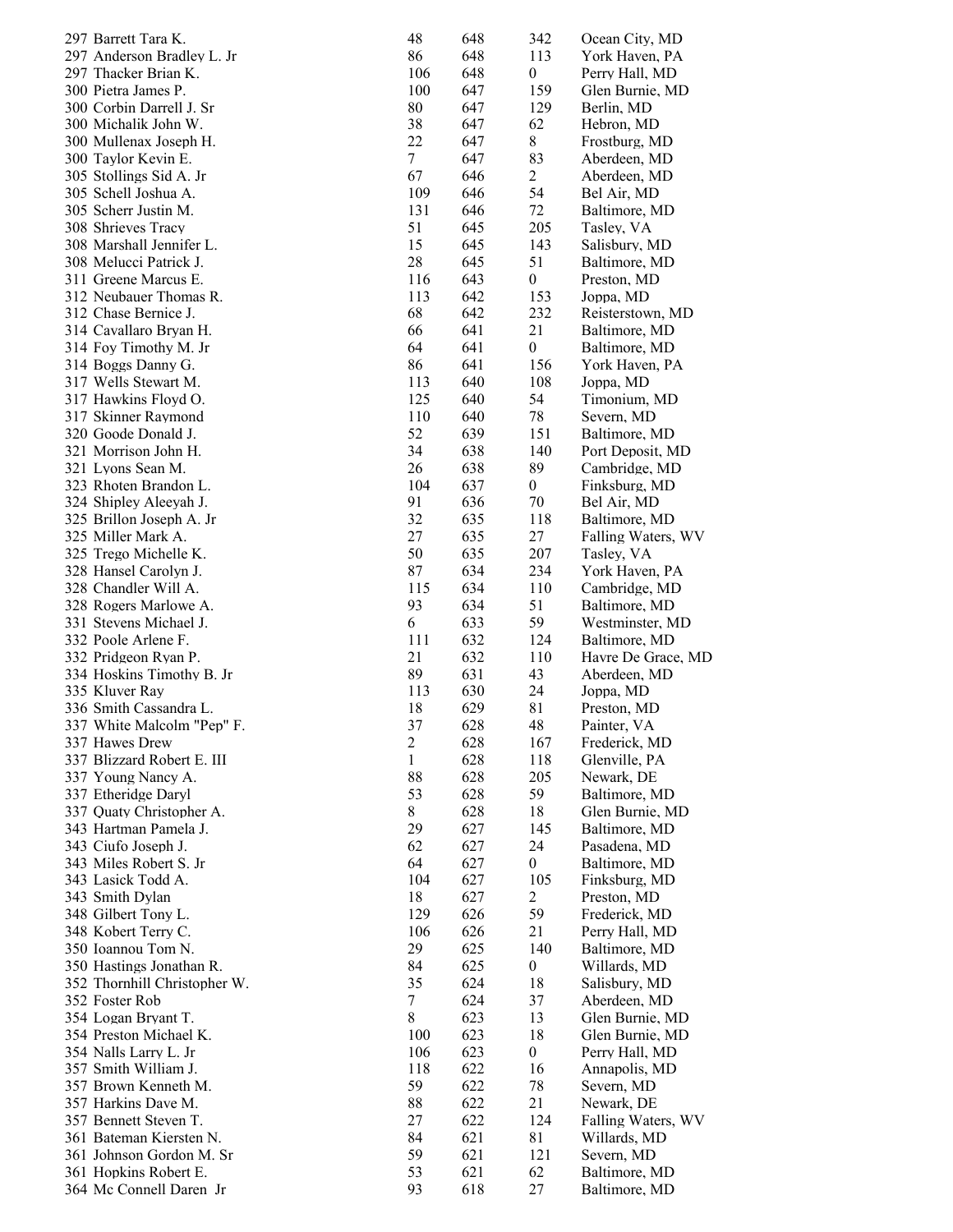| | | | | |
|---|---|---|---|---|
| 297 Barrett Tara K. | 48 | 648 | 342 | Ocean City, MD |
| 297 Anderson Bradley L. Jr | 86 | 648 | 113 | York Haven, PA |
| 297 Thacker Brian K. | 106 | 648 | 0 | Perry Hall, MD |
| 300 Pietra James P. | 100 | 647 | 159 | Glen Burnie, MD |
| 300 Corbin Darrell J. Sr | 80 | 647 | 129 | Berlin, MD |
| 300 Michalik John W. | 38 | 647 | 62 | Hebron, MD |
| 300 Mullenax Joseph H. | 22 | 647 | 8 | Frostburg, MD |
| 300 Taylor Kevin E. | 7 | 647 | 83 | Aberdeen, MD |
| 305 Stollings Sid A. Jr | 67 | 646 | 2 | Aberdeen, MD |
| 305 Schell Joshua A. | 109 | 646 | 54 | Bel Air, MD |
| 305 Scherr Justin M. | 131 | 646 | 72 | Baltimore, MD |
| 308 Shrieves Tracy | 51 | 645 | 205 | Tasley, VA |
| 308 Marshall Jennifer L. | 15 | 645 | 143 | Salisbury, MD |
| 308 Melucci Patrick J. | 28 | 645 | 51 | Baltimore, MD |
| 311 Greene Marcus E. | 116 | 643 | 0 | Preston, MD |
| 312 Neubauer Thomas R. | 113 | 642 | 153 | Joppa, MD |
| 312 Chase Bernice J. | 68 | 642 | 232 | Reisterstown, MD |
| 314 Cavallaro Bryan H. | 66 | 641 | 21 | Baltimore, MD |
| 314 Foy Timothy M. Jr | 64 | 641 | 0 | Baltimore, MD |
| 314 Boggs Danny G. | 86 | 641 | 156 | York Haven, PA |
| 317 Wells Stewart M. | 113 | 640 | 108 | Joppa, MD |
| 317 Hawkins Floyd O. | 125 | 640 | 54 | Timonium, MD |
| 317 Skinner Raymond | 110 | 640 | 78 | Severn, MD |
| 320 Goode Donald J. | 52 | 639 | 151 | Baltimore, MD |
| 321 Morrison John H. | 34 | 638 | 140 | Port Deposit, MD |
| 321 Lyons Sean M. | 26 | 638 | 89 | Cambridge, MD |
| 323 Rhoten Brandon L. | 104 | 637 | 0 | Finksburg, MD |
| 324 Shipley Aleeyah J. | 91 | 636 | 70 | Bel Air, MD |
| 325 Brillon Joseph A. Jr | 32 | 635 | 118 | Baltimore, MD |
| 325 Miller Mark A. | 27 | 635 | 27 | Falling Waters, WV |
| 325 Trego Michelle K. | 50 | 635 | 207 | Tasley, VA |
| 328 Hansel Carolyn J. | 87 | 634 | 234 | York Haven, PA |
| 328 Chandler Will A. | 115 | 634 | 110 | Cambridge, MD |
| 328 Rogers Marlowe A. | 93 | 634 | 51 | Baltimore, MD |
| 331 Stevens Michael J. | 6 | 633 | 59 | Westminster, MD |
| 332 Poole Arlene F. | 111 | 632 | 124 | Baltimore, MD |
| 332 Pridgeon Ryan P. | 21 | 632 | 110 | Havre De Grace, MD |
| 334 Hoskins Timothy B. Jr | 89 | 631 | 43 | Aberdeen, MD |
| 335 Kluver Ray | 113 | 630 | 24 | Joppa, MD |
| 336 Smith Cassandra L. | 18 | 629 | 81 | Preston, MD |
| 337 White Malcolm "Pep" F. | 37 | 628 | 48 | Painter, VA |
| 337 Hawes Drew | 2 | 628 | 167 | Frederick, MD |
| 337 Blizzard Robert E. III | 1 | 628 | 118 | Glenville, PA |
| 337 Young Nancy A. | 88 | 628 | 205 | Newark, DE |
| 337 Etheridge Daryl | 53 | 628 | 59 | Baltimore, MD |
| 337 Quaty Christopher A. | 8 | 628 | 18 | Glen Burnie, MD |
| 343 Hartman Pamela J. | 29 | 627 | 145 | Baltimore, MD |
| 343 Ciufo Joseph J. | 62 | 627 | 24 | Pasadena, MD |
| 343 Miles Robert S. Jr | 64 | 627 | 0 | Baltimore, MD |
| 343 Lasick Todd A. | 104 | 627 | 105 | Finksburg, MD |
| 343 Smith Dylan | 18 | 627 | 2 | Preston, MD |
| 348 Gilbert Tony L. | 129 | 626 | 59 | Frederick, MD |
| 348 Kobert Terry C. | 106 | 626 | 21 | Perry Hall, MD |
| 350 Ioannou Tom N. | 29 | 625 | 140 | Baltimore, MD |
| 350 Hastings Jonathan R. | 84 | 625 | 0 | Willards, MD |
| 352 Thornhill Christopher W. | 35 | 624 | 18 | Salisbury, MD |
| 352 Foster Rob | 7 | 624 | 37 | Aberdeen, MD |
| 354 Logan Bryant T. | 8 | 623 | 13 | Glen Burnie, MD |
| 354 Preston Michael K. | 100 | 623 | 18 | Glen Burnie, MD |
| 354 Nalls Larry L. Jr | 106 | 623 | 0 | Perry Hall, MD |
| 357 Smith William J. | 118 | 622 | 16 | Annapolis, MD |
| 357 Brown Kenneth M. | 59 | 622 | 78 | Severn, MD |
| 357 Harkins Dave M. | 88 | 622 | 21 | Newark, DE |
| 357 Bennett Steven T. | 27 | 622 | 124 | Falling Waters, WV |
| 361 Bateman Kiersten N. | 84 | 621 | 81 | Willards, MD |
| 361 Johnson Gordon M. Sr | 59 | 621 | 121 | Severn, MD |
| 361 Hopkins Robert E. | 53 | 621 | 62 | Baltimore, MD |
| 364 Mc Connell Daren Jr | 93 | 618 | 27 | Baltimore, MD |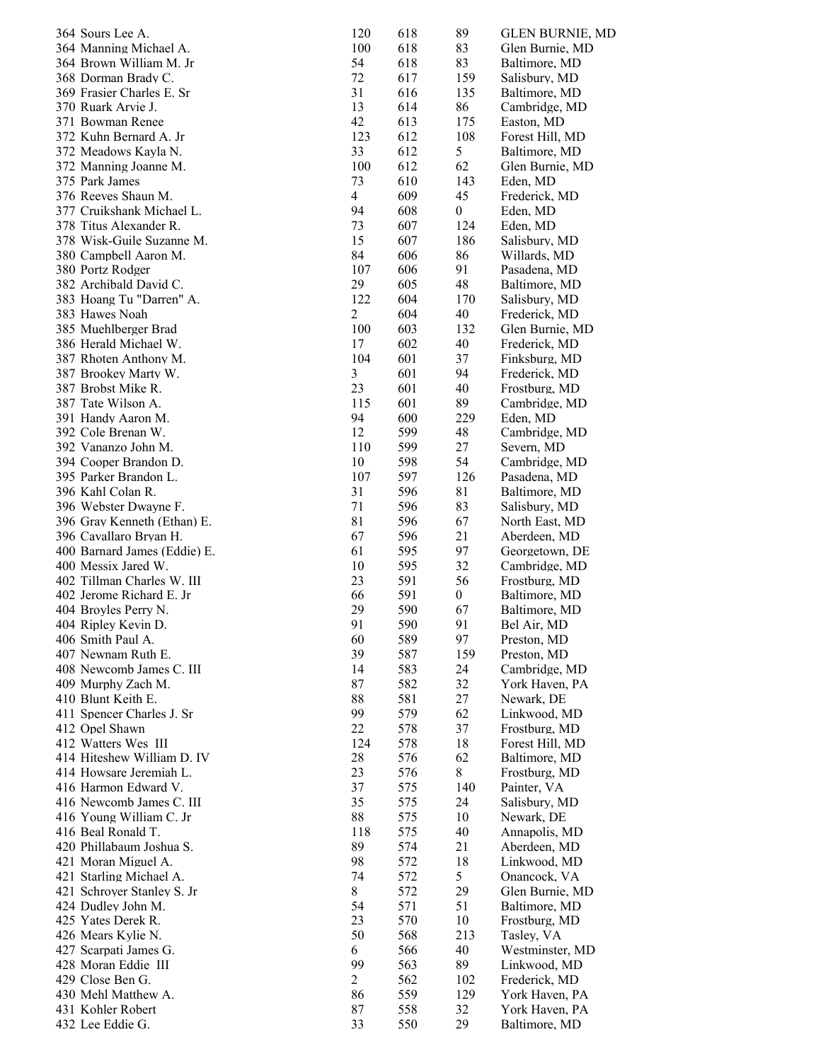| | | | | |
|---|---|---|---|---|
| 364 Sours Lee A. | 120 | 618 | 89 | GLEN BURNIE, MD |
| 364 Manning Michael A. | 100 | 618 | 83 | Glen Burnie, MD |
| 364 Brown William M. Jr | 54 | 618 | 83 | Baltimore, MD |
| 368 Dorman Brady C. | 72 | 617 | 159 | Salisbury, MD |
| 369 Frasier Charles E. Sr | 31 | 616 | 135 | Baltimore, MD |
| 370 Ruark Arvie J. | 13 | 614 | 86 | Cambridge, MD |
| 371 Bowman Renee | 42 | 613 | 175 | Easton, MD |
| 372 Kuhn Bernard A. Jr | 123 | 612 | 108 | Forest Hill, MD |
| 372 Meadows Kayla N. | 33 | 612 | 5 | Baltimore, MD |
| 372 Manning Joanne M. | 100 | 612 | 62 | Glen Burnie, MD |
| 375 Park James | 73 | 610 | 143 | Eden, MD |
| 376 Reeves Shaun M. | 4 | 609 | 45 | Frederick, MD |
| 377 Cruikshank Michael L. | 94 | 608 | 0 | Eden, MD |
| 378 Titus Alexander R. | 73 | 607 | 124 | Eden, MD |
| 378 Wisk-Guile Suzanne M. | 15 | 607 | 186 | Salisbury, MD |
| 380 Campbell Aaron M. | 84 | 606 | 86 | Willards, MD |
| 380 Portz Rodger | 107 | 606 | 91 | Pasadena, MD |
| 382 Archibald David C. | 29 | 605 | 48 | Baltimore, MD |
| 383 Hoang Tu "Darren" A. | 122 | 604 | 170 | Salisbury, MD |
| 383 Hawes Noah | 2 | 604 | 40 | Frederick, MD |
| 385 Muehlberger Brad | 100 | 603 | 132 | Glen Burnie, MD |
| 386 Herald Michael W. | 17 | 602 | 40 | Frederick, MD |
| 387 Rhoten Anthony M. | 104 | 601 | 37 | Finksburg, MD |
| 387 Brookey Marty W. | 3 | 601 | 94 | Frederick, MD |
| 387 Brobst Mike R. | 23 | 601 | 40 | Frostburg, MD |
| 387 Tate Wilson A. | 115 | 601 | 89 | Cambridge, MD |
| 391 Handy Aaron M. | 94 | 600 | 229 | Eden, MD |
| 392 Cole Brenan W. | 12 | 599 | 48 | Cambridge, MD |
| 392 Vananzo John M. | 110 | 599 | 27 | Severn, MD |
| 394 Cooper Brandon D. | 10 | 598 | 54 | Cambridge, MD |
| 395 Parker Brandon L. | 107 | 597 | 126 | Pasadena, MD |
| 396 Kahl Colan R. | 31 | 596 | 81 | Baltimore, MD |
| 396 Webster Dwayne F. | 71 | 596 | 83 | Salisbury, MD |
| 396 Gray Kenneth (Ethan) E. | 81 | 596 | 67 | North East, MD |
| 396 Cavallaro Bryan H. | 67 | 596 | 21 | Aberdeen, MD |
| 400 Barnard James (Eddie) E. | 61 | 595 | 97 | Georgetown, DE |
| 400 Messix Jared W. | 10 | 595 | 32 | Cambridge, MD |
| 402 Tillman Charles W. III | 23 | 591 | 56 | Frostburg, MD |
| 402 Jerome Richard E. Jr | 66 | 591 | 0 | Baltimore, MD |
| 404 Broyles Perry N. | 29 | 590 | 67 | Baltimore, MD |
| 404 Ripley Kevin D. | 91 | 590 | 91 | Bel Air, MD |
| 406 Smith Paul A. | 60 | 589 | 97 | Preston, MD |
| 407 Newnam Ruth E. | 39 | 587 | 159 | Preston, MD |
| 408 Newcomb James C. III | 14 | 583 | 24 | Cambridge, MD |
| 409 Murphy Zach M. | 87 | 582 | 32 | York Haven, PA |
| 410 Blunt Keith E. | 88 | 581 | 27 | Newark, DE |
| 411 Spencer Charles J. Sr | 99 | 579 | 62 | Linkwood, MD |
| 412 Opel Shawn | 22 | 578 | 37 | Frostburg, MD |
| 412 Watters Wes III | 124 | 578 | 18 | Forest Hill, MD |
| 414 Hiteshew William D. IV | 28 | 576 | 62 | Baltimore, MD |
| 414 Howsare Jeremiah L. | 23 | 576 | 8 | Frostburg, MD |
| 416 Harmon Edward V. | 37 | 575 | 140 | Painter, VA |
| 416 Newcomb James C. III | 35 | 575 | 24 | Salisbury, MD |
| 416 Young William C. Jr | 88 | 575 | 10 | Newark, DE |
| 416 Beal Ronald T. | 118 | 575 | 40 | Annapolis, MD |
| 420 Phillabaum Joshua S. | 89 | 574 | 21 | Aberdeen, MD |
| 421 Moran Miguel A. | 98 | 572 | 18 | Linkwood, MD |
| 421 Starling Michael A. | 74 | 572 | 5 | Onancock, VA |
| 421 Schroyer Stanley S. Jr | 8 | 572 | 29 | Glen Burnie, MD |
| 424 Dudley John M. | 54 | 571 | 51 | Baltimore, MD |
| 425 Yates Derek R. | 23 | 570 | 10 | Frostburg, MD |
| 426 Mears Kylie N. | 50 | 568 | 213 | Tasley, VA |
| 427 Scarpati James G. | 6 | 566 | 40 | Westminster, MD |
| 428 Moran Eddie III | 99 | 563 | 89 | Linkwood, MD |
| 429 Close Ben G. | 2 | 562 | 102 | Frederick, MD |
| 430 Mehl Matthew A. | 86 | 559 | 129 | York Haven, PA |
| 431 Kohler Robert | 87 | 558 | 32 | York Haven, PA |
| 432 Lee Eddie G. | 33 | 550 | 29 | Baltimore, MD |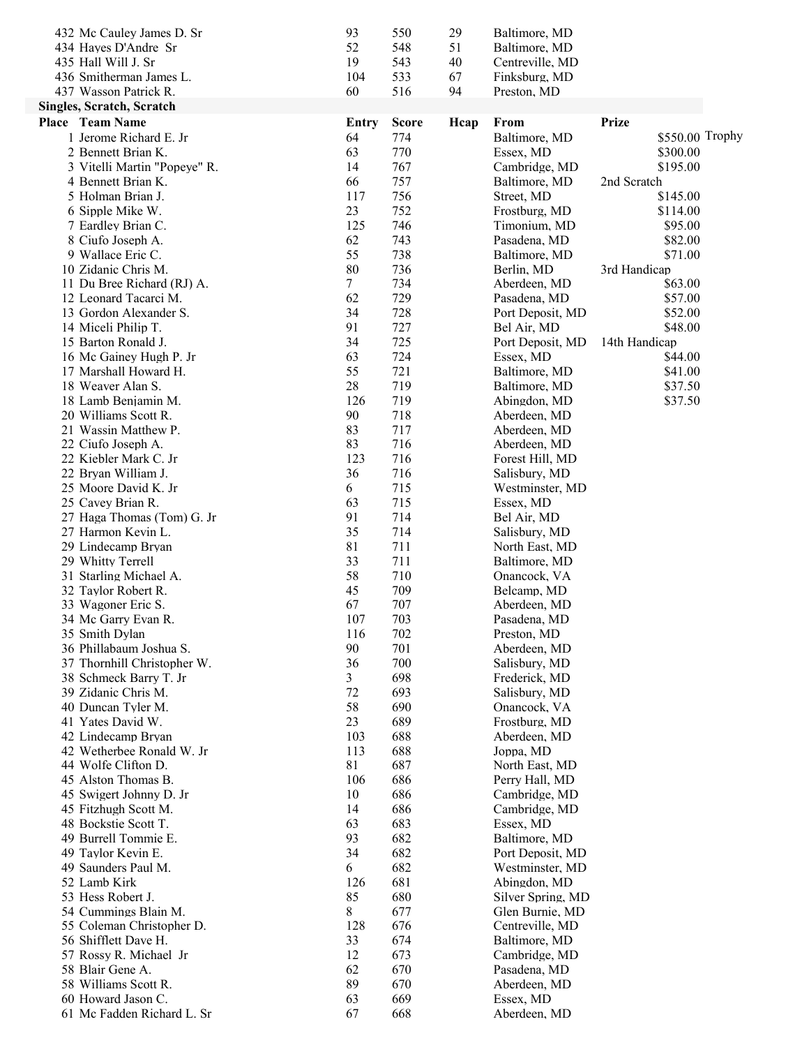| Place | Team Name | Entry | Score | Hcap | From | Prize |
|---|---|---|---|---|---|---|
| 432 | Mc Cauley James D. Sr | 93 | 550 | 29 | Baltimore, MD | |
| 434 | Hayes D'Andre Sr | 52 | 548 | 51 | Baltimore, MD | |
| 435 | Hall Will J. Sr | 19 | 543 | 40 | Centreville, MD | |
| 436 | Smitherman James L. | 104 | 533 | 67 | Finksburg, MD | |
| 437 | Wasson Patrick R. | 60 | 516 | 94 | Preston, MD | |

**Singles, Scratch, Scratch**

| Place | Team Name | Entry | Score | Hcap | From | Prize | |
|---|---|---|---|---|---|---|---|
| 1 | Jerome Richard E. Jr | 64 | 774 | | Baltimore, MD | $550.00 | Trophy |
| 2 | Bennett Brian K. | 63 | 770 | | Essex, MD | $300.00 | |
| 3 | Vitelli Martin "Popeye" R. | 14 | 767 | | Cambridge, MD | $195.00 | |
| 4 | Bennett Brian K. | 66 | 757 | | Baltimore, MD | 2nd Scratch | |
| 5 | Holman Brian J. | 117 | 756 | | Street, MD | $145.00 | |
| 6 | Sipple Mike W. | 23 | 752 | | Frostburg, MD | $114.00 | |
| 7 | Eardley Brian C. | 125 | 746 | | Timonium, MD | $95.00 | |
| 8 | Ciufo Joseph A. | 62 | 743 | | Pasadena, MD | $82.00 | |
| 9 | Wallace Eric C. | 55 | 738 | | Baltimore, MD | $71.00 | |
| 10 | Zidanic Chris M. | 80 | 736 | | Berlin, MD | 3rd Handicap | |
| 11 | Du Bree Richard (RJ) A. | 7 | 734 | | Aberdeen, MD | $63.00 | |
| 12 | Leonard Tacarci M. | 62 | 729 | | Pasadena, MD | $57.00 | |
| 13 | Gordon Alexander S. | 34 | 728 | | Port Deposit, MD | $52.00 | |
| 14 | Miceli Philip T. | 91 | 727 | | Bel Air, MD | $48.00 | |
| 15 | Barton Ronald J. | 34 | 725 | | Port Deposit, MD | 14th Handicap | |
| 16 | Mc Gainey Hugh P. Jr | 63 | 724 | | Essex, MD | $44.00 | |
| 17 | Marshall Howard H. | 55 | 721 | | Baltimore, MD | $41.00 | |
| 18 | Weaver Alan S. | 28 | 719 | | Baltimore, MD | $37.50 | |
| 18 | Lamb Benjamin M. | 126 | 719 | | Abingdon, MD | $37.50 | |
| 20 | Williams Scott R. | 90 | 718 | | Aberdeen, MD | | |
| 21 | Wassin Matthew P. | 83 | 717 | | Aberdeen, MD | | |
| 22 | Ciufo Joseph A. | 83 | 716 | | Aberdeen, MD | | |
| 22 | Kiebler Mark C. Jr | 123 | 716 | | Forest Hill, MD | | |
| 22 | Bryan William J. | 36 | 716 | | Salisbury, MD | | |
| 25 | Moore David K. Jr | 6 | 715 | | Westminster, MD | | |
| 25 | Cavey Brian R. | 63 | 715 | | Essex, MD | | |
| 27 | Haga Thomas (Tom) G. Jr | 91 | 714 | | Bel Air, MD | | |
| 27 | Harmon Kevin L. | 35 | 714 | | Salisbury, MD | | |
| 29 | Lindecamp Bryan | 81 | 711 | | North East, MD | | |
| 29 | Whitty Terrell | 33 | 711 | | Baltimore, MD | | |
| 31 | Starling Michael A. | 58 | 710 | | Onancock, VA | | |
| 32 | Taylor Robert R. | 45 | 709 | | Belcamp, MD | | |
| 33 | Wagoner Eric S. | 67 | 707 | | Aberdeen, MD | | |
| 34 | Mc Garry Evan R. | 107 | 703 | | Pasadena, MD | | |
| 35 | Smith Dylan | 116 | 702 | | Preston, MD | | |
| 36 | Phillabaum Joshua S. | 90 | 701 | | Aberdeen, MD | | |
| 37 | Thornhill Christopher W. | 36 | 700 | | Salisbury, MD | | |
| 38 | Schmeck Barry T. Jr | 3 | 698 | | Frederick, MD | | |
| 39 | Zidanic Chris M. | 72 | 693 | | Salisbury, MD | | |
| 40 | Duncan Tyler M. | 58 | 690 | | Onancock, VA | | |
| 41 | Yates David W. | 23 | 689 | | Frostburg, MD | | |
| 42 | Lindecamp Bryan | 103 | 688 | | Aberdeen, MD | | |
| 42 | Wetherbee Ronald W. Jr | 113 | 688 | | Joppa, MD | | |
| 44 | Wolfe Clifton D. | 81 | 687 | | North East, MD | | |
| 45 | Alston Thomas B. | 106 | 686 | | Perry Hall, MD | | |
| 45 | Swigert Johnny D. Jr | 10 | 686 | | Cambridge, MD | | |
| 45 | Fitzhugh Scott M. | 14 | 686 | | Cambridge, MD | | |
| 48 | Bockstie Scott T. | 63 | 683 | | Essex, MD | | |
| 49 | Burrell Tommie E. | 93 | 682 | | Baltimore, MD | | |
| 49 | Taylor Kevin E. | 34 | 682 | | Port Deposit, MD | | |
| 49 | Saunders Paul M. | 6 | 682 | | Westminster, MD | | |
| 52 | Lamb Kirk | 126 | 681 | | Abingdon, MD | | |
| 53 | Hess Robert J. | 85 | 680 | | Silver Spring, MD | | |
| 54 | Cummings Blain M. | 8 | 677 | | Glen Burnie, MD | | |
| 55 | Coleman Christopher D. | 128 | 676 | | Centreville, MD | | |
| 56 | Shifflett Dave H. | 33 | 674 | | Baltimore, MD | | |
| 57 | Rossy R. Michael Jr | 12 | 673 | | Cambridge, MD | | |
| 58 | Blair Gene A. | 62 | 670 | | Pasadena, MD | | |
| 58 | Williams Scott R. | 89 | 670 | | Aberdeen, MD | | |
| 60 | Howard Jason C. | 63 | 669 | | Essex, MD | | |
| 61 | Mc Fadden Richard L. Sr | 67 | 668 | | Aberdeen, MD | | |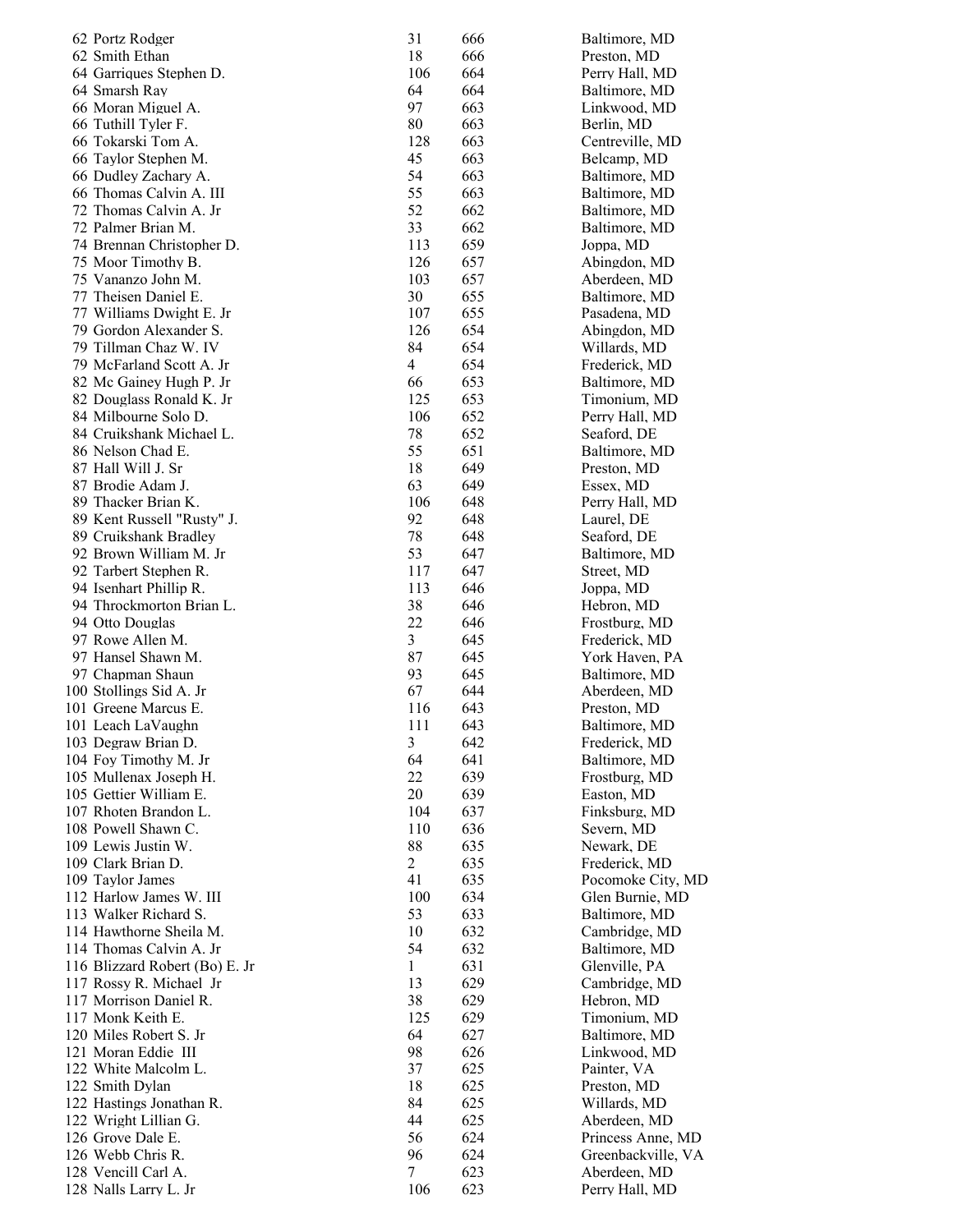| | | | | |
|---|---|---|---|---|
| 62 | Portz Rodger | 31 | 666 | Baltimore, MD |
| 62 | Smith Ethan | 18 | 666 | Preston, MD |
| 64 | Garriques Stephen D. | 106 | 664 | Perry Hall, MD |
| 64 | Smarsh Ray | 64 | 664 | Baltimore, MD |
| 66 | Moran Miguel A. | 97 | 663 | Linkwood, MD |
| 66 | Tuthill Tyler F. | 80 | 663 | Berlin, MD |
| 66 | Tokarski Tom A. | 128 | 663 | Centreville, MD |
| 66 | Taylor Stephen M. | 45 | 663 | Belcamp, MD |
| 66 | Dudley Zachary A. | 54 | 663 | Baltimore, MD |
| 66 | Thomas Calvin A. III | 55 | 663 | Baltimore, MD |
| 72 | Thomas Calvin A. Jr | 52 | 662 | Baltimore, MD |
| 72 | Palmer Brian M. | 33 | 662 | Baltimore, MD |
| 74 | Brennan Christopher D. | 113 | 659 | Joppa, MD |
| 75 | Moor Timothy B. | 126 | 657 | Abingdon, MD |
| 75 | Vananzo John M. | 103 | 657 | Aberdeen, MD |
| 77 | Theisen Daniel E. | 30 | 655 | Baltimore, MD |
| 77 | Williams Dwight E. Jr | 107 | 655 | Pasadena, MD |
| 79 | Gordon Alexander S. | 126 | 654 | Abingdon, MD |
| 79 | Tillman Chaz W. IV | 84 | 654 | Willards, MD |
| 79 | McFarland Scott A. Jr | 4 | 654 | Frederick, MD |
| 82 | Mc Gainey Hugh P. Jr | 66 | 653 | Baltimore, MD |
| 82 | Douglass Ronald K. Jr | 125 | 653 | Timonium, MD |
| 84 | Milbourne Solo D. | 106 | 652 | Perry Hall, MD |
| 84 | Cruikshank Michael L. | 78 | 652 | Seaford, DE |
| 86 | Nelson Chad E. | 55 | 651 | Baltimore, MD |
| 87 | Hall Will J. Sr | 18 | 649 | Preston, MD |
| 87 | Brodie Adam J. | 63 | 649 | Essex, MD |
| 89 | Thacker Brian K. | 106 | 648 | Perry Hall, MD |
| 89 | Kent Russell "Rusty" J. | 92 | 648 | Laurel, DE |
| 89 | Cruikshank Bradley | 78 | 648 | Seaford, DE |
| 92 | Brown William M. Jr | 53 | 647 | Baltimore, MD |
| 92 | Tarbert Stephen R. | 117 | 647 | Street, MD |
| 94 | Isenhart Phillip R. | 113 | 646 | Joppa, MD |
| 94 | Throckmorton Brian L. | 38 | 646 | Hebron, MD |
| 94 | Otto Douglas | 22 | 646 | Frostburg, MD |
| 97 | Rowe Allen M. | 3 | 645 | Frederick, MD |
| 97 | Hansel Shawn M. | 87 | 645 | York Haven, PA |
| 97 | Chapman Shaun | 93 | 645 | Baltimore, MD |
| 100 | Stollings Sid A. Jr | 67 | 644 | Aberdeen, MD |
| 101 | Greene Marcus E. | 116 | 643 | Preston, MD |
| 101 | Leach LaVaughn | 111 | 643 | Baltimore, MD |
| 103 | Degraw Brian D. | 3 | 642 | Frederick, MD |
| 104 | Foy Timothy M. Jr | 64 | 641 | Baltimore, MD |
| 105 | Mullenax Joseph H. | 22 | 639 | Frostburg, MD |
| 105 | Gettier William E. | 20 | 639 | Easton, MD |
| 107 | Rhoten Brandon L. | 104 | 637 | Finksburg, MD |
| 108 | Powell Shawn C. | 110 | 636 | Severn, MD |
| 109 | Lewis Justin W. | 88 | 635 | Newark, DE |
| 109 | Clark Brian D. | 2 | 635 | Frederick, MD |
| 109 | Taylor James | 41 | 635 | Pocomoke City, MD |
| 112 | Harlow James W. III | 100 | 634 | Glen Burnie, MD |
| 113 | Walker Richard S. | 53 | 633 | Baltimore, MD |
| 114 | Hawthorne Sheila M. | 10 | 632 | Cambridge, MD |
| 114 | Thomas Calvin A. Jr | 54 | 632 | Baltimore, MD |
| 116 | Blizzard Robert (Bo) E. Jr | 1 | 631 | Glenville, PA |
| 117 | Rossy R. Michael Jr | 13 | 629 | Cambridge, MD |
| 117 | Morrison Daniel R. | 38 | 629 | Hebron, MD |
| 117 | Monk Keith E. | 125 | 629 | Timonium, MD |
| 120 | Miles Robert S. Jr | 64 | 627 | Baltimore, MD |
| 121 | Moran Eddie III | 98 | 626 | Linkwood, MD |
| 122 | White Malcolm L. | 37 | 625 | Painter, VA |
| 122 | Smith Dylan | 18 | 625 | Preston, MD |
| 122 | Hastings Jonathan R. | 84 | 625 | Willards, MD |
| 122 | Wright Lillian G. | 44 | 625 | Aberdeen, MD |
| 126 | Grove Dale E. | 56 | 624 | Princess Anne, MD |
| 126 | Webb Chris R. | 96 | 624 | Greenbackville, VA |
| 128 | Vencill Carl A. | 7 | 623 | Aberdeen, MD |
| 128 | Nalls Larry L. Jr | 106 | 623 | Perry Hall, MD |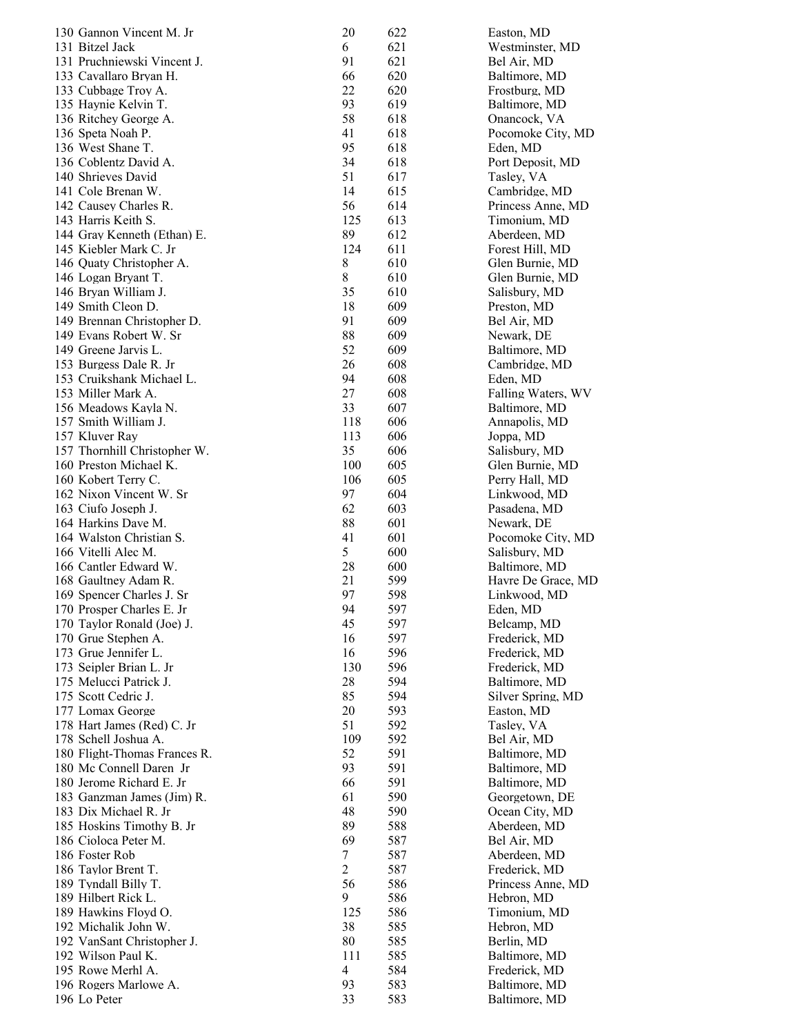| | | | |
|---|---|---|---|
| 130 Gannon Vincent M. Jr | 20 | 622 | Easton, MD |
| 131 Bitzel Jack | 6 | 621 | Westminster, MD |
| 131 Pruchniewski Vincent J. | 91 | 621 | Bel Air, MD |
| 133 Cavallaro Bryan H. | 66 | 620 | Baltimore, MD |
| 133 Cubbage Troy A. | 22 | 620 | Frostburg, MD |
| 135 Haynie Kelvin T. | 93 | 619 | Baltimore, MD |
| 136 Ritchey George A. | 58 | 618 | Onancock, VA |
| 136 Speta Noah P. | 41 | 618 | Pocomoke City, MD |
| 136 West Shane T. | 95 | 618 | Eden, MD |
| 136 Coblentz David A. | 34 | 618 | Port Deposit, MD |
| 140 Shrieves David | 51 | 617 | Tasley, VA |
| 141 Cole Brenan W. | 14 | 615 | Cambridge, MD |
| 142 Causey Charles R. | 56 | 614 | Princess Anne, MD |
| 143 Harris Keith S. | 125 | 613 | Timonium, MD |
| 144 Gray Kenneth (Ethan) E. | 89 | 612 | Aberdeen, MD |
| 145 Kiebler Mark C. Jr | 124 | 611 | Forest Hill, MD |
| 146 Quaty Christopher A. | 8 | 610 | Glen Burnie, MD |
| 146 Logan Bryant T. | 8 | 610 | Glen Burnie, MD |
| 146 Bryan William J. | 35 | 610 | Salisbury, MD |
| 149 Smith Cleon D. | 18 | 609 | Preston, MD |
| 149 Brennan Christopher D. | 91 | 609 | Bel Air, MD |
| 149 Evans Robert W. Sr | 88 | 609 | Newark, DE |
| 149 Greene Jarvis L. | 52 | 609 | Baltimore, MD |
| 153 Burgess Dale R. Jr | 26 | 608 | Cambridge, MD |
| 153 Cruikshank Michael L. | 94 | 608 | Eden, MD |
| 153 Miller Mark A. | 27 | 608 | Falling Waters, WV |
| 156 Meadows Kayla N. | 33 | 607 | Baltimore, MD |
| 157 Smith William J. | 118 | 606 | Annapolis, MD |
| 157 Kluver Ray | 113 | 606 | Joppa, MD |
| 157 Thornhill Christopher W. | 35 | 606 | Salisbury, MD |
| 160 Preston Michael K. | 100 | 605 | Glen Burnie, MD |
| 160 Kobert Terry C. | 106 | 605 | Perry Hall, MD |
| 162 Nixon Vincent W. Sr | 97 | 604 | Linkwood, MD |
| 163 Ciufo Joseph J. | 62 | 603 | Pasadena, MD |
| 164 Harkins Dave M. | 88 | 601 | Newark, DE |
| 164 Walston Christian S. | 41 | 601 | Pocomoke City, MD |
| 166 Vitelli Alec M. | 5 | 600 | Salisbury, MD |
| 166 Cantler Edward W. | 28 | 600 | Baltimore, MD |
| 168 Gaultney Adam R. | 21 | 599 | Havre De Grace, MD |
| 169 Spencer Charles J. Sr | 97 | 598 | Linkwood, MD |
| 170 Prosper Charles E. Jr | 94 | 597 | Eden, MD |
| 170 Taylor Ronald (Joe) J. | 45 | 597 | Belcamp, MD |
| 170 Grue Stephen A. | 16 | 597 | Frederick, MD |
| 173 Grue Jennifer L. | 16 | 596 | Frederick, MD |
| 173 Seipler Brian L. Jr | 130 | 596 | Frederick, MD |
| 175 Melucci Patrick J. | 28 | 594 | Baltimore, MD |
| 175 Scott Cedric J. | 85 | 594 | Silver Spring, MD |
| 177 Lomax George | 20 | 593 | Easton, MD |
| 178 Hart James (Red) C. Jr | 51 | 592 | Tasley, VA |
| 178 Schell Joshua A. | 109 | 592 | Bel Air, MD |
| 180 Flight-Thomas Frances R. | 52 | 591 | Baltimore, MD |
| 180 Mc Connell Daren Jr | 93 | 591 | Baltimore, MD |
| 180 Jerome Richard E. Jr | 66 | 591 | Baltimore, MD |
| 183 Ganzman James (Jim) R. | 61 | 590 | Georgetown, DE |
| 183 Dix Michael R. Jr | 48 | 590 | Ocean City, MD |
| 185 Hoskins Timothy B. Jr | 89 | 588 | Aberdeen, MD |
| 186 Cioloca Peter M. | 69 | 587 | Bel Air, MD |
| 186 Foster Rob | 7 | 587 | Aberdeen, MD |
| 186 Taylor Brent T. | 2 | 587 | Frederick, MD |
| 189 Tyndall Billy T. | 56 | 586 | Princess Anne, MD |
| 189 Hilbert Rick L. | 9 | 586 | Hebron, MD |
| 189 Hawkins Floyd O. | 125 | 586 | Timonium, MD |
| 192 Michalik John W. | 38 | 585 | Hebron, MD |
| 192 VanSant Christopher J. | 80 | 585 | Berlin, MD |
| 192 Wilson Paul K. | 111 | 585 | Baltimore, MD |
| 195 Rowe Merhl A. | 4 | 584 | Frederick, MD |
| 196 Rogers Marlowe A. | 93 | 583 | Baltimore, MD |
| 196 Lo Peter | 33 | 583 | Baltimore, MD |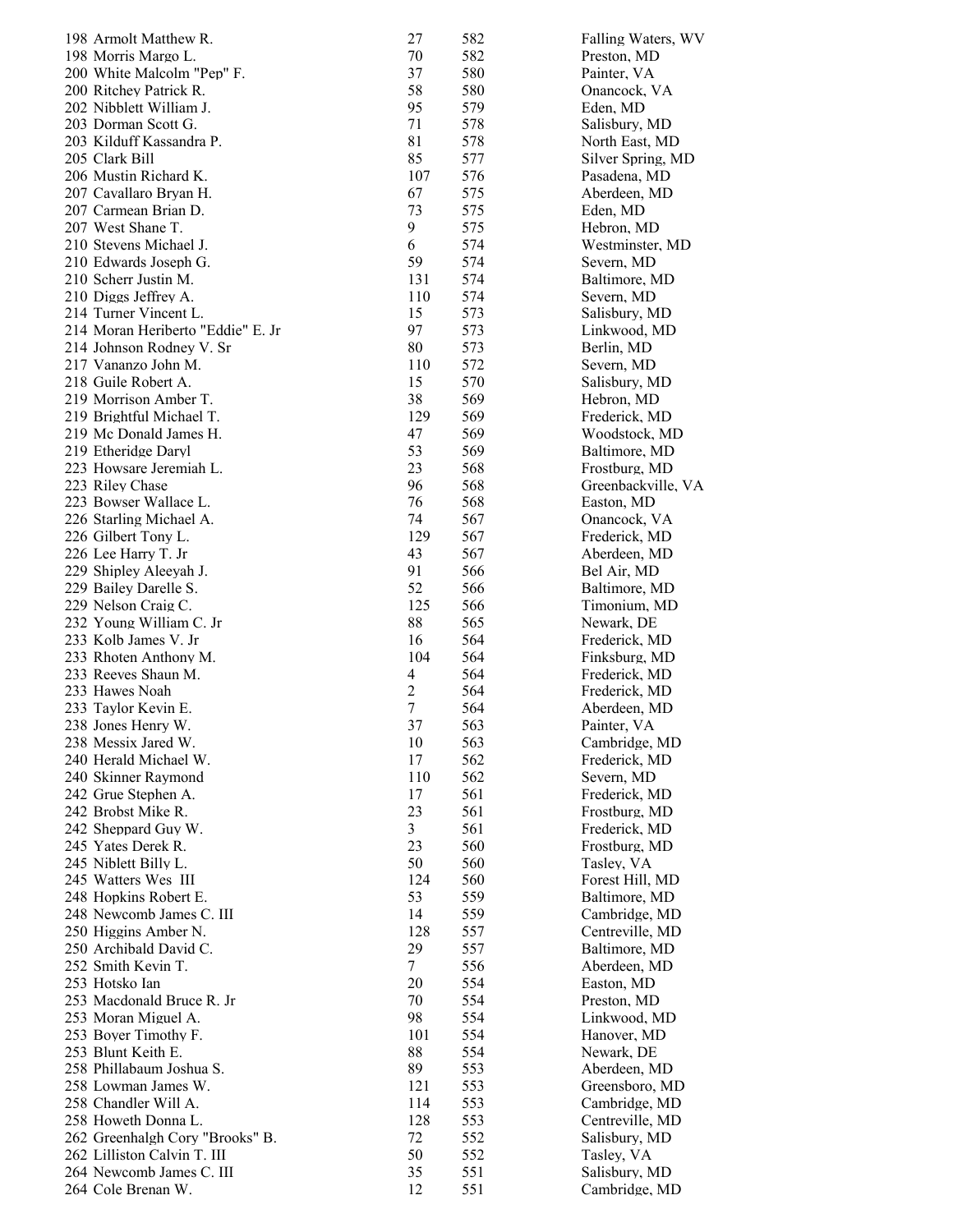| | | | |
|---|---|---|---|
| 198 Armolt Matthew R. | 27 | 582 | Falling Waters, WV |
| 198 Morris Margo L. | 70 | 582 | Preston, MD |
| 200 White Malcolm "Pep" F. | 37 | 580 | Painter, VA |
| 200 Ritchey Patrick R. | 58 | 580 | Onancock, VA |
| 202 Nibblett William J. | 95 | 579 | Eden, MD |
| 203 Dorman Scott G. | 71 | 578 | Salisbury, MD |
| 203 Kilduff Kassandra P. | 81 | 578 | North East, MD |
| 205 Clark Bill | 85 | 577 | Silver Spring, MD |
| 206 Mustin Richard K. | 107 | 576 | Pasadena, MD |
| 207 Cavallaro Bryan H. | 67 | 575 | Aberdeen, MD |
| 207 Carmean Brian D. | 73 | 575 | Eden, MD |
| 207 West Shane T. | 9 | 575 | Hebron, MD |
| 210 Stevens Michael J. | 6 | 574 | Westminster, MD |
| 210 Edwards Joseph G. | 59 | 574 | Severn, MD |
| 210 Scherr Justin M. | 131 | 574 | Baltimore, MD |
| 210 Diggs Jeffrey A. | 110 | 574 | Severn, MD |
| 214 Turner Vincent L. | 15 | 573 | Salisbury, MD |
| 214 Moran Heriberto "Eddie" E. Jr | 97 | 573 | Linkwood, MD |
| 214 Johnson Rodney V. Sr | 80 | 573 | Berlin, MD |
| 217 Vananzo John M. | 110 | 572 | Severn, MD |
| 218 Guile Robert A. | 15 | 570 | Salisbury, MD |
| 219 Morrison Amber T. | 38 | 569 | Hebron, MD |
| 219 Brightful Michael T. | 129 | 569 | Frederick, MD |
| 219 Mc Donald James H. | 47 | 569 | Woodstock, MD |
| 219 Etheridge Daryl | 53 | 569 | Baltimore, MD |
| 223 Howsare Jeremiah L. | 23 | 568 | Frostburg, MD |
| 223 Riley Chase | 96 | 568 | Greenbackville, VA |
| 223 Bowser Wallace L. | 76 | 568 | Easton, MD |
| 226 Starling Michael A. | 74 | 567 | Onancock, VA |
| 226 Gilbert Tony L. | 129 | 567 | Frederick, MD |
| 226 Lee Harry T. Jr | 43 | 567 | Aberdeen, MD |
| 229 Shipley Aleeyah J. | 91 | 566 | Bel Air, MD |
| 229 Bailey Darelle S. | 52 | 566 | Baltimore, MD |
| 229 Nelson Craig C. | 125 | 566 | Timonium, MD |
| 232 Young William C. Jr | 88 | 565 | Newark, DE |
| 233 Kolb James V. Jr | 16 | 564 | Frederick, MD |
| 233 Rhoten Anthony M. | 104 | 564 | Finksburg, MD |
| 233 Reeves Shaun M. | 4 | 564 | Frederick, MD |
| 233 Hawes Noah | 2 | 564 | Frederick, MD |
| 233 Taylor Kevin E. | 7 | 564 | Aberdeen, MD |
| 238 Jones Henry W. | 37 | 563 | Painter, VA |
| 238 Messix Jared W. | 10 | 563 | Cambridge, MD |
| 240 Herald Michael W. | 17 | 562 | Frederick, MD |
| 240 Skinner Raymond | 110 | 562 | Severn, MD |
| 242 Grue Stephen A. | 17 | 561 | Frederick, MD |
| 242 Brobst Mike R. | 23 | 561 | Frostburg, MD |
| 242 Sheppard Guy W. | 3 | 561 | Frederick, MD |
| 245 Yates Derek R. | 23 | 560 | Frostburg, MD |
| 245 Niblett Billy L. | 50 | 560 | Tasley, VA |
| 245 Watters Wes III | 124 | 560 | Forest Hill, MD |
| 248 Hopkins Robert E. | 53 | 559 | Baltimore, MD |
| 248 Newcomb James C. III | 14 | 559 | Cambridge, MD |
| 250 Higgins Amber N. | 128 | 557 | Centreville, MD |
| 250 Archibald David C. | 29 | 557 | Baltimore, MD |
| 252 Smith Kevin T. | 7 | 556 | Aberdeen, MD |
| 253 Hotsko Ian | 20 | 554 | Easton, MD |
| 253 Macdonald Bruce R. Jr | 70 | 554 | Preston, MD |
| 253 Moran Miguel A. | 98 | 554 | Linkwood, MD |
| 253 Boyer Timothy F. | 101 | 554 | Hanover, MD |
| 253 Blunt Keith E. | 88 | 554 | Newark, DE |
| 258 Phillabaum Joshua S. | 89 | 553 | Aberdeen, MD |
| 258 Lowman James W. | 121 | 553 | Greensboro, MD |
| 258 Chandler Will A. | 114 | 553 | Cambridge, MD |
| 258 Howeth Donna L. | 128 | 553 | Centreville, MD |
| 262 Greenhalgh Cory "Brooks" B. | 72 | 552 | Salisbury, MD |
| 262 Lilliston Calvin T. III | 50 | 552 | Tasley, VA |
| 264 Newcomb James C. III | 35 | 551 | Salisbury, MD |
| 264 Cole Brenan W. | 12 | 551 | Cambridge, MD |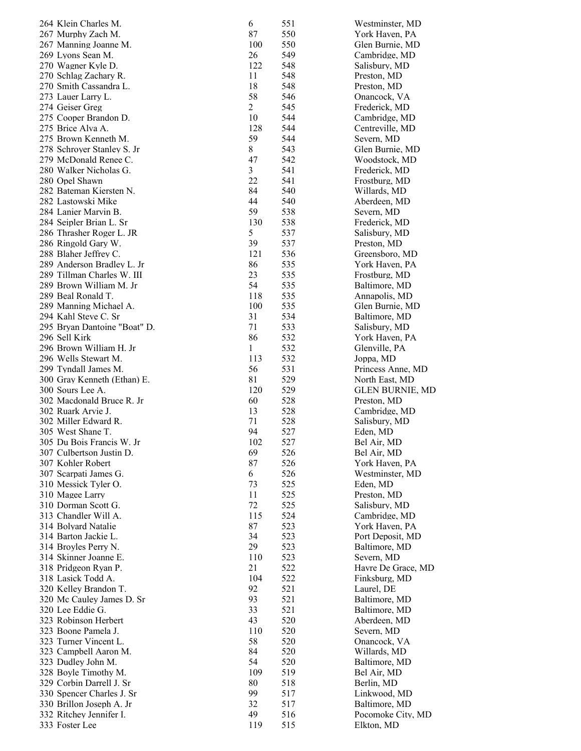| | | | |
|---|---|---|---|
| 264 Klein Charles M. | 6 | 551 | Westminster, MD |
| 267 Murphy Zach M. | 87 | 550 | York Haven, PA |
| 267 Manning Joanne M. | 100 | 550 | Glen Burnie, MD |
| 269 Lyons Sean M. | 26 | 549 | Cambridge, MD |
| 270 Wagner Kyle D. | 122 | 548 | Salisbury, MD |
| 270 Schlag Zachary R. | 11 | 548 | Preston, MD |
| 270 Smith Cassandra L. | 18 | 548 | Preston, MD |
| 273 Lauer Larry L. | 58 | 546 | Onancock, VA |
| 274 Geiser Greg | 2 | 545 | Frederick, MD |
| 275 Cooper Brandon D. | 10 | 544 | Cambridge, MD |
| 275 Brice Alva A. | 128 | 544 | Centreville, MD |
| 275 Brown Kenneth M. | 59 | 544 | Severn, MD |
| 278 Schroyer Stanley S. Jr | 8 | 543 | Glen Burnie, MD |
| 279 McDonald Renee C. | 47 | 542 | Woodstock, MD |
| 280 Walker Nicholas G. | 3 | 541 | Frederick, MD |
| 280 Opel Shawn | 22 | 541 | Frostburg, MD |
| 282 Bateman Kiersten N. | 84 | 540 | Willards, MD |
| 282 Lastowski Mike | 44 | 540 | Aberdeen, MD |
| 284 Lanier Marvin B. | 59 | 538 | Severn, MD |
| 284 Seipler Brian L. Sr | 130 | 538 | Frederick, MD |
| 286 Thrasher Roger L. JR | 5 | 537 | Salisbury, MD |
| 286 Ringold Gary W. | 39 | 537 | Preston, MD |
| 288 Blaher Jeffrey C. | 121 | 536 | Greensboro, MD |
| 289 Anderson Bradley L. Jr | 86 | 535 | York Haven, PA |
| 289 Tillman Charles W. III | 23 | 535 | Frostburg, MD |
| 289 Brown William M. Jr | 54 | 535 | Baltimore, MD |
| 289 Beal Ronald T. | 118 | 535 | Annapolis, MD |
| 289 Manning Michael A. | 100 | 535 | Glen Burnie, MD |
| 294 Kahl Steve C. Sr | 31 | 534 | Baltimore, MD |
| 295 Bryan Dantoine "Boat" D. | 71 | 533 | Salisbury, MD |
| 296 Sell Kirk | 86 | 532 | York Haven, PA |
| 296 Brown William H. Jr | 1 | 532 | Glenville, PA |
| 296 Wells Stewart M. | 113 | 532 | Joppa, MD |
| 299 Tyndall James M. | 56 | 531 | Princess Anne, MD |
| 300 Gray Kenneth (Ethan) E. | 81 | 529 | North East, MD |
| 300 Sours Lee A. | 120 | 529 | GLEN BURNIE, MD |
| 302 Macdonald Bruce R. Jr | 60 | 528 | Preston, MD |
| 302 Ruark Arvie J. | 13 | 528 | Cambridge, MD |
| 302 Miller Edward R. | 71 | 528 | Salisbury, MD |
| 305 West Shane T. | 94 | 527 | Eden, MD |
| 305 Du Bois Francis W. Jr | 102 | 527 | Bel Air, MD |
| 307 Culbertson Justin D. | 69 | 526 | Bel Air, MD |
| 307 Kohler Robert | 87 | 526 | York Haven, PA |
| 307 Scarpati James G. | 6 | 526 | Westminster, MD |
| 310 Messick Tyler O. | 73 | 525 | Eden, MD |
| 310 Magee Larry | 11 | 525 | Preston, MD |
| 310 Dorman Scott G. | 72 | 525 | Salisbury, MD |
| 313 Chandler Will A. | 115 | 524 | Cambridge, MD |
| 314 Bolyard Natalie | 87 | 523 | York Haven, PA |
| 314 Barton Jackie L. | 34 | 523 | Port Deposit, MD |
| 314 Broyles Perry N. | 29 | 523 | Baltimore, MD |
| 314 Skinner Joanne E. | 110 | 523 | Severn, MD |
| 318 Pridgeon Ryan P. | 21 | 522 | Havre De Grace, MD |
| 318 Lasick Todd A. | 104 | 522 | Finksburg, MD |
| 320 Kelley Brandon T. | 92 | 521 | Laurel, DE |
| 320 Mc Cauley James D. Sr | 93 | 521 | Baltimore, MD |
| 320 Lee Eddie G. | 33 | 521 | Baltimore, MD |
| 323 Robinson Herbert | 43 | 520 | Aberdeen, MD |
| 323 Boone Pamela J. | 110 | 520 | Severn, MD |
| 323 Turner Vincent L. | 58 | 520 | Onancock, VA |
| 323 Campbell Aaron M. | 84 | 520 | Willards, MD |
| 323 Dudley John M. | 54 | 520 | Baltimore, MD |
| 328 Boyle Timothy M. | 109 | 519 | Bel Air, MD |
| 329 Corbin Darrell J. Sr | 80 | 518 | Berlin, MD |
| 330 Spencer Charles J. Sr | 99 | 517 | Linkwood, MD |
| 330 Brillon Joseph A. Jr | 32 | 517 | Baltimore, MD |
| 332 Ritchey Jennifer I. | 49 | 516 | Pocomoke City, MD |
| 333 Foster Lee | 119 | 515 | Elkton, MD |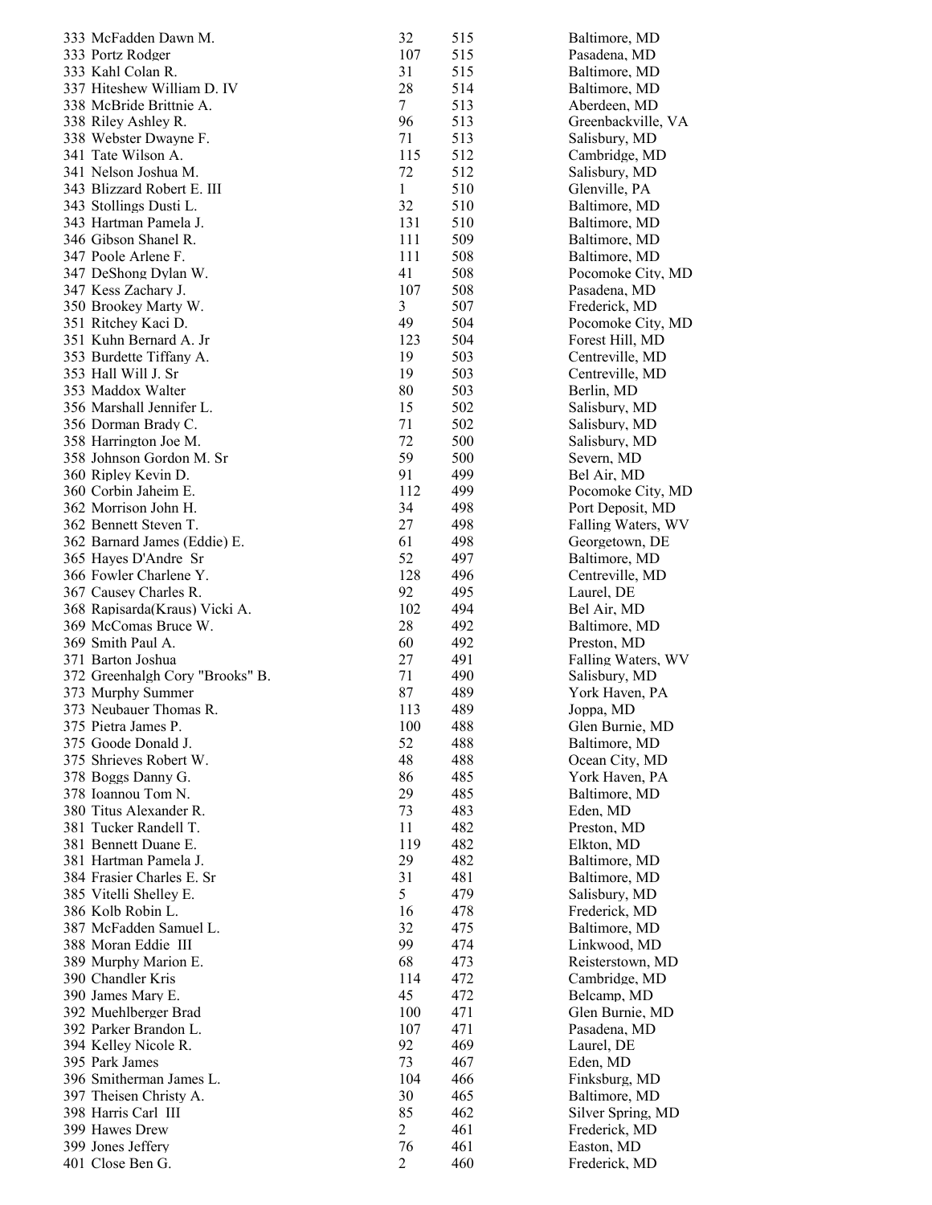| | | | |
|---|---|---|---|
| 333 McFadden Dawn M. | 32 | 515 | Baltimore, MD |
| 333 Portz Rodger | 107 | 515 | Pasadena, MD |
| 333 Kahl Colan R. | 31 | 515 | Baltimore, MD |
| 337 Hiteshew William D. IV | 28 | 514 | Baltimore, MD |
| 338 McBride Brittnie A. | 7 | 513 | Aberdeen, MD |
| 338 Riley Ashley R. | 96 | 513 | Greenbackville, VA |
| 338 Webster Dwayne F. | 71 | 513 | Salisbury, MD |
| 341 Tate Wilson A. | 115 | 512 | Cambridge, MD |
| 341 Nelson Joshua M. | 72 | 512 | Salisbury, MD |
| 343 Blizzard Robert E. III | 1 | 510 | Glenville, PA |
| 343 Stollings Dusti L. | 32 | 510 | Baltimore, MD |
| 343 Hartman Pamela J. | 131 | 510 | Baltimore, MD |
| 346 Gibson Shanel R. | 111 | 509 | Baltimore, MD |
| 347 Poole Arlene F. | 111 | 508 | Baltimore, MD |
| 347 DeShong Dylan W. | 41 | 508 | Pocomoke City, MD |
| 347 Kess Zachary J. | 107 | 508 | Pasadena, MD |
| 350 Brookey Marty W. | 3 | 507 | Frederick, MD |
| 351 Ritchey Kaci D. | 49 | 504 | Pocomoke City, MD |
| 351 Kuhn Bernard A. Jr | 123 | 504 | Forest Hill, MD |
| 353 Burdette Tiffany A. | 19 | 503 | Centreville, MD |
| 353 Hall Will J. Sr | 19 | 503 | Centreville, MD |
| 353 Maddox Walter | 80 | 503 | Berlin, MD |
| 356 Marshall Jennifer L. | 15 | 502 | Salisbury, MD |
| 356 Dorman Brady C. | 71 | 502 | Salisbury, MD |
| 358 Harrington Joe M. | 72 | 500 | Salisbury, MD |
| 358 Johnson Gordon M. Sr | 59 | 500 | Severn, MD |
| 360 Ripley Kevin D. | 91 | 499 | Bel Air, MD |
| 360 Corbin Jaheim E. | 112 | 499 | Pocomoke City, MD |
| 362 Morrison John H. | 34 | 498 | Port Deposit, MD |
| 362 Bennett Steven T. | 27 | 498 | Falling Waters, WV |
| 362 Barnard James (Eddie) E. | 61 | 498 | Georgetown, DE |
| 365 Hayes D'Andre Sr | 52 | 497 | Baltimore, MD |
| 366 Fowler Charlene Y. | 128 | 496 | Centreville, MD |
| 367 Causey Charles R. | 92 | 495 | Laurel, DE |
| 368 Rapisarda(Kraus) Vicki A. | 102 | 494 | Bel Air, MD |
| 369 McComas Bruce W. | 28 | 492 | Baltimore, MD |
| 369 Smith Paul A. | 60 | 492 | Preston, MD |
| 371 Barton Joshua | 27 | 491 | Falling Waters, WV |
| 372 Greenhalgh Cory "Brooks" B. | 71 | 490 | Salisbury, MD |
| 373 Murphy Summer | 87 | 489 | York Haven, PA |
| 373 Neubauer Thomas R. | 113 | 489 | Joppa, MD |
| 375 Pietra James P. | 100 | 488 | Glen Burnie, MD |
| 375 Goode Donald J. | 52 | 488 | Baltimore, MD |
| 375 Shrieves Robert W. | 48 | 488 | Ocean City, MD |
| 378 Boggs Danny G. | 86 | 485 | York Haven, PA |
| 378 Ioannou Tom N. | 29 | 485 | Baltimore, MD |
| 380 Titus Alexander R. | 73 | 483 | Eden, MD |
| 381 Tucker Randell T. | 11 | 482 | Preston, MD |
| 381 Bennett Duane E. | 119 | 482 | Elkton, MD |
| 381 Hartman Pamela J. | 29 | 482 | Baltimore, MD |
| 384 Frasier Charles E. Sr | 31 | 481 | Baltimore, MD |
| 385 Vitelli Shelley E. | 5 | 479 | Salisbury, MD |
| 386 Kolb Robin L. | 16 | 478 | Frederick, MD |
| 387 McFadden Samuel L. | 32 | 475 | Baltimore, MD |
| 388 Moran Eddie III | 99 | 474 | Linkwood, MD |
| 389 Murphy Marion E. | 68 | 473 | Reisterstown, MD |
| 390 Chandler Kris | 114 | 472 | Cambridge, MD |
| 390 James Mary E. | 45 | 472 | Belcamp, MD |
| 392 Muehlberger Brad | 100 | 471 | Glen Burnie, MD |
| 392 Parker Brandon L. | 107 | 471 | Pasadena, MD |
| 394 Kelley Nicole R. | 92 | 469 | Laurel, DE |
| 395 Park James | 73 | 467 | Eden, MD |
| 396 Smitherman James L. | 104 | 466 | Finksburg, MD |
| 397 Theisen Christy A. | 30 | 465 | Baltimore, MD |
| 398 Harris Carl III | 85 | 462 | Silver Spring, MD |
| 399 Hawes Drew | 2 | 461 | Frederick, MD |
| 399 Jones Jeffery | 76 | 461 | Easton, MD |
| 401 Close Ben G. | 2 | 460 | Frederick, MD |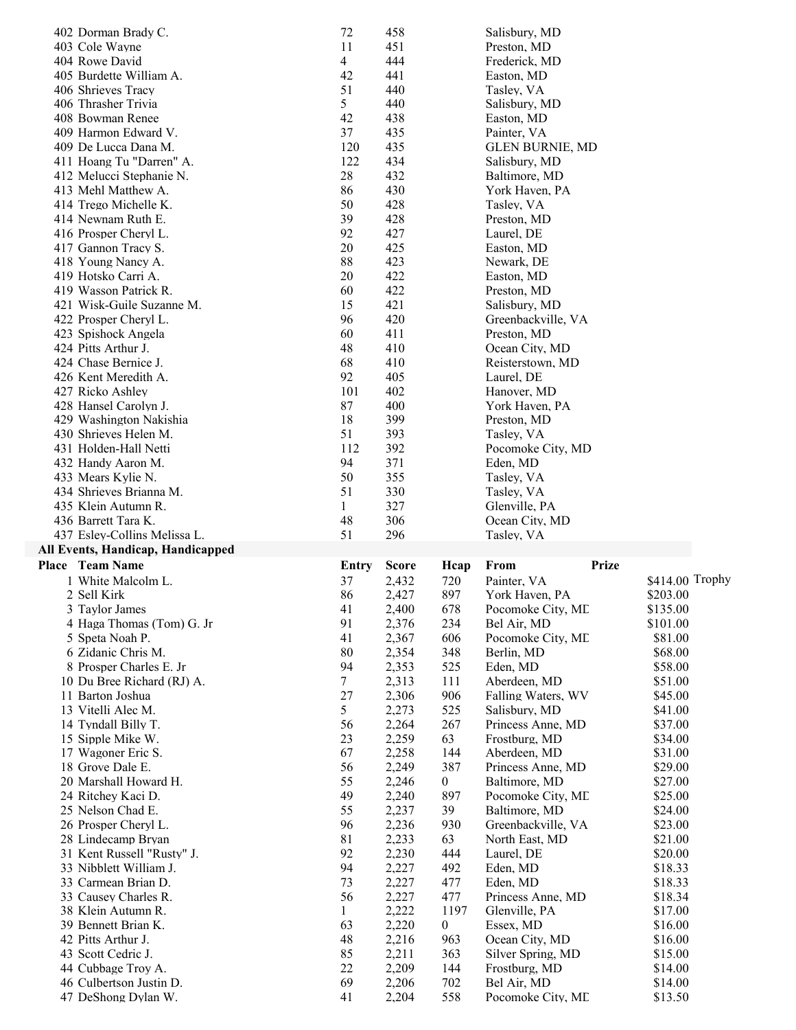| | | | | |
|---|---|---|---|---|
| 402 Dorman Brady C. | 72 | 458 | | Salisbury, MD |
| 403 Cole Wayne | 11 | 451 | | Preston, MD |
| 404 Rowe David | 4 | 444 | | Frederick, MD |
| 405 Burdette William A. | 42 | 441 | | Easton, MD |
| 406 Shrieves Tracy | 51 | 440 | | Tasley, VA |
| 406 Thrasher Trivia | 5 | 440 | | Salisbury, MD |
| 408 Bowman Renee | 42 | 438 | | Easton, MD |
| 409 Harmon Edward V. | 37 | 435 | | Painter, VA |
| 409 De Lucca Dana M. | 120 | 435 | | GLEN BURNIE, MD |
| 411 Hoang Tu "Darren" A. | 122 | 434 | | Salisbury, MD |
| 412 Melucci Stephanie N. | 28 | 432 | | Baltimore, MD |
| 413 Mehl Matthew A. | 86 | 430 | | York Haven, PA |
| 414 Trego Michelle K. | 50 | 428 | | Tasley, VA |
| 414 Newnam Ruth E. | 39 | 428 | | Preston, MD |
| 416 Prosper Cheryl L. | 92 | 427 | | Laurel, DE |
| 417 Gannon Tracy S. | 20 | 425 | | Easton, MD |
| 418 Young Nancy A. | 88 | 423 | | Newark, DE |
| 419 Hotsko Carri A. | 20 | 422 | | Easton, MD |
| 419 Wasson Patrick R. | 60 | 422 | | Preston, MD |
| 421 Wisk-Guile Suzanne M. | 15 | 421 | | Salisbury, MD |
| 422 Prosper Cheryl L. | 96 | 420 | | Greenbackville, VA |
| 423 Spishock Angela | 60 | 411 | | Preston, MD |
| 424 Pitts Arthur J. | 48 | 410 | | Ocean City, MD |
| 424 Chase Bernice J. | 68 | 410 | | Reisterstown, MD |
| 426 Kent Meredith A. | 92 | 405 | | Laurel, DE |
| 427 Ricko Ashley | 101 | 402 | | Hanover, MD |
| 428 Hansel Carolyn J. | 87 | 400 | | York Haven, PA |
| 429 Washington Nakishia | 18 | 399 | | Preston, MD |
| 430 Shrieves Helen M. | 51 | 393 | | Tasley, VA |
| 431 Holden-Hall Netti | 112 | 392 | | Pocomoke City, MD |
| 432 Handy Aaron M. | 94 | 371 | | Eden, MD |
| 433 Mears Kylie N. | 50 | 355 | | Tasley, VA |
| 434 Shrieves Brianna M. | 51 | 330 | | Tasley, VA |
| 435 Klein Autumn R. | 1 | 327 | | Glenville, PA |
| 436 Barrett Tara K. | 48 | 306 | | Ocean City, MD |
| 437 Esley-Collins Melissa L. | 51 | 296 | | Tasley, VA |

**All Events, Handicap, Handicapped**

| Place | Team Name | Entry | Score | Hcap | From | Prize | |
|---|---|---|---|---|---|---|---|
| 1 | White Malcolm L. | 37 | 2,432 | 720 | Painter, VA | $414.00 | Trophy |
| 2 | Sell Kirk | 86 | 2,427 | 897 | York Haven, PA | $203.00 | |
| 3 | Taylor James | 41 | 2,400 | 678 | Pocomoke City, MD | $135.00 | |
| 4 | Haga Thomas (Tom) G. Jr | 91 | 2,376 | 234 | Bel Air, MD | $101.00 | |
| 5 | Speta Noah P. | 41 | 2,367 | 606 | Pocomoke City, MD | $81.00 | |
| 6 | Zidanic Chris M. | 80 | 2,354 | 348 | Berlin, MD | $68.00 | |
| 8 | Prosper Charles E. Jr | 94 | 2,353 | 525 | Eden, MD | $58.00 | |
| 10 | Du Bree Richard (RJ) A. | 7 | 2,313 | 111 | Aberdeen, MD | $51.00 | |
| 11 | Barton Joshua | 27 | 2,306 | 906 | Falling Waters, WV | $45.00 | |
| 13 | Vitelli Alec M. | 5 | 2,273 | 525 | Salisbury, MD | $41.00 | |
| 14 | Tyndall Billy T. | 56 | 2,264 | 267 | Princess Anne, MD | $37.00 | |
| 15 | Sipple Mike W. | 23 | 2,259 | 63 | Frostburg, MD | $34.00 | |
| 17 | Wagoner Eric S. | 67 | 2,258 | 144 | Aberdeen, MD | $31.00 | |
| 18 | Grove Dale E. | 56 | 2,249 | 387 | Princess Anne, MD | $29.00 | |
| 20 | Marshall Howard H. | 55 | 2,246 | 0 | Baltimore, MD | $27.00 | |
| 24 | Ritchey Kaci D. | 49 | 2,240 | 897 | Pocomoke City, MD | $25.00 | |
| 25 | Nelson Chad E. | 55 | 2,237 | 39 | Baltimore, MD | $24.00 | |
| 26 | Prosper Cheryl L. | 96 | 2,236 | 930 | Greenbackville, VA | $23.00 | |
| 28 | Lindecamp Bryan | 81 | 2,233 | 63 | North East, MD | $21.00 | |
| 31 | Kent Russell "Rusty" J. | 92 | 2,230 | 444 | Laurel, DE | $20.00 | |
| 33 | Nibblett William J. | 94 | 2,227 | 492 | Eden, MD | $18.33 | |
| 33 | Carmean Brian D. | 73 | 2,227 | 477 | Eden, MD | $18.33 | |
| 33 | Causey Charles R. | 56 | 2,227 | 477 | Princess Anne, MD | $18.34 | |
| 38 | Klein Autumn R. | 1 | 2,222 | 1197 | Glenville, PA | $17.00 | |
| 39 | Bennett Brian K. | 63 | 2,220 | 0 | Essex, MD | $16.00 | |
| 42 | Pitts Arthur J. | 48 | 2,216 | 963 | Ocean City, MD | $16.00 | |
| 43 | Scott Cedric J. | 85 | 2,211 | 363 | Silver Spring, MD | $15.00 | |
| 44 | Cubbage Troy A. | 22 | 2,209 | 144 | Frostburg, MD | $14.00 | |
| 46 | Culbertson Justin D. | 69 | 2,206 | 702 | Bel Air, MD | $14.00 | |
| 47 | DeShong Dylan W. | 41 | 2,204 | 558 | Pocomoke City, MD | $13.50 | |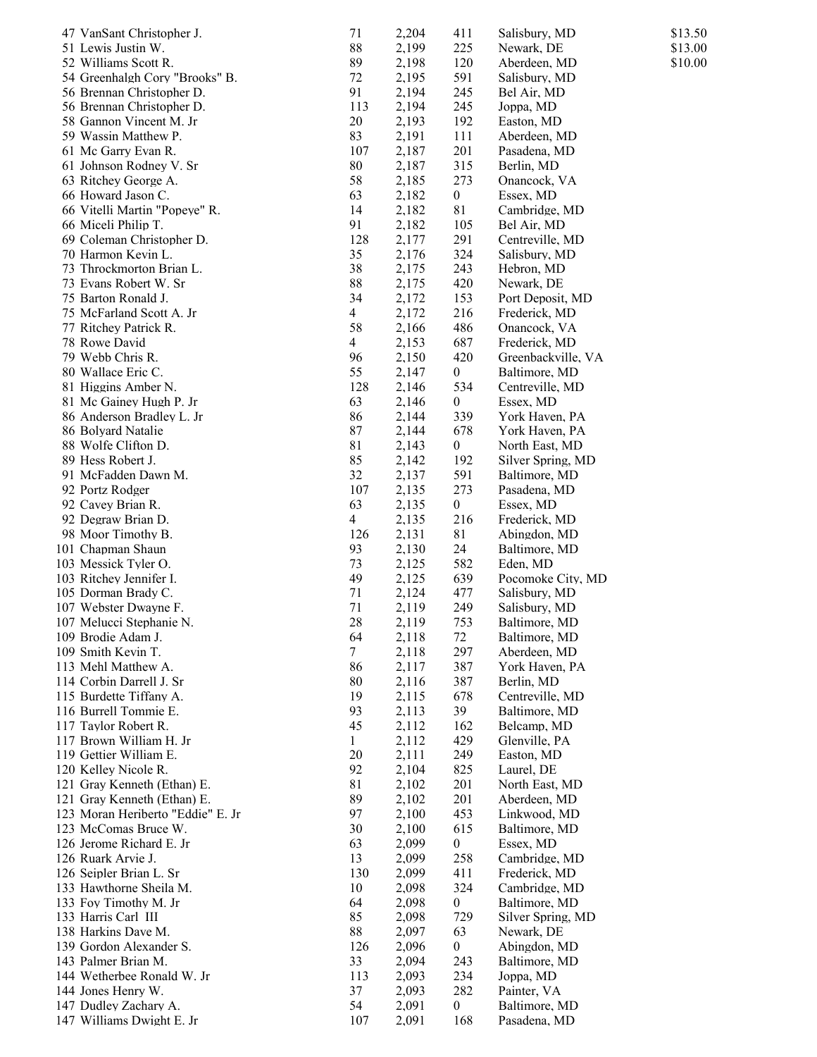| | | | | | |
|---|---|---|---|---|---|
| 47 VanSant Christopher J. | 71 | 2,204 | 411 | Salisbury, MD | $13.50 |
| 51 Lewis Justin W. | 88 | 2,199 | 225 | Newark, DE | $13.00 |
| 52 Williams Scott R. | 89 | 2,198 | 120 | Aberdeen, MD | $10.00 |
| 54 Greenhalgh Cory "Brooks" B. | 72 | 2,195 | 591 | Salisbury, MD | |
| 56 Brennan Christopher D. | 91 | 2,194 | 245 | Bel Air, MD | |
| 56 Brennan Christopher D. | 113 | 2,194 | 245 | Joppa, MD | |
| 58 Gannon Vincent M. Jr | 20 | 2,193 | 192 | Easton, MD | |
| 59 Wassin Matthew P. | 83 | 2,191 | 111 | Aberdeen, MD | |
| 61 Mc Garry Evan R. | 107 | 2,187 | 201 | Pasadena, MD | |
| 61 Johnson Rodney V. Sr | 80 | 2,187 | 315 | Berlin, MD | |
| 63 Ritchey George A. | 58 | 2,185 | 273 | Onancock, VA | |
| 66 Howard Jason C. | 63 | 2,182 | 0 | Essex, MD | |
| 66 Vitelli Martin "Popeye" R. | 14 | 2,182 | 81 | Cambridge, MD | |
| 66 Miceli Philip T. | 91 | 2,182 | 105 | Bel Air, MD | |
| 69 Coleman Christopher D. | 128 | 2,177 | 291 | Centreville, MD | |
| 70 Harmon Kevin L. | 35 | 2,176 | 324 | Salisbury, MD | |
| 73 Throckmorton Brian L. | 38 | 2,175 | 243 | Hebron, MD | |
| 73 Evans Robert W. Sr | 88 | 2,175 | 420 | Newark, DE | |
| 75 Barton Ronald J. | 34 | 2,172 | 153 | Port Deposit, MD | |
| 75 McFarland Scott A. Jr | 4 | 2,172 | 216 | Frederick, MD | |
| 77 Ritchey Patrick R. | 58 | 2,166 | 486 | Onancock, VA | |
| 78 Rowe David | 4 | 2,153 | 687 | Frederick, MD | |
| 79 Webb Chris R. | 96 | 2,150 | 420 | Greenbackville, VA | |
| 80 Wallace Eric C. | 55 | 2,147 | 0 | Baltimore, MD | |
| 81 Higgins Amber N. | 128 | 2,146 | 534 | Centreville, MD | |
| 81 Mc Gainey Hugh P. Jr | 63 | 2,146 | 0 | Essex, MD | |
| 86 Anderson Bradley L. Jr | 86 | 2,144 | 339 | York Haven, PA | |
| 86 Bolyard Natalie | 87 | 2,144 | 678 | York Haven, PA | |
| 88 Wolfe Clifton D. | 81 | 2,143 | 0 | North East, MD | |
| 89 Hess Robert J. | 85 | 2,142 | 192 | Silver Spring, MD | |
| 91 McFadden Dawn M. | 32 | 2,137 | 591 | Baltimore, MD | |
| 92 Portz Rodger | 107 | 2,135 | 273 | Pasadena, MD | |
| 92 Cavey Brian R. | 63 | 2,135 | 0 | Essex, MD | |
| 92 Degraw Brian D. | 4 | 2,135 | 216 | Frederick, MD | |
| 98 Moor Timothy B. | 126 | 2,131 | 81 | Abingdon, MD | |
| 101 Chapman Shaun | 93 | 2,130 | 24 | Baltimore, MD | |
| 103 Messick Tyler O. | 73 | 2,125 | 582 | Eden, MD | |
| 103 Ritchey Jennifer I. | 49 | 2,125 | 639 | Pocomoke City, MD | |
| 105 Dorman Brady C. | 71 | 2,124 | 477 | Salisbury, MD | |
| 107 Webster Dwayne F. | 71 | 2,119 | 249 | Salisbury, MD | |
| 107 Melucci Stephanie N. | 28 | 2,119 | 753 | Baltimore, MD | |
| 109 Brodie Adam J. | 64 | 2,118 | 72 | Baltimore, MD | |
| 109 Smith Kevin T. | 7 | 2,118 | 297 | Aberdeen, MD | |
| 113 Mehl Matthew A. | 86 | 2,117 | 387 | York Haven, PA | |
| 114 Corbin Darrell J. Sr | 80 | 2,116 | 387 | Berlin, MD | |
| 115 Burdette Tiffany A. | 19 | 2,115 | 678 | Centreville, MD | |
| 116 Burrell Tommie E. | 93 | 2,113 | 39 | Baltimore, MD | |
| 117 Taylor Robert R. | 45 | 2,112 | 162 | Belcamp, MD | |
| 117 Brown William H. Jr | 1 | 2,112 | 429 | Glenville, PA | |
| 119 Gettier William E. | 20 | 2,111 | 249 | Easton, MD | |
| 120 Kelley Nicole R. | 92 | 2,104 | 825 | Laurel, DE | |
| 121 Gray Kenneth (Ethan) E. | 81 | 2,102 | 201 | North East, MD | |
| 121 Gray Kenneth (Ethan) E. | 89 | 2,102 | 201 | Aberdeen, MD | |
| 123 Moran Heriberto "Eddie" E. Jr | 97 | 2,100 | 453 | Linkwood, MD | |
| 123 McComas Bruce W. | 30 | 2,100 | 615 | Baltimore, MD | |
| 126 Jerome Richard E. Jr | 63 | 2,099 | 0 | Essex, MD | |
| 126 Ruark Arvie J. | 13 | 2,099 | 258 | Cambridge, MD | |
| 126 Seipler Brian L. Sr | 130 | 2,099 | 411 | Frederick, MD | |
| 133 Hawthorne Sheila M. | 10 | 2,098 | 324 | Cambridge, MD | |
| 133 Foy Timothy M. Jr | 64 | 2,098 | 0 | Baltimore, MD | |
| 133 Harris Carl III | 85 | 2,098 | 729 | Silver Spring, MD | |
| 138 Harkins Dave M. | 88 | 2,097 | 63 | Newark, DE | |
| 139 Gordon Alexander S. | 126 | 2,096 | 0 | Abingdon, MD | |
| 143 Palmer Brian M. | 33 | 2,094 | 243 | Baltimore, MD | |
| 144 Wetherbee Ronald W. Jr | 113 | 2,093 | 234 | Joppa, MD | |
| 144 Jones Henry W. | 37 | 2,093 | 282 | Painter, VA | |
| 147 Dudley Zachary A. | 54 | 2,091 | 0 | Baltimore, MD | |
| 147 Williams Dwight E. Jr | 107 | 2,091 | 168 | Pasadena, MD | |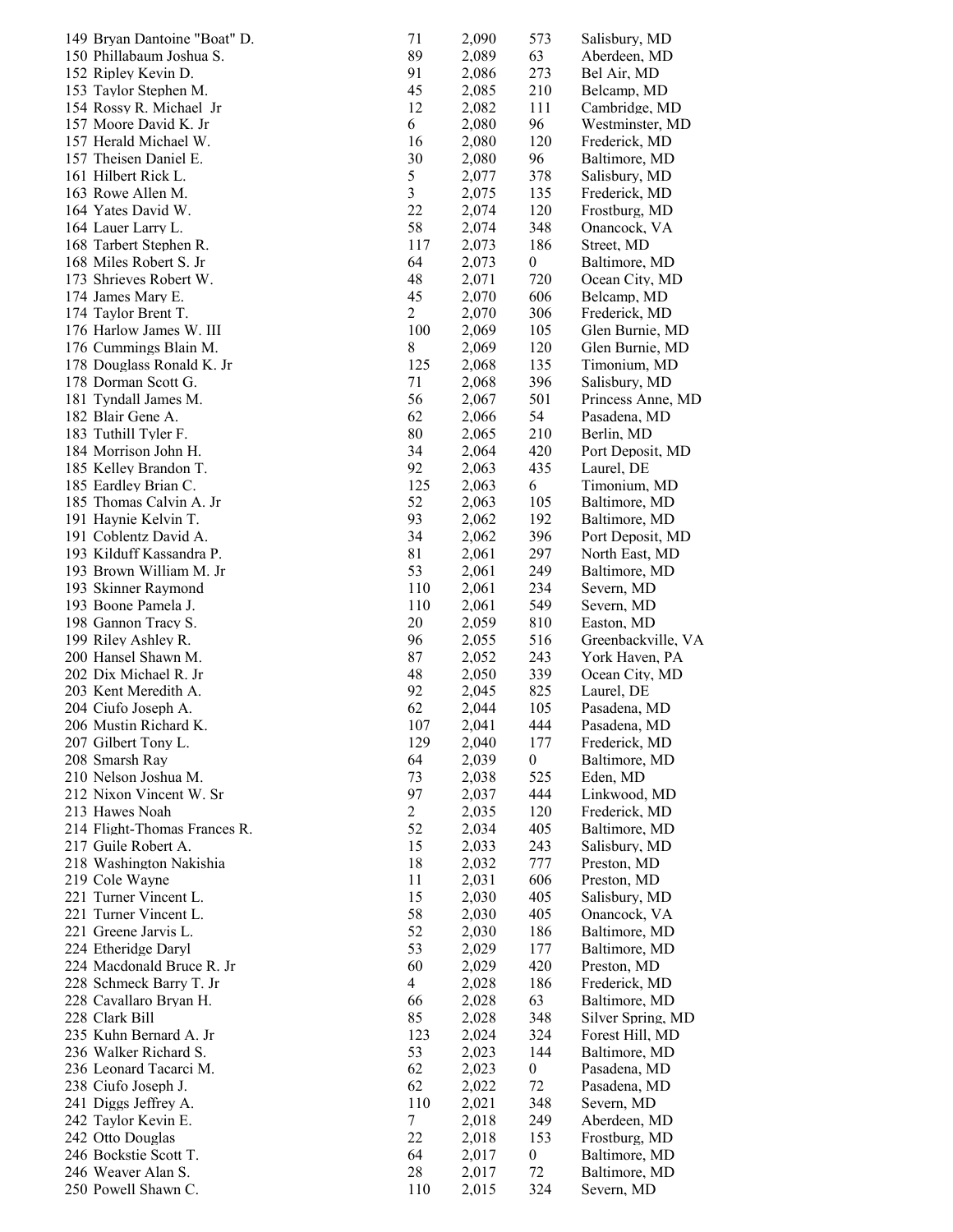| | | | | |
|---|---|---|---|---|
| 149 Bryan Dantoine "Boat" D. | 71 | 2,090 | 573 | Salisbury, MD |
| 150 Phillabaum Joshua S. | 89 | 2,089 | 63 | Aberdeen, MD |
| 152 Ripley Kevin D. | 91 | 2,086 | 273 | Bel Air, MD |
| 153 Taylor Stephen M. | 45 | 2,085 | 210 | Belcamp, MD |
| 154 Rossy R. Michael Jr | 12 | 2,082 | 111 | Cambridge, MD |
| 157 Moore David K. Jr | 6 | 2,080 | 96 | Westminster, MD |
| 157 Herald Michael W. | 16 | 2,080 | 120 | Frederick, MD |
| 157 Theisen Daniel E. | 30 | 2,080 | 96 | Baltimore, MD |
| 161 Hilbert Rick L. | 5 | 2,077 | 378 | Salisbury, MD |
| 163 Rowe Allen M. | 3 | 2,075 | 135 | Frederick, MD |
| 164 Yates David W. | 22 | 2,074 | 120 | Frostburg, MD |
| 164 Lauer Larry L. | 58 | 2,074 | 348 | Onancock, VA |
| 168 Tarbert Stephen R. | 117 | 2,073 | 186 | Street, MD |
| 168 Miles Robert S. Jr | 64 | 2,073 | 0 | Baltimore, MD |
| 173 Shrieves Robert W. | 48 | 2,071 | 720 | Ocean City, MD |
| 174 James Mary E. | 45 | 2,070 | 606 | Belcamp, MD |
| 174 Taylor Brent T. | 2 | 2,070 | 306 | Frederick, MD |
| 176 Harlow James W. III | 100 | 2,069 | 105 | Glen Burnie, MD |
| 176 Cummings Blain M. | 8 | 2,069 | 120 | Glen Burnie, MD |
| 178 Douglass Ronald K. Jr | 125 | 2,068 | 135 | Timonium, MD |
| 178 Dorman Scott G. | 71 | 2,068 | 396 | Salisbury, MD |
| 181 Tyndall James M. | 56 | 2,067 | 501 | Princess Anne, MD |
| 182 Blair Gene A. | 62 | 2,066 | 54 | Pasadena, MD |
| 183 Tuthill Tyler F. | 80 | 2,065 | 210 | Berlin, MD |
| 184 Morrison John H. | 34 | 2,064 | 420 | Port Deposit, MD |
| 185 Kelley Brandon T. | 92 | 2,063 | 435 | Laurel, DE |
| 185 Eardley Brian C. | 125 | 2,063 | 6 | Timonium, MD |
| 185 Thomas Calvin A. Jr | 52 | 2,063 | 105 | Baltimore, MD |
| 191 Haynie Kelvin T. | 93 | 2,062 | 192 | Baltimore, MD |
| 191 Coblentz David A. | 34 | 2,062 | 396 | Port Deposit, MD |
| 193 Kilduff Kassandra P. | 81 | 2,061 | 297 | North East, MD |
| 193 Brown William M. Jr | 53 | 2,061 | 249 | Baltimore, MD |
| 193 Skinner Raymond | 110 | 2,061 | 234 | Severn, MD |
| 193 Boone Pamela J. | 110 | 2,061 | 549 | Severn, MD |
| 198 Gannon Tracy S. | 20 | 2,059 | 810 | Easton, MD |
| 199 Riley Ashley R. | 96 | 2,055 | 516 | Greenbackville, VA |
| 200 Hansel Shawn M. | 87 | 2,052 | 243 | York Haven, PA |
| 202 Dix Michael R. Jr | 48 | 2,050 | 339 | Ocean City, MD |
| 203 Kent Meredith A. | 92 | 2,045 | 825 | Laurel, DE |
| 204 Ciufo Joseph A. | 62 | 2,044 | 105 | Pasadena, MD |
| 206 Mustin Richard K. | 107 | 2,041 | 444 | Pasadena, MD |
| 207 Gilbert Tony L. | 129 | 2,040 | 177 | Frederick, MD |
| 208 Smarsh Ray | 64 | 2,039 | 0 | Baltimore, MD |
| 210 Nelson Joshua M. | 73 | 2,038 | 525 | Eden, MD |
| 212 Nixon Vincent W. Sr | 97 | 2,037 | 444 | Linkwood, MD |
| 213 Hawes Noah | 2 | 2,035 | 120 | Frederick, MD |
| 214 Flight-Thomas Frances R. | 52 | 2,034 | 405 | Baltimore, MD |
| 217 Guile Robert A. | 15 | 2,033 | 243 | Salisbury, MD |
| 218 Washington Nakishia | 18 | 2,032 | 777 | Preston, MD |
| 219 Cole Wayne | 11 | 2,031 | 606 | Preston, MD |
| 221 Turner Vincent L. | 15 | 2,030 | 405 | Salisbury, MD |
| 221 Turner Vincent L. | 58 | 2,030 | 405 | Onancock, VA |
| 221 Greene Jarvis L. | 52 | 2,030 | 186 | Baltimore, MD |
| 224 Etheridge Daryl | 53 | 2,029 | 177 | Baltimore, MD |
| 224 Macdonald Bruce R. Jr | 60 | 2,029 | 420 | Preston, MD |
| 228 Schmeck Barry T. Jr | 4 | 2,028 | 186 | Frederick, MD |
| 228 Cavallaro Bryan H. | 66 | 2,028 | 63 | Baltimore, MD |
| 228 Clark Bill | 85 | 2,028 | 348 | Silver Spring, MD |
| 235 Kuhn Bernard A. Jr | 123 | 2,024 | 324 | Forest Hill, MD |
| 236 Walker Richard S. | 53 | 2,023 | 144 | Baltimore, MD |
| 236 Leonard Tacarci M. | 62 | 2,023 | 0 | Pasadena, MD |
| 238 Ciufo Joseph J. | 62 | 2,022 | 72 | Pasadena, MD |
| 241 Diggs Jeffrey A. | 110 | 2,021 | 348 | Severn, MD |
| 242 Taylor Kevin E. | 7 | 2,018 | 249 | Aberdeen, MD |
| 242 Otto Douglas | 22 | 2,018 | 153 | Frostburg, MD |
| 246 Bockstie Scott T. | 64 | 2,017 | 0 | Baltimore, MD |
| 246 Weaver Alan S. | 28 | 2,017 | 72 | Baltimore, MD |
| 250 Powell Shawn C. | 110 | 2,015 | 324 | Severn, MD |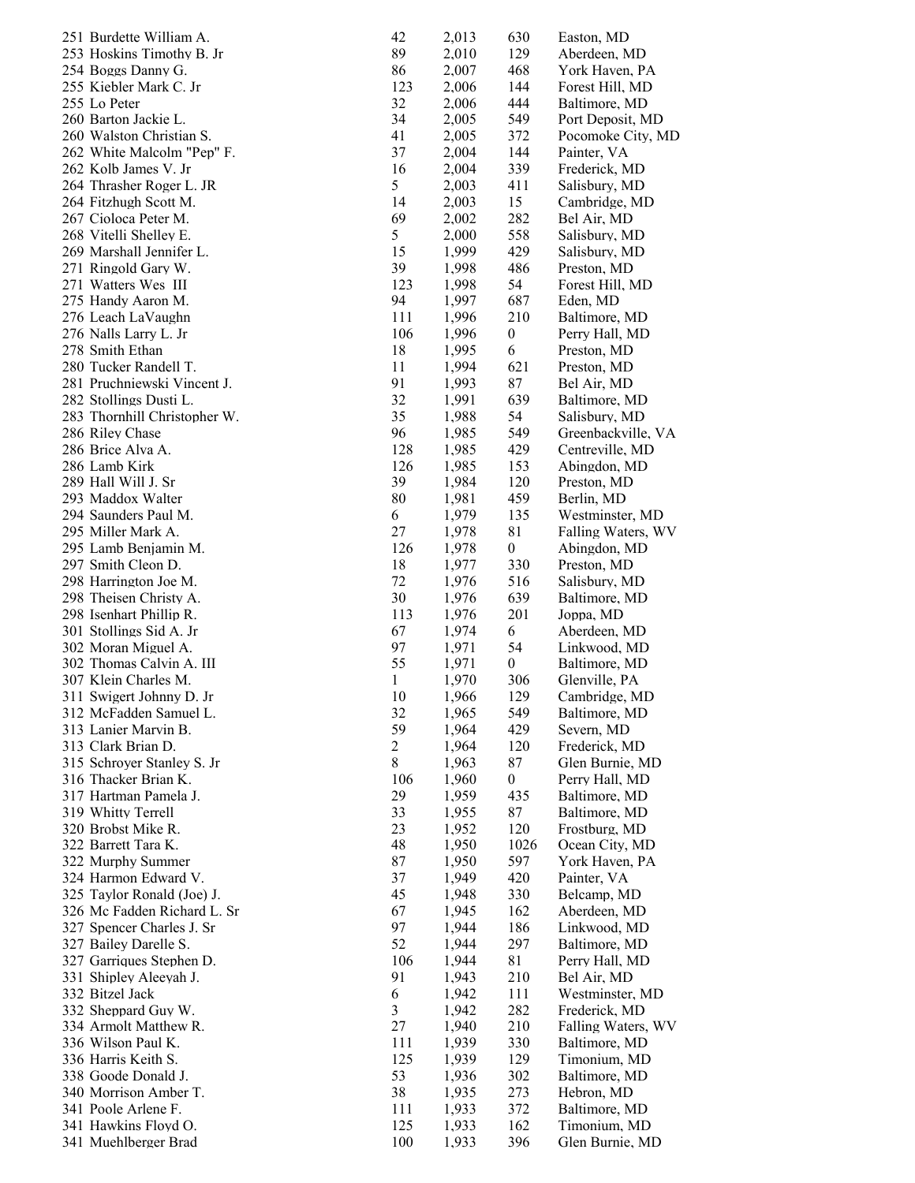| | | | | |
|---|---|---|---|---|
| 251 Burdette William A. | 42 | 2,013 | 630 | Easton, MD |
| 253 Hoskins Timothy B. Jr | 89 | 2,010 | 129 | Aberdeen, MD |
| 254 Boggs Danny G. | 86 | 2,007 | 468 | York Haven, PA |
| 255 Kiebler Mark C. Jr | 123 | 2,006 | 144 | Forest Hill, MD |
| 255 Lo Peter | 32 | 2,006 | 444 | Baltimore, MD |
| 260 Barton Jackie L. | 34 | 2,005 | 549 | Port Deposit, MD |
| 260 Walston Christian S. | 41 | 2,005 | 372 | Pocomoke City, MD |
| 262 White Malcolm "Pep" F. | 37 | 2,004 | 144 | Painter, VA |
| 262 Kolb James V. Jr | 16 | 2,004 | 339 | Frederick, MD |
| 264 Thrasher Roger L. JR | 5 | 2,003 | 411 | Salisbury, MD |
| 264 Fitzhugh Scott M. | 14 | 2,003 | 15 | Cambridge, MD |
| 267 Cioloca Peter M. | 69 | 2,002 | 282 | Bel Air, MD |
| 268 Vitelli Shelley E. | 5 | 2,000 | 558 | Salisbury, MD |
| 269 Marshall Jennifer L. | 15 | 1,999 | 429 | Salisbury, MD |
| 271 Ringold Gary W. | 39 | 1,998 | 486 | Preston, MD |
| 271 Watters Wes III | 123 | 1,998 | 54 | Forest Hill, MD |
| 275 Handy Aaron M. | 94 | 1,997 | 687 | Eden, MD |
| 276 Leach LaVaughn | 111 | 1,996 | 210 | Baltimore, MD |
| 276 Nalls Larry L. Jr | 106 | 1,996 | 0 | Perry Hall, MD |
| 278 Smith Ethan | 18 | 1,995 | 6 | Preston, MD |
| 280 Tucker Randell T. | 11 | 1,994 | 621 | Preston, MD |
| 281 Pruchniewski Vincent J. | 91 | 1,993 | 87 | Bel Air, MD |
| 282 Stollings Dusti L. | 32 | 1,991 | 639 | Baltimore, MD |
| 283 Thornhill Christopher W. | 35 | 1,988 | 54 | Salisbury, MD |
| 286 Riley Chase | 96 | 1,985 | 549 | Greenbackville, VA |
| 286 Brice Alva A. | 128 | 1,985 | 429 | Centreville, MD |
| 286 Lamb Kirk | 126 | 1,985 | 153 | Abingdon, MD |
| 289 Hall Will J. Sr | 39 | 1,984 | 120 | Preston, MD |
| 293 Maddox Walter | 80 | 1,981 | 459 | Berlin, MD |
| 294 Saunders Paul M. | 6 | 1,979 | 135 | Westminster, MD |
| 295 Miller Mark A. | 27 | 1,978 | 81 | Falling Waters, WV |
| 295 Lamb Benjamin M. | 126 | 1,978 | 0 | Abingdon, MD |
| 297 Smith Cleon D. | 18 | 1,977 | 330 | Preston, MD |
| 298 Harrington Joe M. | 72 | 1,976 | 516 | Salisbury, MD |
| 298 Theisen Christy A. | 30 | 1,976 | 639 | Baltimore, MD |
| 298 Isenhart Phillip R. | 113 | 1,976 | 201 | Joppa, MD |
| 301 Stollings Sid A. Jr | 67 | 1,974 | 6 | Aberdeen, MD |
| 302 Moran Miguel A. | 97 | 1,971 | 54 | Linkwood, MD |
| 302 Thomas Calvin A. III | 55 | 1,971 | 0 | Baltimore, MD |
| 307 Klein Charles M. | 1 | 1,970 | 306 | Glenville, PA |
| 311 Swigert Johnny D. Jr | 10 | 1,966 | 129 | Cambridge, MD |
| 312 McFadden Samuel L. | 32 | 1,965 | 549 | Baltimore, MD |
| 313 Lanier Marvin B. | 59 | 1,964 | 429 | Severn, MD |
| 313 Clark Brian D. | 2 | 1,964 | 120 | Frederick, MD |
| 315 Schroyer Stanley S. Jr | 8 | 1,963 | 87 | Glen Burnie, MD |
| 316 Thacker Brian K. | 106 | 1,960 | 0 | Perry Hall, MD |
| 317 Hartman Pamela J. | 29 | 1,959 | 435 | Baltimore, MD |
| 319 Whitty Terrell | 33 | 1,955 | 87 | Baltimore, MD |
| 320 Brobst Mike R. | 23 | 1,952 | 120 | Frostburg, MD |
| 322 Barrett Tara K. | 48 | 1,950 | 1026 | Ocean City, MD |
| 322 Murphy Summer | 87 | 1,950 | 597 | York Haven, PA |
| 324 Harmon Edward V. | 37 | 1,949 | 420 | Painter, VA |
| 325 Taylor Ronald (Joe) J. | 45 | 1,948 | 330 | Belcamp, MD |
| 326 Mc Fadden Richard L. Sr | 67 | 1,945 | 162 | Aberdeen, MD |
| 327 Spencer Charles J. Sr | 97 | 1,944 | 186 | Linkwood, MD |
| 327 Bailey Darelle S. | 52 | 1,944 | 297 | Baltimore, MD |
| 327 Garriques Stephen D. | 106 | 1,944 | 81 | Perry Hall, MD |
| 331 Shipley Aleeyah J. | 91 | 1,943 | 210 | Bel Air, MD |
| 332 Bitzel Jack | 6 | 1,942 | 111 | Westminster, MD |
| 332 Sheppard Guy W. | 3 | 1,942 | 282 | Frederick, MD |
| 334 Armolt Matthew R. | 27 | 1,940 | 210 | Falling Waters, WV |
| 336 Wilson Paul K. | 111 | 1,939 | 330 | Baltimore, MD |
| 336 Harris Keith S. | 125 | 1,939 | 129 | Timonium, MD |
| 338 Goode Donald J. | 53 | 1,936 | 302 | Baltimore, MD |
| 340 Morrison Amber T. | 38 | 1,935 | 273 | Hebron, MD |
| 341 Poole Arlene F. | 111 | 1,933 | 372 | Baltimore, MD |
| 341 Hawkins Floyd O. | 125 | 1,933 | 162 | Timonium, MD |
| 341 Muehlberger Brad | 100 | 1,933 | 396 | Glen Burnie, MD |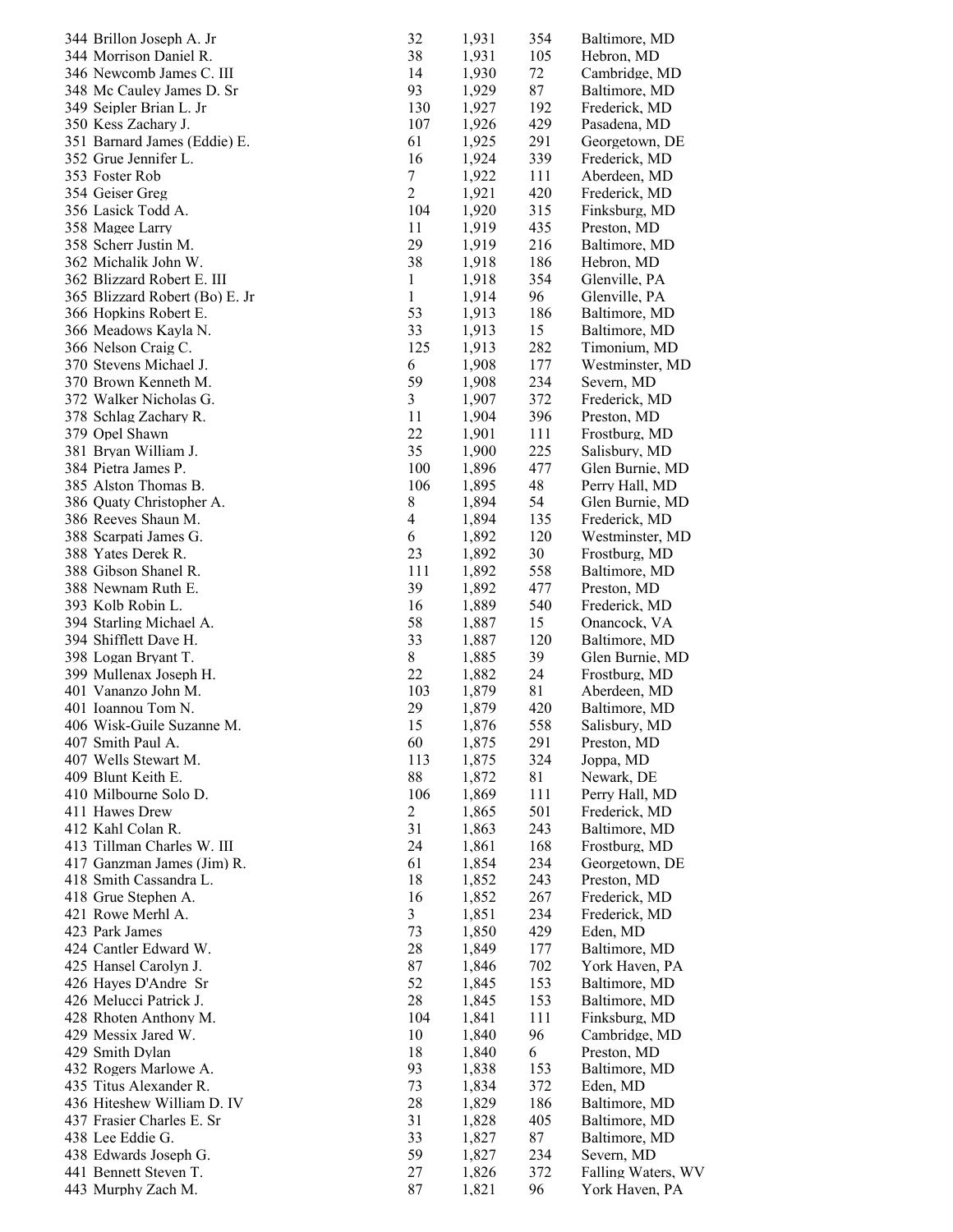| | | | | |
|---|---|---|---|---|
| 344 Brillon Joseph A. Jr | 32 | 1,931 | 354 | Baltimore, MD |
| 344 Morrison Daniel R. | 38 | 1,931 | 105 | Hebron, MD |
| 346 Newcomb James C. III | 14 | 1,930 | 72 | Cambridge, MD |
| 348 Mc Cauley James D. Sr | 93 | 1,929 | 87 | Baltimore, MD |
| 349 Seipler Brian L. Jr | 130 | 1,927 | 192 | Frederick, MD |
| 350 Kess Zachary J. | 107 | 1,926 | 429 | Pasadena, MD |
| 351 Barnard James (Eddie) E. | 61 | 1,925 | 291 | Georgetown, DE |
| 352 Grue Jennifer L. | 16 | 1,924 | 339 | Frederick, MD |
| 353 Foster Rob | 7 | 1,922 | 111 | Aberdeen, MD |
| 354 Geiser Greg | 2 | 1,921 | 420 | Frederick, MD |
| 356 Lasick Todd A. | 104 | 1,920 | 315 | Finksburg, MD |
| 358 Magee Larry | 11 | 1,919 | 435 | Preston, MD |
| 358 Scherr Justin M. | 29 | 1,919 | 216 | Baltimore, MD |
| 362 Michalik John W. | 38 | 1,918 | 186 | Hebron, MD |
| 362 Blizzard Robert E. III | 1 | 1,918 | 354 | Glenville, PA |
| 365 Blizzard Robert (Bo) E. Jr | 1 | 1,914 | 96 | Glenville, PA |
| 366 Hopkins Robert E. | 53 | 1,913 | 186 | Baltimore, MD |
| 366 Meadows Kayla N. | 33 | 1,913 | 15 | Baltimore, MD |
| 366 Nelson Craig C. | 125 | 1,913 | 282 | Timonium, MD |
| 370 Stevens Michael J. | 6 | 1,908 | 177 | Westminster, MD |
| 370 Brown Kenneth M. | 59 | 1,908 | 234 | Severn, MD |
| 372 Walker Nicholas G. | 3 | 1,907 | 372 | Frederick, MD |
| 378 Schlag Zachary R. | 11 | 1,904 | 396 | Preston, MD |
| 379 Opel Shawn | 22 | 1,901 | 111 | Frostburg, MD |
| 381 Bryan William J. | 35 | 1,900 | 225 | Salisbury, MD |
| 384 Pietra James P. | 100 | 1,896 | 477 | Glen Burnie, MD |
| 385 Alston Thomas B. | 106 | 1,895 | 48 | Perry Hall, MD |
| 386 Quaty Christopher A. | 8 | 1,894 | 54 | Glen Burnie, MD |
| 386 Reeves Shaun M. | 4 | 1,894 | 135 | Frederick, MD |
| 388 Scarpati James G. | 6 | 1,892 | 120 | Westminster, MD |
| 388 Yates Derek R. | 23 | 1,892 | 30 | Frostburg, MD |
| 388 Gibson Shanel R. | 111 | 1,892 | 558 | Baltimore, MD |
| 388 Newnam Ruth E. | 39 | 1,892 | 477 | Preston, MD |
| 393 Kolb Robin L. | 16 | 1,889 | 540 | Frederick, MD |
| 394 Starling Michael A. | 58 | 1,887 | 15 | Onancock, VA |
| 394 Shifflett Dave H. | 33 | 1,887 | 120 | Baltimore, MD |
| 398 Logan Bryant T. | 8 | 1,885 | 39 | Glen Burnie, MD |
| 399 Mullenax Joseph H. | 22 | 1,882 | 24 | Frostburg, MD |
| 401 Vananzo John M. | 103 | 1,879 | 81 | Aberdeen, MD |
| 401 Ioannou Tom N. | 29 | 1,879 | 420 | Baltimore, MD |
| 406 Wisk-Guile Suzanne M. | 15 | 1,876 | 558 | Salisbury, MD |
| 407 Smith Paul A. | 60 | 1,875 | 291 | Preston, MD |
| 407 Wells Stewart M. | 113 | 1,875 | 324 | Joppa, MD |
| 409 Blunt Keith E. | 88 | 1,872 | 81 | Newark, DE |
| 410 Milbourne Solo D. | 106 | 1,869 | 111 | Perry Hall, MD |
| 411 Hawes Drew | 2 | 1,865 | 501 | Frederick, MD |
| 412 Kahl Colan R. | 31 | 1,863 | 243 | Baltimore, MD |
| 413 Tillman Charles W. III | 24 | 1,861 | 168 | Frostburg, MD |
| 417 Ganzman James (Jim) R. | 61 | 1,854 | 234 | Georgetown, DE |
| 418 Smith Cassandra L. | 18 | 1,852 | 243 | Preston, MD |
| 418 Grue Stephen A. | 16 | 1,852 | 267 | Frederick, MD |
| 421 Rowe Merhl A. | 3 | 1,851 | 234 | Frederick, MD |
| 423 Park James | 73 | 1,850 | 429 | Eden, MD |
| 424 Cantler Edward W. | 28 | 1,849 | 177 | Baltimore, MD |
| 425 Hansel Carolyn J. | 87 | 1,846 | 702 | York Haven, PA |
| 426 Hayes D'Andre Sr | 52 | 1,845 | 153 | Baltimore, MD |
| 426 Melucci Patrick J. | 28 | 1,845 | 153 | Baltimore, MD |
| 428 Rhoten Anthony M. | 104 | 1,841 | 111 | Finksburg, MD |
| 429 Messix Jared W. | 10 | 1,840 | 96 | Cambridge, MD |
| 429 Smith Dylan | 18 | 1,840 | 6 | Preston, MD |
| 432 Rogers Marlowe A. | 93 | 1,838 | 153 | Baltimore, MD |
| 435 Titus Alexander R. | 73 | 1,834 | 372 | Eden, MD |
| 436 Hiteshew William D. IV | 28 | 1,829 | 186 | Baltimore, MD |
| 437 Frasier Charles E. Sr | 31 | 1,828 | 405 | Baltimore, MD |
| 438 Lee Eddie G. | 33 | 1,827 | 87 | Baltimore, MD |
| 438 Edwards Joseph G. | 59 | 1,827 | 234 | Severn, MD |
| 441 Bennett Steven T. | 27 | 1,826 | 372 | Falling Waters, WV |
| 443 Murphy Zach M. | 87 | 1,821 | 96 | York Haven, PA |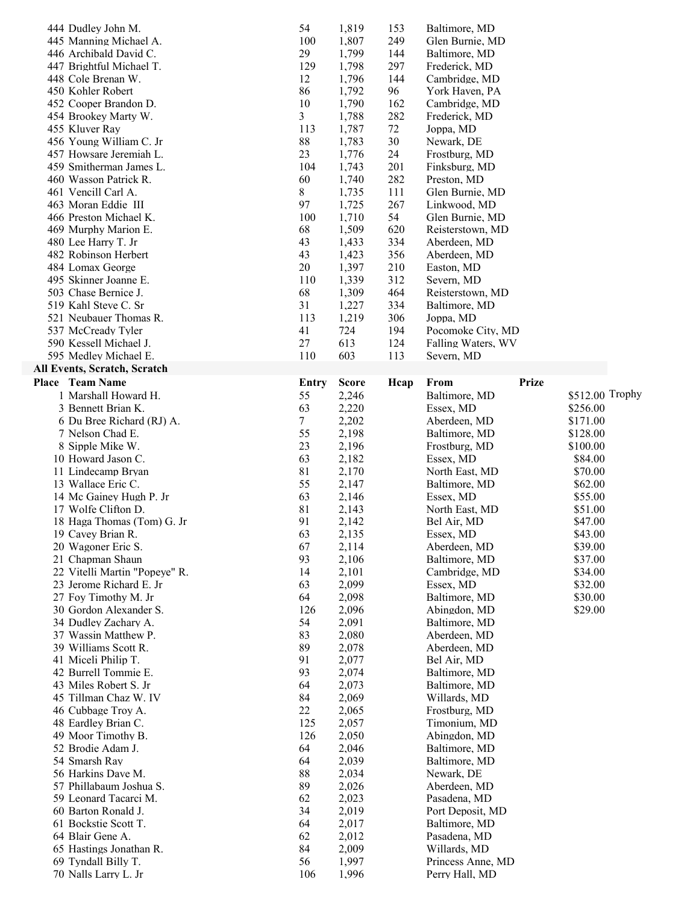| Place | Name | Entry | Score | Hcap | From |
|---|---|---|---|---|---|
| 444 | Dudley John M. | 54 | 1,819 | 153 | Baltimore, MD |
| 445 | Manning Michael A. | 100 | 1,807 | 249 | Glen Burnie, MD |
| 446 | Archibald David C. | 29 | 1,799 | 144 | Baltimore, MD |
| 447 | Brightful Michael T. | 129 | 1,798 | 297 | Frederick, MD |
| 448 | Cole Brenan W. | 12 | 1,796 | 144 | Cambridge, MD |
| 450 | Kohler Robert | 86 | 1,792 | 96 | York Haven, PA |
| 452 | Cooper Brandon D. | 10 | 1,790 | 162 | Cambridge, MD |
| 454 | Brookey Marty W. | 3 | 1,788 | 282 | Frederick, MD |
| 455 | Kluver Ray | 113 | 1,787 | 72 | Joppa, MD |
| 456 | Young William C. Jr | 88 | 1,783 | 30 | Newark, DE |
| 457 | Howsare Jeremiah L. | 23 | 1,776 | 24 | Frostburg, MD |
| 459 | Smitherman James L. | 104 | 1,743 | 201 | Finksburg, MD |
| 460 | Wasson Patrick R. | 60 | 1,740 | 282 | Preston, MD |
| 461 | Vencill Carl A. | 8 | 1,735 | 111 | Glen Burnie, MD |
| 463 | Moran Eddie III | 97 | 1,725 | 267 | Linkwood, MD |
| 466 | Preston Michael K. | 100 | 1,710 | 54 | Glen Burnie, MD |
| 469 | Murphy Marion E. | 68 | 1,509 | 620 | Reisterstown, MD |
| 480 | Lee Harry T. Jr | 43 | 1,433 | 334 | Aberdeen, MD |
| 482 | Robinson Herbert | 43 | 1,423 | 356 | Aberdeen, MD |
| 484 | Lomax George | 20 | 1,397 | 210 | Easton, MD |
| 495 | Skinner Joanne E. | 110 | 1,339 | 312 | Severn, MD |
| 503 | Chase Bernice J. | 68 | 1,309 | 464 | Reisterstown, MD |
| 519 | Kahl Steve C. Sr | 31 | 1,227 | 334 | Baltimore, MD |
| 521 | Neubauer Thomas R. | 113 | 1,219 | 306 | Joppa, MD |
| 537 | McCready Tyler | 41 | 724 | 194 | Pocomoke City, MD |
| 590 | Kessell Michael J. | 27 | 613 | 124 | Falling Waters, WV |
| 595 | Medley Michael E. | 110 | 603 | 113 | Severn, MD |

**All Events, Scratch, Scratch**

| Place | Team Name | Entry | Score | Hcap | From | Prize | |
|---|---|---|---|---|---|---|---|
| 1 | Marshall Howard H. | 55 | 2,246 | | Baltimore, MD | $512.00 | Trophy |
| 3 | Bennett Brian K. | 63 | 2,220 | | Essex, MD | $256.00 | |
| 6 | Du Bree Richard (RJ) A. | 7 | 2,202 | | Aberdeen, MD | $171.00 | |
| 7 | Nelson Chad E. | 55 | 2,198 | | Baltimore, MD | $128.00 | |
| 8 | Sipple Mike W. | 23 | 2,196 | | Frostburg, MD | $100.00 | |
| 10 | Howard Jason C. | 63 | 2,182 | | Essex, MD | $84.00 | |
| 11 | Lindecamp Bryan | 81 | 2,170 | | North East, MD | $70.00 | |
| 13 | Wallace Eric C. | 55 | 2,147 | | Baltimore, MD | $62.00 | |
| 14 | Mc Gainey Hugh P. Jr | 63 | 2,146 | | Essex, MD | $55.00 | |
| 17 | Wolfe Clifton D. | 81 | 2,143 | | North East, MD | $51.00 | |
| 18 | Haga Thomas (Tom) G. Jr | 91 | 2,142 | | Bel Air, MD | $47.00 | |
| 19 | Cavey Brian R. | 63 | 2,135 | | Essex, MD | $43.00 | |
| 20 | Wagoner Eric S. | 67 | 2,114 | | Aberdeen, MD | $39.00 | |
| 21 | Chapman Shaun | 93 | 2,106 | | Baltimore, MD | $37.00 | |
| 22 | Vitelli Martin "Popeye" R. | 14 | 2,101 | | Cambridge, MD | $34.00 | |
| 23 | Jerome Richard E. Jr | 63 | 2,099 | | Essex, MD | $32.00 | |
| 27 | Foy Timothy M. Jr | 64 | 2,098 | | Baltimore, MD | $30.00 | |
| 30 | Gordon Alexander S. | 126 | 2,096 | | Abingdon, MD | $29.00 | |
| 34 | Dudley Zachary A. | 54 | 2,091 | | Baltimore, MD | | |
| 37 | Wassin Matthew P. | 83 | 2,080 | | Aberdeen, MD | | |
| 39 | Williams Scott R. | 89 | 2,078 | | Aberdeen, MD | | |
| 41 | Miceli Philip T. | 91 | 2,077 | | Bel Air, MD | | |
| 42 | Burrell Tommie E. | 93 | 2,074 | | Baltimore, MD | | |
| 43 | Miles Robert S. Jr | 64 | 2,073 | | Baltimore, MD | | |
| 45 | Tillman Chaz W. IV | 84 | 2,069 | | Willards, MD | | |
| 46 | Cubbage Troy A. | 22 | 2,065 | | Frostburg, MD | | |
| 48 | Eardley Brian C. | 125 | 2,057 | | Timonium, MD | | |
| 49 | Moor Timothy B. | 126 | 2,050 | | Abingdon, MD | | |
| 52 | Brodie Adam J. | 64 | 2,046 | | Baltimore, MD | | |
| 54 | Smarsh Ray | 64 | 2,039 | | Baltimore, MD | | |
| 56 | Harkins Dave M. | 88 | 2,034 | | Newark, DE | | |
| 57 | Phillabaum Joshua S. | 89 | 2,026 | | Aberdeen, MD | | |
| 59 | Leonard Tacarci M. | 62 | 2,023 | | Pasadena, MD | | |
| 60 | Barton Ronald J. | 34 | 2,019 | | Port Deposit, MD | | |
| 61 | Bockstie Scott T. | 64 | 2,017 | | Baltimore, MD | | |
| 64 | Blair Gene A. | 62 | 2,012 | | Pasadena, MD | | |
| 65 | Hastings Jonathan R. | 84 | 2,009 | | Willards, MD | | |
| 69 | Tyndall Billy T. | 56 | 1,997 | | Princess Anne, MD | | |
| 70 | Nalls Larry L. Jr | 106 | 1,996 | | Perry Hall, MD | | |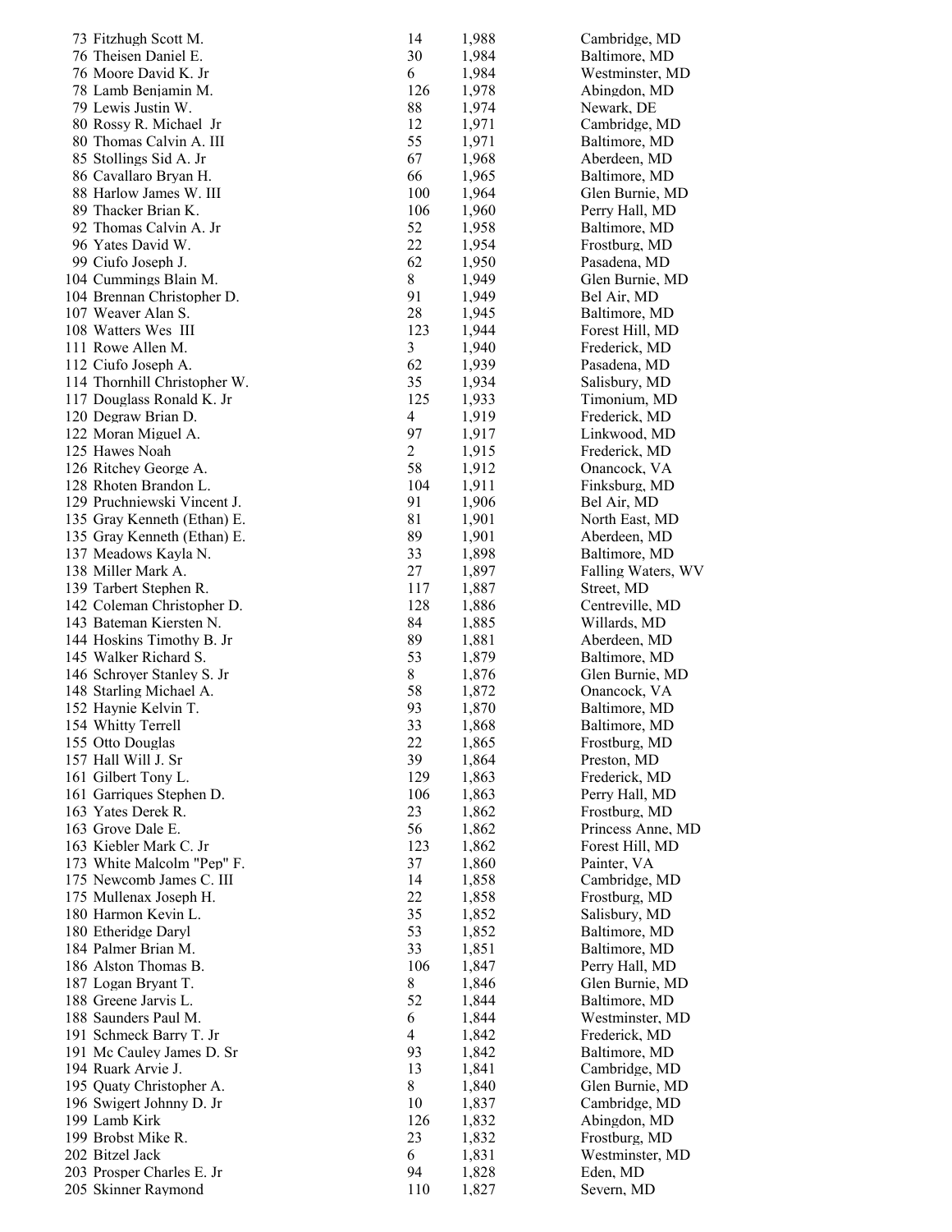| | | | |
|---|---|---|---|
| 73 Fitzhugh Scott M. | 14 | 1,988 | Cambridge, MD |
| 76 Theisen Daniel E. | 30 | 1,984 | Baltimore, MD |
| 76 Moore David K. Jr | 6 | 1,984 | Westminster, MD |
| 78 Lamb Benjamin M. | 126 | 1,978 | Abingdon, MD |
| 79 Lewis Justin W. | 88 | 1,974 | Newark, DE |
| 80 Rossy R. Michael Jr | 12 | 1,971 | Cambridge, MD |
| 80 Thomas Calvin A. III | 55 | 1,971 | Baltimore, MD |
| 85 Stollings Sid A. Jr | 67 | 1,968 | Aberdeen, MD |
| 86 Cavallaro Bryan H. | 66 | 1,965 | Baltimore, MD |
| 88 Harlow James W. III | 100 | 1,964 | Glen Burnie, MD |
| 89 Thacker Brian K. | 106 | 1,960 | Perry Hall, MD |
| 92 Thomas Calvin A. Jr | 52 | 1,958 | Baltimore, MD |
| 96 Yates David W. | 22 | 1,954 | Frostburg, MD |
| 99 Ciufo Joseph J. | 62 | 1,950 | Pasadena, MD |
| 104 Cummings Blain M. | 8 | 1,949 | Glen Burnie, MD |
| 104 Brennan Christopher D. | 91 | 1,949 | Bel Air, MD |
| 107 Weaver Alan S. | 28 | 1,945 | Baltimore, MD |
| 108 Watters Wes III | 123 | 1,944 | Forest Hill, MD |
| 111 Rowe Allen M. | 3 | 1,940 | Frederick, MD |
| 112 Ciufo Joseph A. | 62 | 1,939 | Pasadena, MD |
| 114 Thornhill Christopher W. | 35 | 1,934 | Salisbury, MD |
| 117 Douglass Ronald K. Jr | 125 | 1,933 | Timonium, MD |
| 120 Degraw Brian D. | 4 | 1,919 | Frederick, MD |
| 122 Moran Miguel A. | 97 | 1,917 | Linkwood, MD |
| 125 Hawes Noah | 2 | 1,915 | Frederick, MD |
| 126 Ritchey George A. | 58 | 1,912 | Onancock, VA |
| 128 Rhoten Brandon L. | 104 | 1,911 | Finksburg, MD |
| 129 Pruchniewski Vincent J. | 91 | 1,906 | Bel Air, MD |
| 135 Gray Kenneth (Ethan) E. | 81 | 1,901 | North East, MD |
| 135 Gray Kenneth (Ethan) E. | 89 | 1,901 | Aberdeen, MD |
| 137 Meadows Kayla N. | 33 | 1,898 | Baltimore, MD |
| 138 Miller Mark A. | 27 | 1,897 | Falling Waters, WV |
| 139 Tarbert Stephen R. | 117 | 1,887 | Street, MD |
| 142 Coleman Christopher D. | 128 | 1,886 | Centreville, MD |
| 143 Bateman Kiersten N. | 84 | 1,885 | Willards, MD |
| 144 Hoskins Timothy B. Jr | 89 | 1,881 | Aberdeen, MD |
| 145 Walker Richard S. | 53 | 1,879 | Baltimore, MD |
| 146 Schroyer Stanley S. Jr | 8 | 1,876 | Glen Burnie, MD |
| 148 Starling Michael A. | 58 | 1,872 | Onancock, VA |
| 152 Haynie Kelvin T. | 93 | 1,870 | Baltimore, MD |
| 154 Whitty Terrell | 33 | 1,868 | Baltimore, MD |
| 155 Otto Douglas | 22 | 1,865 | Frostburg, MD |
| 157 Hall Will J. Sr | 39 | 1,864 | Preston, MD |
| 161 Gilbert Tony L. | 129 | 1,863 | Frederick, MD |
| 161 Garriques Stephen D. | 106 | 1,863 | Perry Hall, MD |
| 163 Yates Derek R. | 23 | 1,862 | Frostburg, MD |
| 163 Grove Dale E. | 56 | 1,862 | Princess Anne, MD |
| 163 Kiebler Mark C. Jr | 123 | 1,862 | Forest Hill, MD |
| 173 White Malcolm "Pep" F. | 37 | 1,860 | Painter, VA |
| 175 Newcomb James C. III | 14 | 1,858 | Cambridge, MD |
| 175 Mullenax Joseph H. | 22 | 1,858 | Frostburg, MD |
| 180 Harmon Kevin L. | 35 | 1,852 | Salisbury, MD |
| 180 Etheridge Daryl | 53 | 1,852 | Baltimore, MD |
| 184 Palmer Brian M. | 33 | 1,851 | Baltimore, MD |
| 186 Alston Thomas B. | 106 | 1,847 | Perry Hall, MD |
| 187 Logan Bryant T. | 8 | 1,846 | Glen Burnie, MD |
| 188 Greene Jarvis L. | 52 | 1,844 | Baltimore, MD |
| 188 Saunders Paul M. | 6 | 1,844 | Westminster, MD |
| 191 Schmeck Barry T. Jr | 4 | 1,842 | Frederick, MD |
| 191 Mc Cauley James D. Sr | 93 | 1,842 | Baltimore, MD |
| 194 Ruark Arvie J. | 13 | 1,841 | Cambridge, MD |
| 195 Quaty Christopher A. | 8 | 1,840 | Glen Burnie, MD |
| 196 Swigert Johnny D. Jr | 10 | 1,837 | Cambridge, MD |
| 199 Lamb Kirk | 126 | 1,832 | Abingdon, MD |
| 199 Brobst Mike R. | 23 | 1,832 | Frostburg, MD |
| 202 Bitzel Jack | 6 | 1,831 | Westminster, MD |
| 203 Prosper Charles E. Jr | 94 | 1,828 | Eden, MD |
| 205 Skinner Raymond | 110 | 1,827 | Severn, MD |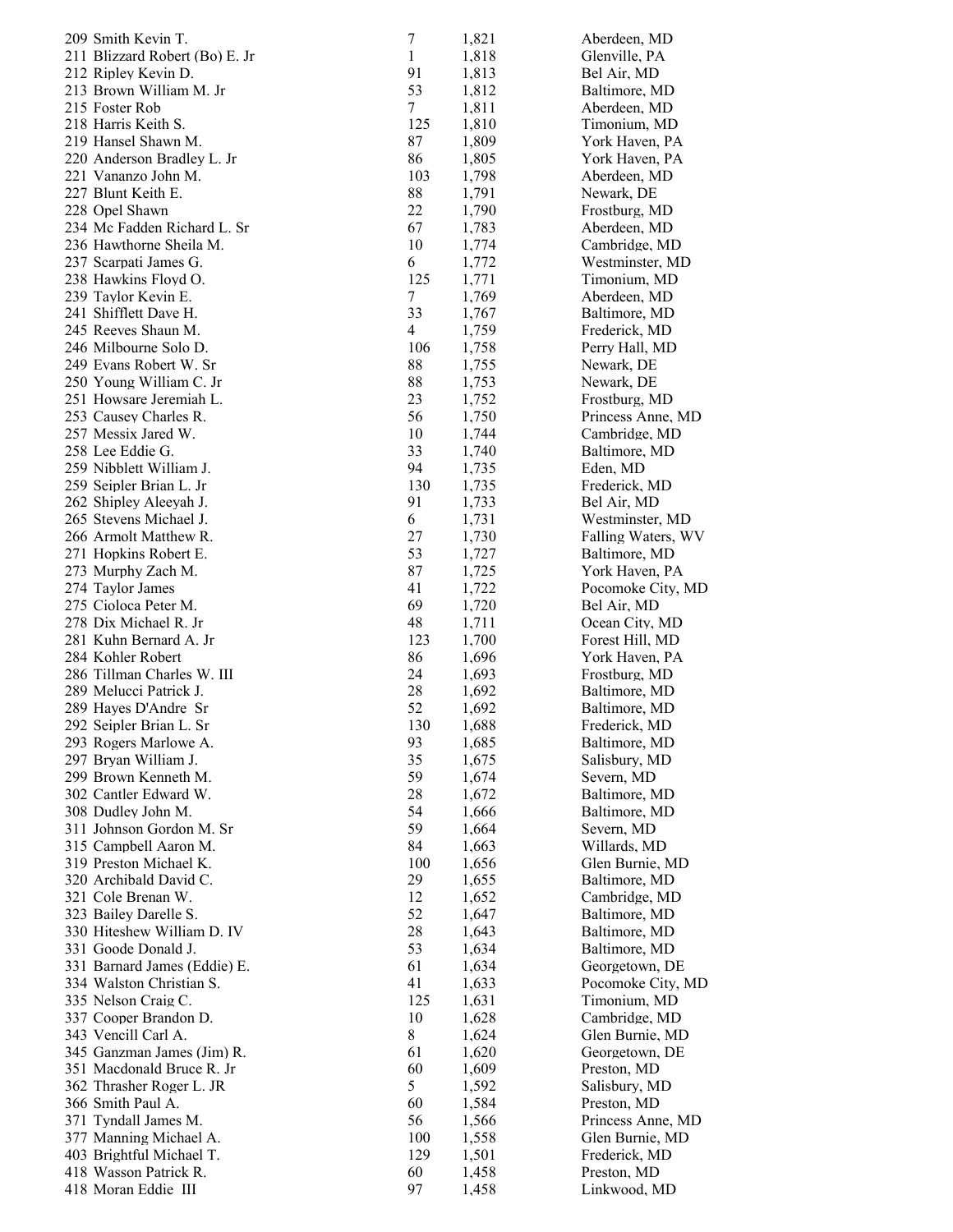| | | | |
|---|---|---|---|
| 209 Smith Kevin T. | 7 | 1,821 | Aberdeen, MD |
| 211 Blizzard Robert (Bo) E. Jr | 1 | 1,818 | Glenville, PA |
| 212 Ripley Kevin D. | 91 | 1,813 | Bel Air, MD |
| 213 Brown William M. Jr | 53 | 1,812 | Baltimore, MD |
| 215 Foster Rob | 7 | 1,811 | Aberdeen, MD |
| 218 Harris Keith S. | 125 | 1,810 | Timonium, MD |
| 219 Hansel Shawn M. | 87 | 1,809 | York Haven, PA |
| 220 Anderson Bradley L. Jr | 86 | 1,805 | York Haven, PA |
| 221 Vananzo John M. | 103 | 1,798 | Aberdeen, MD |
| 227 Blunt Keith E. | 88 | 1,791 | Newark, DE |
| 228 Opel Shawn | 22 | 1,790 | Frostburg, MD |
| 234 Mc Fadden Richard L. Sr | 67 | 1,783 | Aberdeen, MD |
| 236 Hawthorne Sheila M. | 10 | 1,774 | Cambridge, MD |
| 237 Scarpati James G. | 6 | 1,772 | Westminster, MD |
| 238 Hawkins Floyd O. | 125 | 1,771 | Timonium, MD |
| 239 Taylor Kevin E. | 7 | 1,769 | Aberdeen, MD |
| 241 Shifflett Dave H. | 33 | 1,767 | Baltimore, MD |
| 245 Reeves Shaun M. | 4 | 1,759 | Frederick, MD |
| 246 Milbourne Solo D. | 106 | 1,758 | Perry Hall, MD |
| 249 Evans Robert W. Sr | 88 | 1,755 | Newark, DE |
| 250 Young William C. Jr | 88 | 1,753 | Newark, DE |
| 251 Howsare Jeremiah L. | 23 | 1,752 | Frostburg, MD |
| 253 Causey Charles R. | 56 | 1,750 | Princess Anne, MD |
| 257 Messix Jared W. | 10 | 1,744 | Cambridge, MD |
| 258 Lee Eddie G. | 33 | 1,740 | Baltimore, MD |
| 259 Nibblett William J. | 94 | 1,735 | Eden, MD |
| 259 Seipler Brian L. Jr | 130 | 1,735 | Frederick, MD |
| 262 Shipley Aleeyah J. | 91 | 1,733 | Bel Air, MD |
| 265 Stevens Michael J. | 6 | 1,731 | Westminster, MD |
| 266 Armolt Matthew R. | 27 | 1,730 | Falling Waters, WV |
| 271 Hopkins Robert E. | 53 | 1,727 | Baltimore, MD |
| 273 Murphy Zach M. | 87 | 1,725 | York Haven, PA |
| 274 Taylor James | 41 | 1,722 | Pocomoke City, MD |
| 275 Cioloca Peter M. | 69 | 1,720 | Bel Air, MD |
| 278 Dix Michael R. Jr | 48 | 1,711 | Ocean City, MD |
| 281 Kuhn Bernard A. Jr | 123 | 1,700 | Forest Hill, MD |
| 284 Kohler Robert | 86 | 1,696 | York Haven, PA |
| 286 Tillman Charles W. III | 24 | 1,693 | Frostburg, MD |
| 289 Melucci Patrick J. | 28 | 1,692 | Baltimore, MD |
| 289 Hayes D'Andre Sr | 52 | 1,692 | Baltimore, MD |
| 292 Seipler Brian L. Sr | 130 | 1,688 | Frederick, MD |
| 293 Rogers Marlowe A. | 93 | 1,685 | Baltimore, MD |
| 297 Bryan William J. | 35 | 1,675 | Salisbury, MD |
| 299 Brown Kenneth M. | 59 | 1,674 | Severn, MD |
| 302 Cantler Edward W. | 28 | 1,672 | Baltimore, MD |
| 308 Dudley John M. | 54 | 1,666 | Baltimore, MD |
| 311 Johnson Gordon M. Sr | 59 | 1,664 | Severn, MD |
| 315 Campbell Aaron M. | 84 | 1,663 | Willards, MD |
| 319 Preston Michael K. | 100 | 1,656 | Glen Burnie, MD |
| 320 Archibald David C. | 29 | 1,655 | Baltimore, MD |
| 321 Cole Brenan W. | 12 | 1,652 | Cambridge, MD |
| 323 Bailey Darelle S. | 52 | 1,647 | Baltimore, MD |
| 330 Hiteshew William D. IV | 28 | 1,643 | Baltimore, MD |
| 331 Goode Donald J. | 53 | 1,634 | Baltimore, MD |
| 331 Barnard James (Eddie) E. | 61 | 1,634 | Georgetown, DE |
| 334 Walston Christian S. | 41 | 1,633 | Pocomoke City, MD |
| 335 Nelson Craig C. | 125 | 1,631 | Timonium, MD |
| 337 Cooper Brandon D. | 10 | 1,628 | Cambridge, MD |
| 343 Vencill Carl A. | 8 | 1,624 | Glen Burnie, MD |
| 345 Ganzman James (Jim) R. | 61 | 1,620 | Georgetown, DE |
| 351 Macdonald Bruce R. Jr | 60 | 1,609 | Preston, MD |
| 362 Thrasher Roger L. JR | 5 | 1,592 | Salisbury, MD |
| 366 Smith Paul A. | 60 | 1,584 | Preston, MD |
| 371 Tyndall James M. | 56 | 1,566 | Princess Anne, MD |
| 377 Manning Michael A. | 100 | 1,558 | Glen Burnie, MD |
| 403 Brightful Michael T. | 129 | 1,501 | Frederick, MD |
| 418 Wasson Patrick R. | 60 | 1,458 | Preston, MD |
| 418 Moran Eddie III | 97 | 1,458 | Linkwood, MD |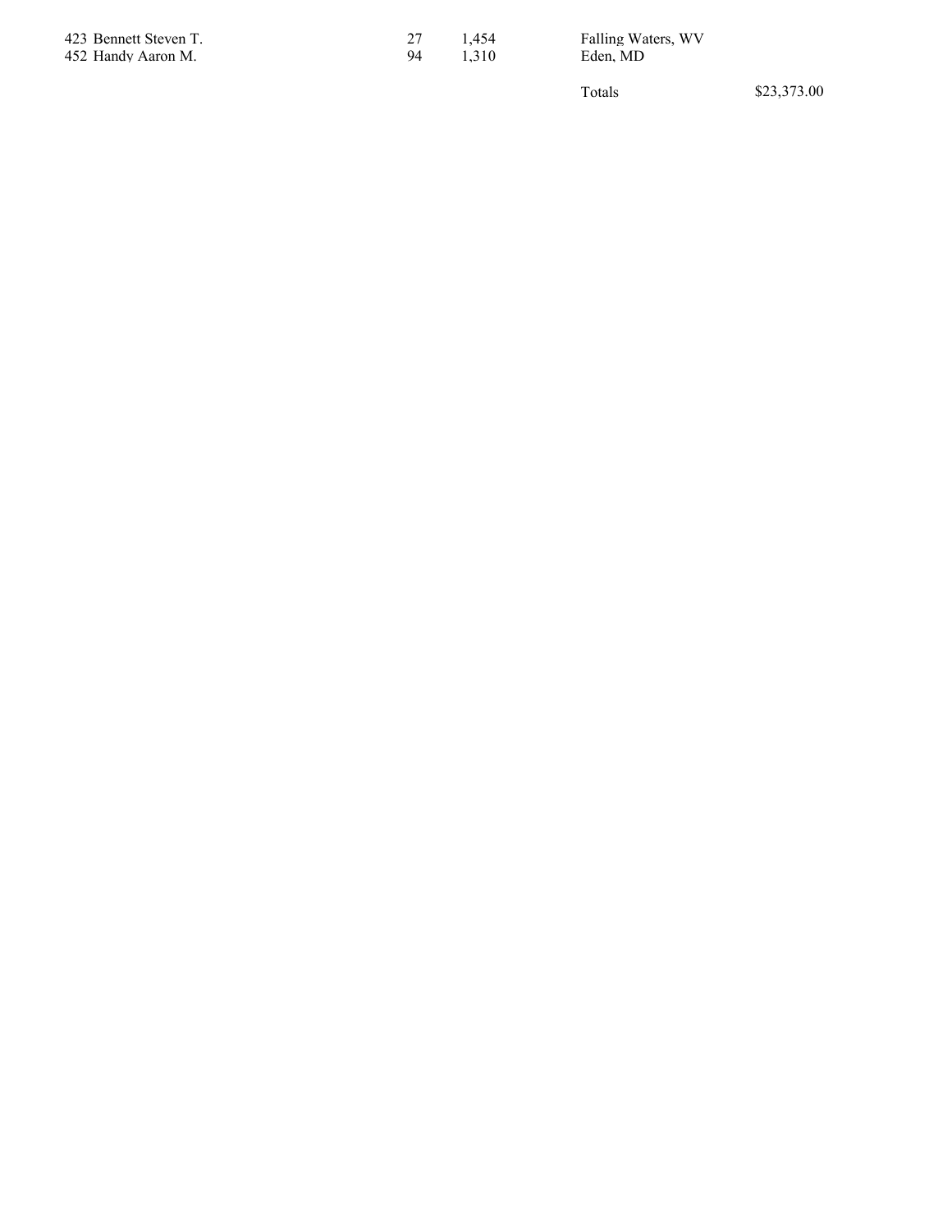| | | | | | |
|---|---|---|---|---|---|
| 423 | Bennett Steven T. | 27 | 1,454 | Falling Waters, WV | |
| 452 | Handy Aaron M. | 94 | 1,310 | Eden, MD | |
| | | | | Totals | $23,373.00 |